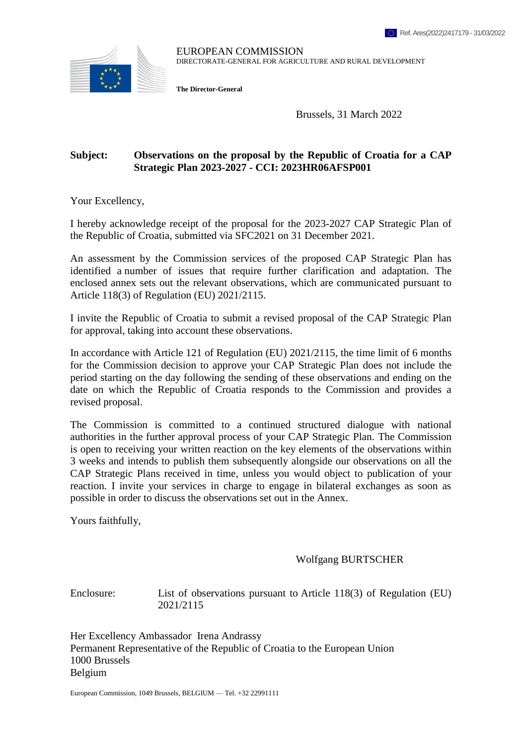Ref. Ares(2022)2417179 - 31/03/2022

EUROPEAN COMMISSION
DIRECTORATE-GENERAL FOR AGRICULTURE AND RURAL DEVELOPMENT

**The Director-General**

Brussels, 31 March 2022

**Subject: Observations on the proposal by the Republic of Croatia for a CAP Strategic Plan 2023-2027 - CCI: 2023HR06AFSP001**

Your Excellency,

I hereby acknowledge receipt of the proposal for the 2023-2027 CAP Strategic Plan of the Republic of Croatia, submitted via SFC2021 on 31 December 2021.

An assessment by the Commission services of the proposed CAP Strategic Plan has identified a number of issues that require further clarification and adaptation. The enclosed annex sets out the relevant observations, which are communicated pursuant to Article 118(3) of Regulation (EU) 2021/2115.

I invite the Republic of Croatia to submit a revised proposal of the CAP Strategic Plan for approval, taking into account these observations.

In accordance with Article 121 of Regulation (EU) 2021/2115, the time limit of 6 months for the Commission decision to approve your CAP Strategic Plan does not include the period starting on the day following the sending of these observations and ending on the date on which the Republic of Croatia responds to the Commission and provides a revised proposal.

The Commission is committed to a continued structured dialogue with national authorities in the further approval process of your CAP Strategic Plan. The Commission is open to receiving your written reaction on the key elements of the observations within 3 weeks and intends to publish them subsequently alongside our observations on all the CAP Strategic Plans received in time, unless you would object to publication of your reaction. I invite your services in charge to engage in bilateral exchanges as soon as possible in order to discuss the observations set out in the Annex.

Yours faithfully,

Wolfgang BURTSCHER

Enclosure: List of observations pursuant to Article 118(3) of Regulation (EU) 2021/2115

Her Excellency Ambassador Irena Andrassy
Permanent Representative of the Republic of Croatia to the European Union
1000 Brussels
Belgium

European Commission, 1049 Brussels, BELGIUM — Tel. +32 22991111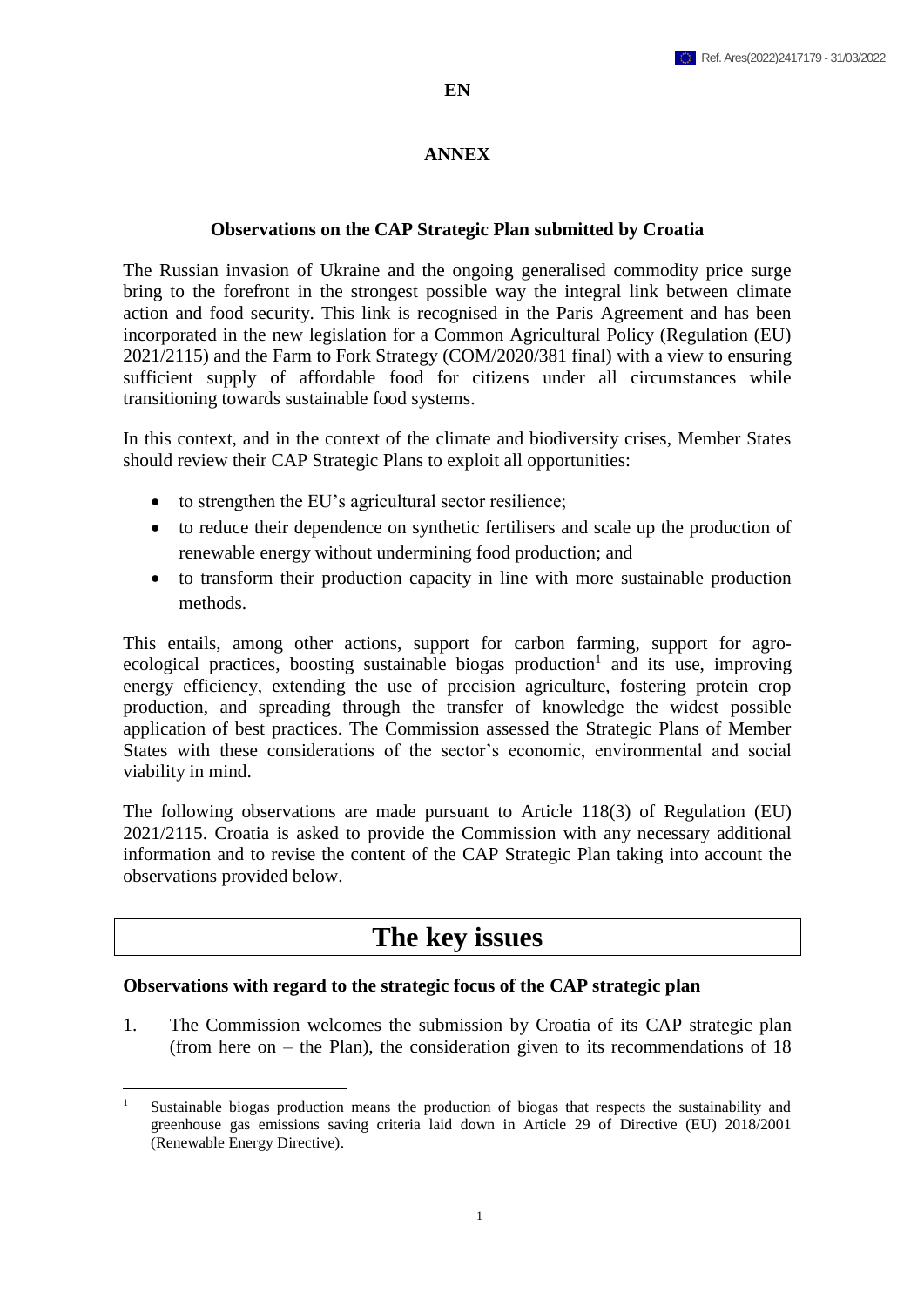**EN**

**ANNEX**

**Observations on the CAP Strategic Plan submitted by Croatia**

The Russian invasion of Ukraine and the ongoing generalised commodity price surge bring to the forefront in the strongest possible way the integral link between climate action and food security. This link is recognised in the Paris Agreement and has been incorporated in the new legislation for a Common Agricultural Policy (Regulation (EU) 2021/2115) and the Farm to Fork Strategy (COM/2020/381 final) with a view to ensuring sufficient supply of affordable food for citizens under all circumstances while transitioning towards sustainable food systems.

In this context, and in the context of the climate and biodiversity crises, Member States should review their CAP Strategic Plans to exploit all opportunities:

- to strengthen the EU's agricultural sector resilience;
- to reduce their dependence on synthetic fertilisers and scale up the production of renewable energy without undermining food production; and
- to transform their production capacity in line with more sustainable production methods.

This entails, among other actions, support for carbon farming, support for agro-ecological practices, boosting sustainable biogas production[1] and its use, improving energy efficiency, extending the use of precision agriculture, fostering protein crop production, and spreading through the transfer of knowledge the widest possible application of best practices. The Commission assessed the Strategic Plans of Member States with these considerations of the sector's economic, environmental and social viability in mind.

The following observations are made pursuant to Article 118(3) of Regulation (EU) 2021/2115. Croatia is asked to provide the Commission with any necessary additional information and to revise the content of the CAP Strategic Plan taking into account the observations provided below.

# The key issues

**Observations with regard to the strategic focus of the CAP strategic plan**

1. The Commission welcomes the submission by Croatia of its CAP strategic plan (from here on – the Plan), the consideration given to its recommendations of 18

[1] Sustainable biogas production means the production of biogas that respects the sustainability and greenhouse gas emissions saving criteria laid down in Article 29 of Directive (EU) 2018/2001 (Renewable Energy Directive).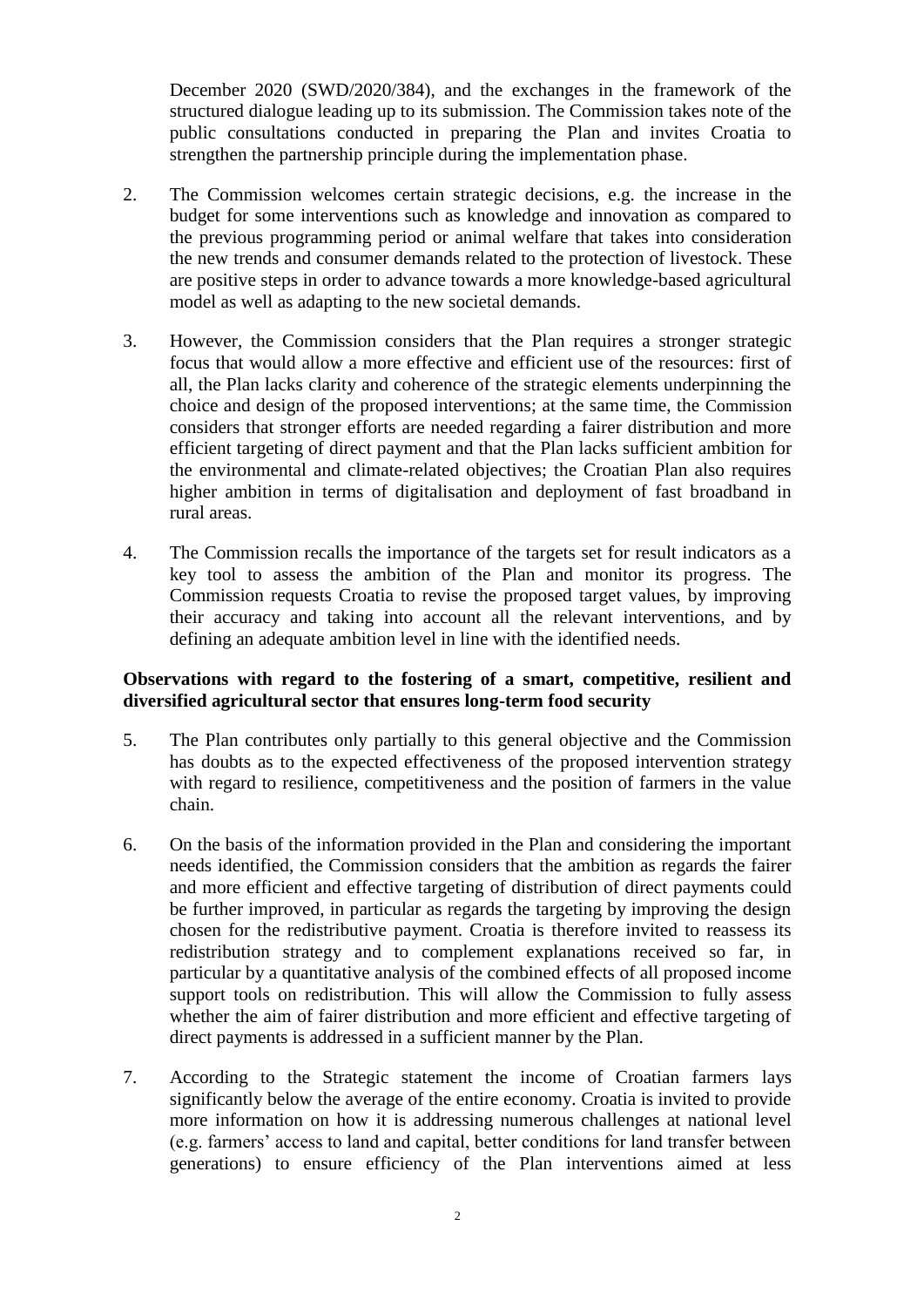December 2020 (SWD/2020/384), and the exchanges in the framework of the structured dialogue leading up to its submission. The Commission takes note of the public consultations conducted in preparing the Plan and invites Croatia to strengthen the partnership principle during the implementation phase.

2. The Commission welcomes certain strategic decisions, e.g. the increase in the budget for some interventions such as knowledge and innovation as compared to the previous programming period or animal welfare that takes into consideration the new trends and consumer demands related to the protection of livestock. These are positive steps in order to advance towards a more knowledge-based agricultural model as well as adapting to the new societal demands.

3. However, the Commission considers that the Plan requires a stronger strategic focus that would allow a more effective and efficient use of the resources: first of all, the Plan lacks clarity and coherence of the strategic elements underpinning the choice and design of the proposed interventions; at the same time, the Commission considers that stronger efforts are needed regarding a fairer distribution and more efficient targeting of direct payment and that the Plan lacks sufficient ambition for the environmental and climate-related objectives; the Croatian Plan also requires higher ambition in terms of digitalisation and deployment of fast broadband in rural areas.

4. The Commission recalls the importance of the targets set for result indicators as a key tool to assess the ambition of the Plan and monitor its progress. The Commission requests Croatia to revise the proposed target values, by improving their accuracy and taking into account all the relevant interventions, and by defining an adequate ambition level in line with the identified needs.

**Observations with regard to the fostering of a smart, competitive, resilient and diversified agricultural sector that ensures long-term food security**

5. The Plan contributes only partially to this general objective and the Commission has doubts as to the expected effectiveness of the proposed intervention strategy with regard to resilience, competitiveness and the position of farmers in the value chain.

6. On the basis of the information provided in the Plan and considering the important needs identified, the Commission considers that the ambition as regards the fairer and more efficient and effective targeting of distribution of direct payments could be further improved, in particular as regards the targeting by improving the design chosen for the redistributive payment. Croatia is therefore invited to reassess its redistribution strategy and to complement explanations received so far, in particular by a quantitative analysis of the combined effects of all proposed income support tools on redistribution. This will allow the Commission to fully assess whether the aim of fairer distribution and more efficient and effective targeting of direct payments is addressed in a sufficient manner by the Plan.

7. According to the Strategic statement the income of Croatian farmers lays significantly below the average of the entire economy. Croatia is invited to provide more information on how it is addressing numerous challenges at national level (e.g. farmers' access to land and capital, better conditions for land transfer between generations) to ensure efficiency of the Plan interventions aimed at less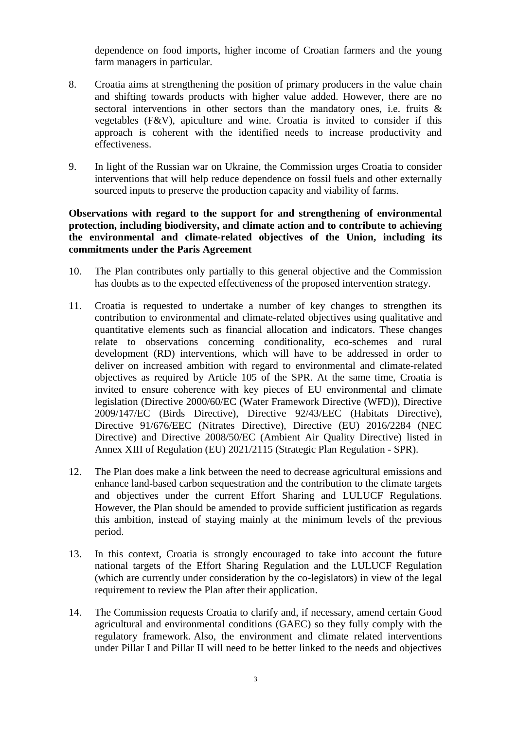dependence on food imports, higher income of Croatian farmers and the young farm managers in particular.

8. Croatia aims at strengthening the position of primary producers in the value chain and shifting towards products with higher value added. However, there are no sectoral interventions in other sectors than the mandatory ones, i.e. fruits & vegetables (F&V), apiculture and wine. Croatia is invited to consider if this approach is coherent with the identified needs to increase productivity and effectiveness.

9. In light of the Russian war on Ukraine, the Commission urges Croatia to consider interventions that will help reduce dependence on fossil fuels and other externally sourced inputs to preserve the production capacity and viability of farms.

**Observations with regard to the support for and strengthening of environmental protection, including biodiversity, and climate action and to contribute to achieving the environmental and climate-related objectives of the Union, including its commitments under the Paris Agreement**

10. The Plan contributes only partially to this general objective and the Commission has doubts as to the expected effectiveness of the proposed intervention strategy.

11. Croatia is requested to undertake a number of key changes to strengthen its contribution to environmental and climate-related objectives using qualitative and quantitative elements such as financial allocation and indicators. These changes relate to observations concerning conditionality, eco-schemes and rural development (RD) interventions, which will have to be addressed in order to deliver on increased ambition with regard to environmental and climate-related objectives as required by Article 105 of the SPR. At the same time, Croatia is invited to ensure coherence with key pieces of EU environmental and climate legislation (Directive 2000/60/EC (Water Framework Directive (WFD)), Directive 2009/147/EC (Birds Directive), Directive 92/43/EEC (Habitats Directive), Directive 91/676/EEC (Nitrates Directive), Directive (EU) 2016/2284 (NEC Directive) and Directive 2008/50/EC (Ambient Air Quality Directive) listed in Annex XIII of Regulation (EU) 2021/2115 (Strategic Plan Regulation - SPR).

12. The Plan does make a link between the need to decrease agricultural emissions and enhance land-based carbon sequestration and the contribution to the climate targets and objectives under the current Effort Sharing and LULUCF Regulations. However, the Plan should be amended to provide sufficient justification as regards this ambition, instead of staying mainly at the minimum levels of the previous period.

13. In this context, Croatia is strongly encouraged to take into account the future national targets of the Effort Sharing Regulation and the LULUCF Regulation (which are currently under consideration by the co-legislators) in view of the legal requirement to review the Plan after their application.

14. The Commission requests Croatia to clarify and, if necessary, amend certain Good agricultural and environmental conditions (GAEC) so they fully comply with the regulatory framework. Also, the environment and climate related interventions under Pillar I and Pillar II will need to be better linked to the needs and objectives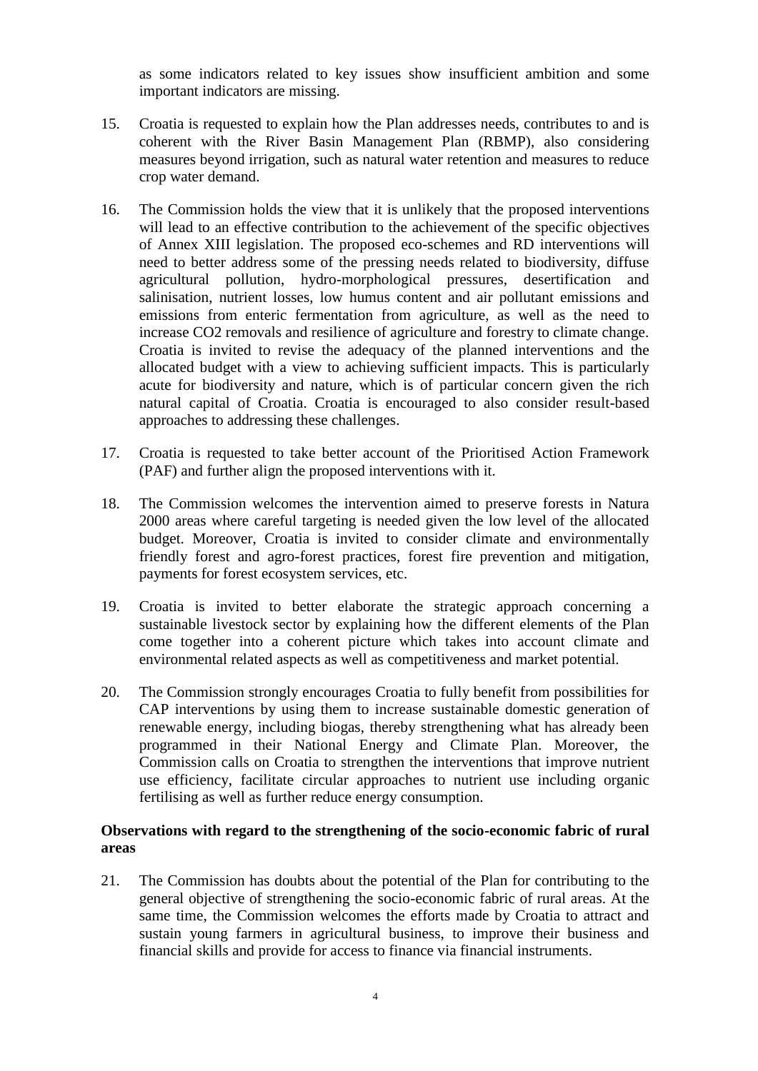as some indicators related to key issues show insufficient ambition and some important indicators are missing.

15. Croatia is requested to explain how the Plan addresses needs, contributes to and is coherent with the River Basin Management Plan (RBMP), also considering measures beyond irrigation, such as natural water retention and measures to reduce crop water demand.

16. The Commission holds the view that it is unlikely that the proposed interventions will lead to an effective contribution to the achievement of the specific objectives of Annex XIII legislation. The proposed eco-schemes and RD interventions will need to better address some of the pressing needs related to biodiversity, diffuse agricultural pollution, hydro-morphological pressures, desertification and salinisation, nutrient losses, low humus content and air pollutant emissions and emissions from enteric fermentation from agriculture, as well as the need to increase CO2 removals and resilience of agriculture and forestry to climate change. Croatia is invited to revise the adequacy of the planned interventions and the allocated budget with a view to achieving sufficient impacts. This is particularly acute for biodiversity and nature, which is of particular concern given the rich natural capital of Croatia. Croatia is encouraged to also consider result-based approaches to addressing these challenges.

17. Croatia is requested to take better account of the Prioritised Action Framework (PAF) and further align the proposed interventions with it.

18. The Commission welcomes the intervention aimed to preserve forests in Natura 2000 areas where careful targeting is needed given the low level of the allocated budget. Moreover, Croatia is invited to consider climate and environmentally friendly forest and agro-forest practices, forest fire prevention and mitigation, payments for forest ecosystem services, etc.

19. Croatia is invited to better elaborate the strategic approach concerning a sustainable livestock sector by explaining how the different elements of the Plan come together into a coherent picture which takes into account climate and environmental related aspects as well as competitiveness and market potential.

20. The Commission strongly encourages Croatia to fully benefit from possibilities for CAP interventions by using them to increase sustainable domestic generation of renewable energy, including biogas, thereby strengthening what has already been programmed in their National Energy and Climate Plan. Moreover, the Commission calls on Croatia to strengthen the interventions that improve nutrient use efficiency, facilitate circular approaches to nutrient use including organic fertilising as well as further reduce energy consumption.

**Observations with regard to the strengthening of the socio-economic fabric of rural areas**

21. The Commission has doubts about the potential of the Plan for contributing to the general objective of strengthening the socio-economic fabric of rural areas. At the same time, the Commission welcomes the efforts made by Croatia to attract and sustain young farmers in agricultural business, to improve their business and financial skills and provide for access to finance via financial instruments.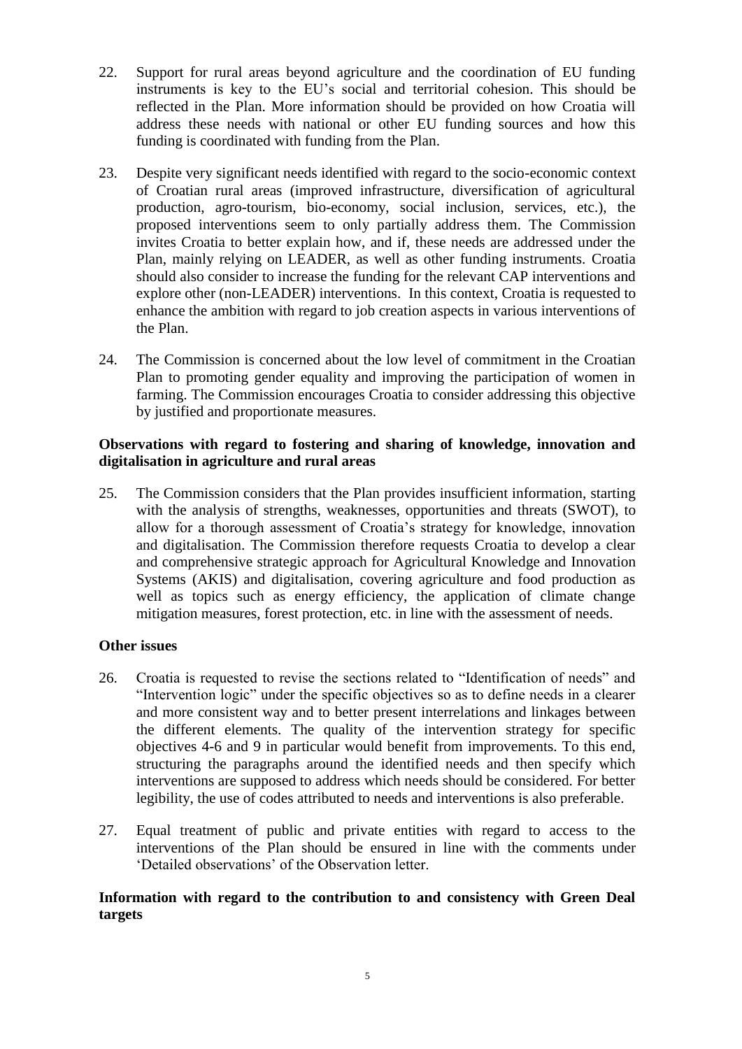22. Support for rural areas beyond agriculture and the coordination of EU funding instruments is key to the EU's social and territorial cohesion. This should be reflected in the Plan. More information should be provided on how Croatia will address these needs with national or other EU funding sources and how this funding is coordinated with funding from the Plan.

23. Despite very significant needs identified with regard to the socio-economic context of Croatian rural areas (improved infrastructure, diversification of agricultural production, agro-tourism, bio-economy, social inclusion, services, etc.), the proposed interventions seem to only partially address them. The Commission invites Croatia to better explain how, and if, these needs are addressed under the Plan, mainly relying on LEADER, as well as other funding instruments. Croatia should also consider to increase the funding for the relevant CAP interventions and explore other (non-LEADER) interventions. In this context, Croatia is requested to enhance the ambition with regard to job creation aspects in various interventions of the Plan.

24. The Commission is concerned about the low level of commitment in the Croatian Plan to promoting gender equality and improving the participation of women in farming. The Commission encourages Croatia to consider addressing this objective by justified and proportionate measures.

**Observations with regard to fostering and sharing of knowledge, innovation and digitalisation in agriculture and rural areas**

25. The Commission considers that the Plan provides insufficient information, starting with the analysis of strengths, weaknesses, opportunities and threats (SWOT), to allow for a thorough assessment of Croatia's strategy for knowledge, innovation and digitalisation. The Commission therefore requests Croatia to develop a clear and comprehensive strategic approach for Agricultural Knowledge and Innovation Systems (AKIS) and digitalisation, covering agriculture and food production as well as topics such as energy efficiency, the application of climate change mitigation measures, forest protection, etc. in line with the assessment of needs.

**Other issues**

26. Croatia is requested to revise the sections related to "Identification of needs" and "Intervention logic" under the specific objectives so as to define needs in a clearer and more consistent way and to better present interrelations and linkages between the different elements. The quality of the intervention strategy for specific objectives 4-6 and 9 in particular would benefit from improvements. To this end, structuring the paragraphs around the identified needs and then specify which interventions are supposed to address which needs should be considered. For better legibility, the use of codes attributed to needs and interventions is also preferable.

27. Equal treatment of public and private entities with regard to access to the interventions of the Plan should be ensured in line with the comments under 'Detailed observations' of the Observation letter.

**Information with regard to the contribution to and consistency with Green Deal targets**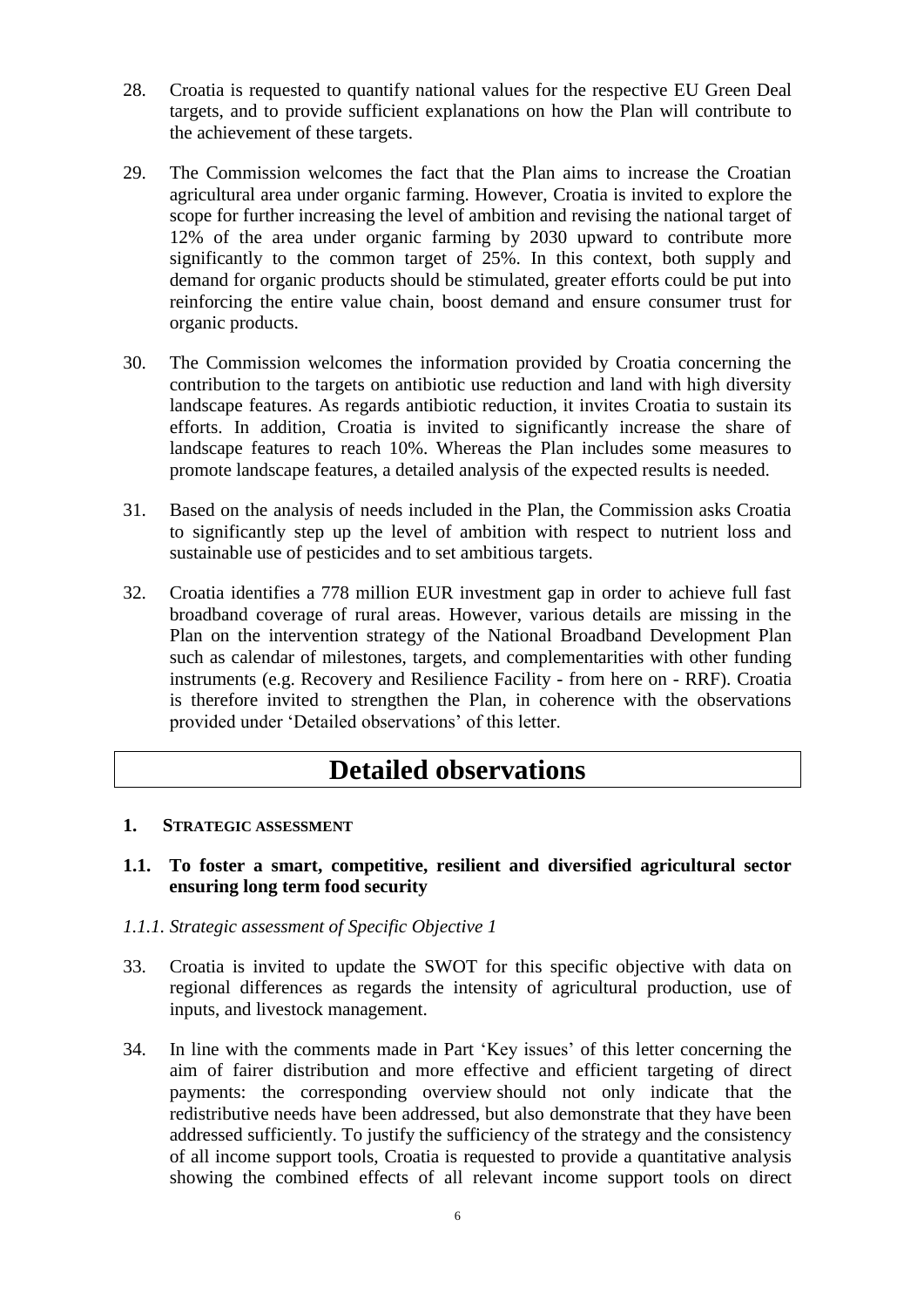28. Croatia is requested to quantify national values for the respective EU Green Deal targets, and to provide sufficient explanations on how the Plan will contribute to the achievement of these targets.

29. The Commission welcomes the fact that the Plan aims to increase the Croatian agricultural area under organic farming. However, Croatia is invited to explore the scope for further increasing the level of ambition and revising the national target of 12% of the area under organic farming by 2030 upward to contribute more significantly to the common target of 25%. In this context, both supply and demand for organic products should be stimulated, greater efforts could be put into reinforcing the entire value chain, boost demand and ensure consumer trust for organic products.

30. The Commission welcomes the information provided by Croatia concerning the contribution to the targets on antibiotic use reduction and land with high diversity landscape features. As regards antibiotic reduction, it invites Croatia to sustain its efforts. In addition, Croatia is invited to significantly increase the share of landscape features to reach 10%. Whereas the Plan includes some measures to promote landscape features, a detailed analysis of the expected results is needed.

31. Based on the analysis of needs included in the Plan, the Commission asks Croatia to significantly step up the level of ambition with respect to nutrient loss and sustainable use of pesticides and to set ambitious targets.

32. Croatia identifies a 778 million EUR investment gap in order to achieve full fast broadband coverage of rural areas. However, various details are missing in the Plan on the intervention strategy of the National Broadband Development Plan such as calendar of milestones, targets, and complementarities with other funding instruments (e.g. Recovery and Resilience Facility - from here on - RRF). Croatia is therefore invited to strengthen the Plan, in coherence with the observations provided under 'Detailed observations' of this letter.

# Detailed observations

## 1. Strategic assessment

### 1.1. To foster a smart, competitive, resilient and diversified agricultural sector ensuring long term food security

#### *1.1.1. Strategic assessment of Specific Objective 1*

33. Croatia is invited to update the SWOT for this specific objective with data on regional differences as regards the intensity of agricultural production, use of inputs, and livestock management.

34. In line with the comments made in Part 'Key issues' of this letter concerning the aim of fairer distribution and more effective and efficient targeting of direct payments: the corresponding overview should not only indicate that the redistributive needs have been addressed, but also demonstrate that they have been addressed sufficiently. To justify the sufficiency of the strategy and the consistency of all income support tools, Croatia is requested to provide a quantitative analysis showing the combined effects of all relevant income support tools on direct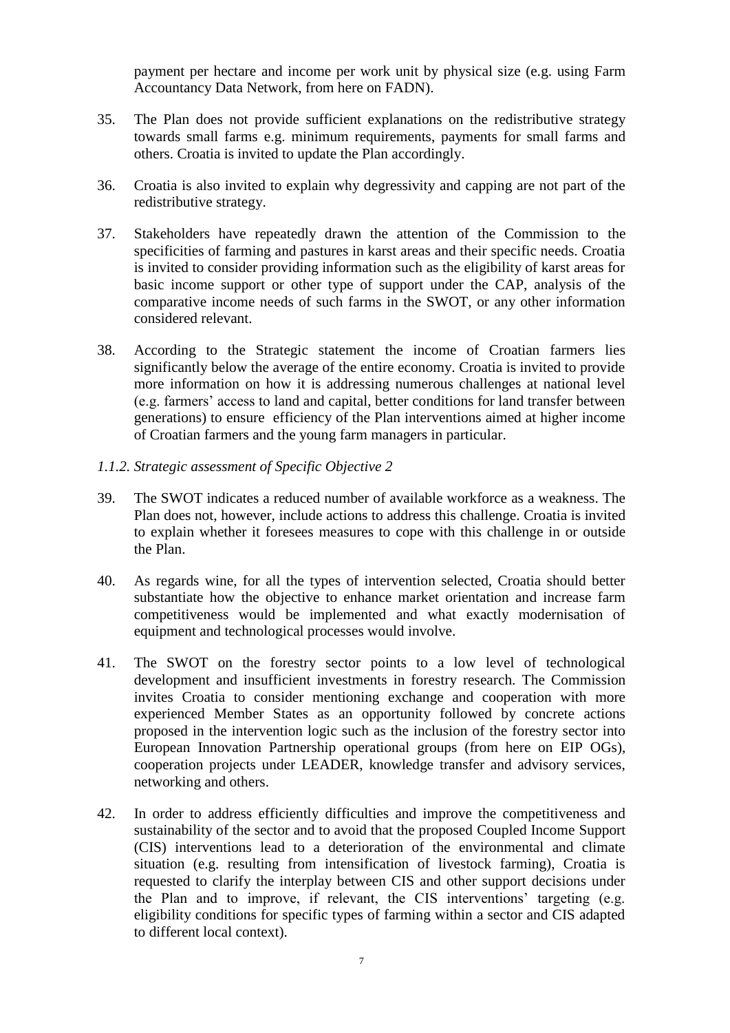payment per hectare and income per work unit by physical size (e.g. using Farm Accountancy Data Network, from here on FADN).

35. The Plan does not provide sufficient explanations on the redistributive strategy towards small farms e.g. minimum requirements, payments for small farms and others. Croatia is invited to update the Plan accordingly.

36. Croatia is also invited to explain why degressivity and capping are not part of the redistributive strategy.

37. Stakeholders have repeatedly drawn the attention of the Commission to the specificities of farming and pastures in karst areas and their specific needs. Croatia is invited to consider providing information such as the eligibility of karst areas for basic income support or other type of support under the CAP, analysis of the comparative income needs of such farms in the SWOT, or any other information considered relevant.

38. According to the Strategic statement the income of Croatian farmers lies significantly below the average of the entire economy. Croatia is invited to provide more information on how it is addressing numerous challenges at national level (e.g. farmers' access to land and capital, better conditions for land transfer between generations) to ensure efficiency of the Plan interventions aimed at higher income of Croatian farmers and the young farm managers in particular.

*1.1.2. Strategic assessment of Specific Objective 2*

39. The SWOT indicates a reduced number of available workforce as a weakness. The Plan does not, however, include actions to address this challenge. Croatia is invited to explain whether it foresees measures to cope with this challenge in or outside the Plan.

40. As regards wine, for all the types of intervention selected, Croatia should better substantiate how the objective to enhance market orientation and increase farm competitiveness would be implemented and what exactly modernisation of equipment and technological processes would involve.

41. The SWOT on the forestry sector points to a low level of technological development and insufficient investments in forestry research. The Commission invites Croatia to consider mentioning exchange and cooperation with more experienced Member States as an opportunity followed by concrete actions proposed in the intervention logic such as the inclusion of the forestry sector into European Innovation Partnership operational groups (from here on EIP OGs), cooperation projects under LEADER, knowledge transfer and advisory services, networking and others.

42. In order to address efficiently difficulties and improve the competitiveness and sustainability of the sector and to avoid that the proposed Coupled Income Support (CIS) interventions lead to a deterioration of the environmental and climate situation (e.g. resulting from intensification of livestock farming), Croatia is requested to clarify the interplay between CIS and other support decisions under the Plan and to improve, if relevant, the CIS interventions' targeting (e.g. eligibility conditions for specific types of farming within a sector and CIS adapted to different local context).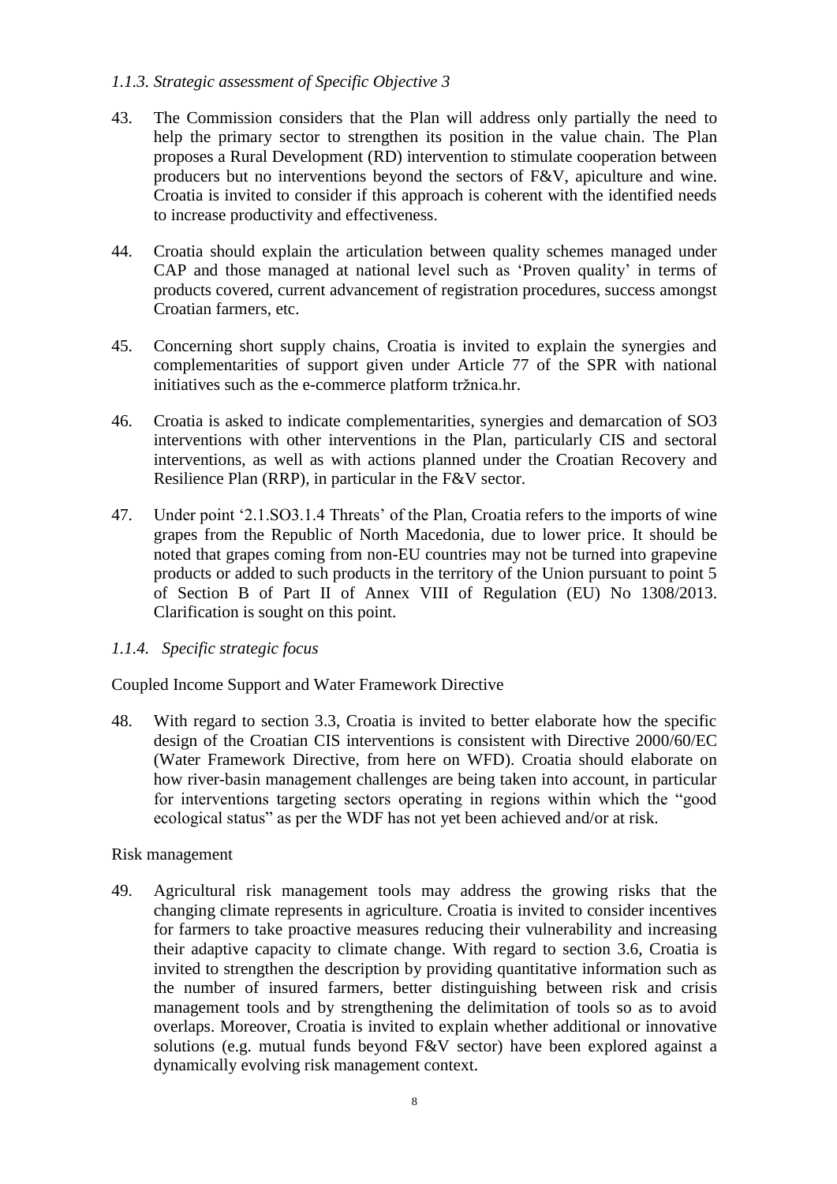*1.1.3. Strategic assessment of Specific Objective 3*

43. The Commission considers that the Plan will address only partially the need to help the primary sector to strengthen its position in the value chain. The Plan proposes a Rural Development (RD) intervention to stimulate cooperation between producers but no interventions beyond the sectors of F&V, apiculture and wine. Croatia is invited to consider if this approach is coherent with the identified needs to increase productivity and effectiveness.

44. Croatia should explain the articulation between quality schemes managed under CAP and those managed at national level such as 'Proven quality' in terms of products covered, current advancement of registration procedures, success amongst Croatian farmers, etc.

45. Concerning short supply chains, Croatia is invited to explain the synergies and complementarities of support given under Article 77 of the SPR with national initiatives such as the e-commerce platform tržnica.hr.

46. Croatia is asked to indicate complementarities, synergies and demarcation of SO3 interventions with other interventions in the Plan, particularly CIS and sectoral interventions, as well as with actions planned under the Croatian Recovery and Resilience Plan (RRP), in particular in the F&V sector.

47. Under point '2.1.SO3.1.4 Threats' of the Plan, Croatia refers to the imports of wine grapes from the Republic of North Macedonia, due to lower price. It should be noted that grapes coming from non-EU countries may not be turned into grapevine products or added to such products in the territory of the Union pursuant to point 5 of Section B of Part II of Annex VIII of Regulation (EU) No 1308/2013. Clarification is sought on this point.

*1.1.4. Specific strategic focus*

Coupled Income Support and Water Framework Directive

48. With regard to section 3.3, Croatia is invited to better elaborate how the specific design of the Croatian CIS interventions is consistent with Directive 2000/60/EC (Water Framework Directive, from here on WFD). Croatia should elaborate on how river-basin management challenges are being taken into account, in particular for interventions targeting sectors operating in regions within which the "good ecological status" as per the WDF has not yet been achieved and/or at risk.

Risk management

49. Agricultural risk management tools may address the growing risks that the changing climate represents in agriculture. Croatia is invited to consider incentives for farmers to take proactive measures reducing their vulnerability and increasing their adaptive capacity to climate change. With regard to section 3.6, Croatia is invited to strengthen the description by providing quantitative information such as the number of insured farmers, better distinguishing between risk and crisis management tools and by strengthening the delimitation of tools so as to avoid overlaps. Moreover, Croatia is invited to explain whether additional or innovative solutions (e.g. mutual funds beyond F&V sector) have been explored against a dynamically evolving risk management context.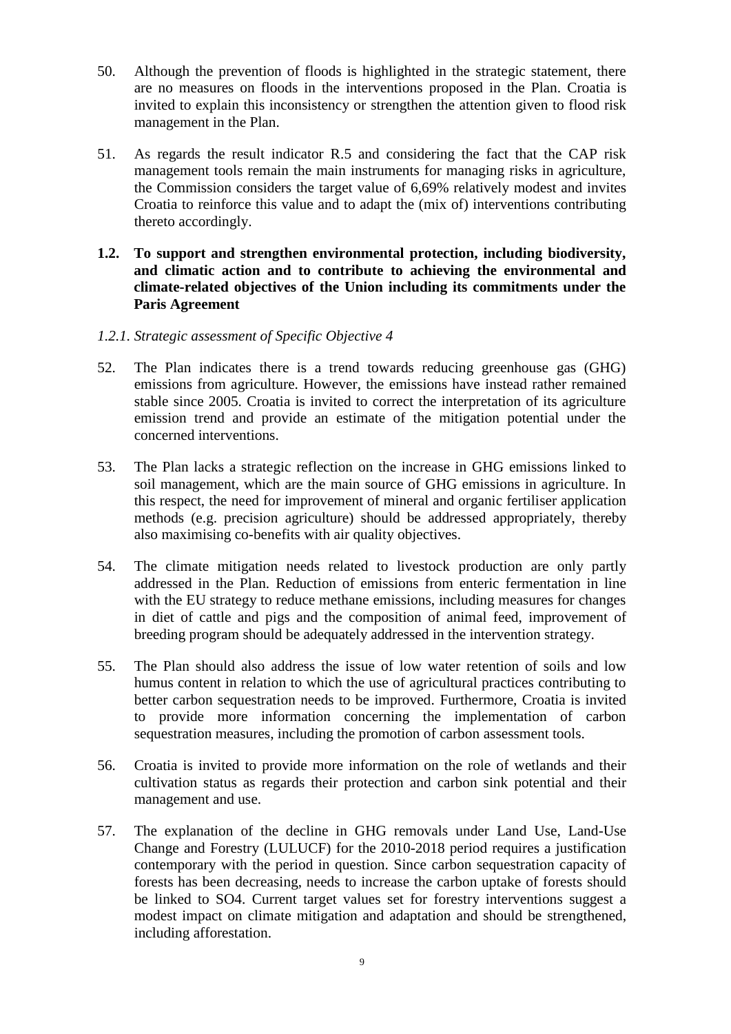50. Although the prevention of floods is highlighted in the strategic statement, there are no measures on floods in the interventions proposed in the Plan. Croatia is invited to explain this inconsistency or strengthen the attention given to flood risk management in the Plan.

51. As regards the result indicator R.5 and considering the fact that the CAP risk management tools remain the main instruments for managing risks in agriculture, the Commission considers the target value of 6,69% relatively modest and invites Croatia to reinforce this value and to adapt the (mix of) interventions contributing thereto accordingly.

## 1.2. To support and strengthen environmental protection, including biodiversity, and climatic action and to contribute to achieving the environmental and climate-related objectives of the Union including its commitments under the Paris Agreement

### *1.2.1. Strategic assessment of Specific Objective 4*

52. The Plan indicates there is a trend towards reducing greenhouse gas (GHG) emissions from agriculture. However, the emissions have instead rather remained stable since 2005. Croatia is invited to correct the interpretation of its agriculture emission trend and provide an estimate of the mitigation potential under the concerned interventions.

53. The Plan lacks a strategic reflection on the increase in GHG emissions linked to soil management, which are the main source of GHG emissions in agriculture. In this respect, the need for improvement of mineral and organic fertiliser application methods (e.g. precision agriculture) should be addressed appropriately, thereby also maximising co-benefits with air quality objectives.

54. The climate mitigation needs related to livestock production are only partly addressed in the Plan. Reduction of emissions from enteric fermentation in line with the EU strategy to reduce methane emissions, including measures for changes in diet of cattle and pigs and the composition of animal feed, improvement of breeding program should be adequately addressed in the intervention strategy.

55. The Plan should also address the issue of low water retention of soils and low humus content in relation to which the use of agricultural practices contributing to better carbon sequestration needs to be improved. Furthermore, Croatia is invited to provide more information concerning the implementation of carbon sequestration measures, including the promotion of carbon assessment tools.

56. Croatia is invited to provide more information on the role of wetlands and their cultivation status as regards their protection and carbon sink potential and their management and use.

57. The explanation of the decline in GHG removals under Land Use, Land-Use Change and Forestry (LULUCF) for the 2010-2018 period requires a justification contemporary with the period in question. Since carbon sequestration capacity of forests has been decreasing, needs to increase the carbon uptake of forests should be linked to SO4. Current target values set for forestry interventions suggest a modest impact on climate mitigation and adaptation and should be strengthened, including afforestation.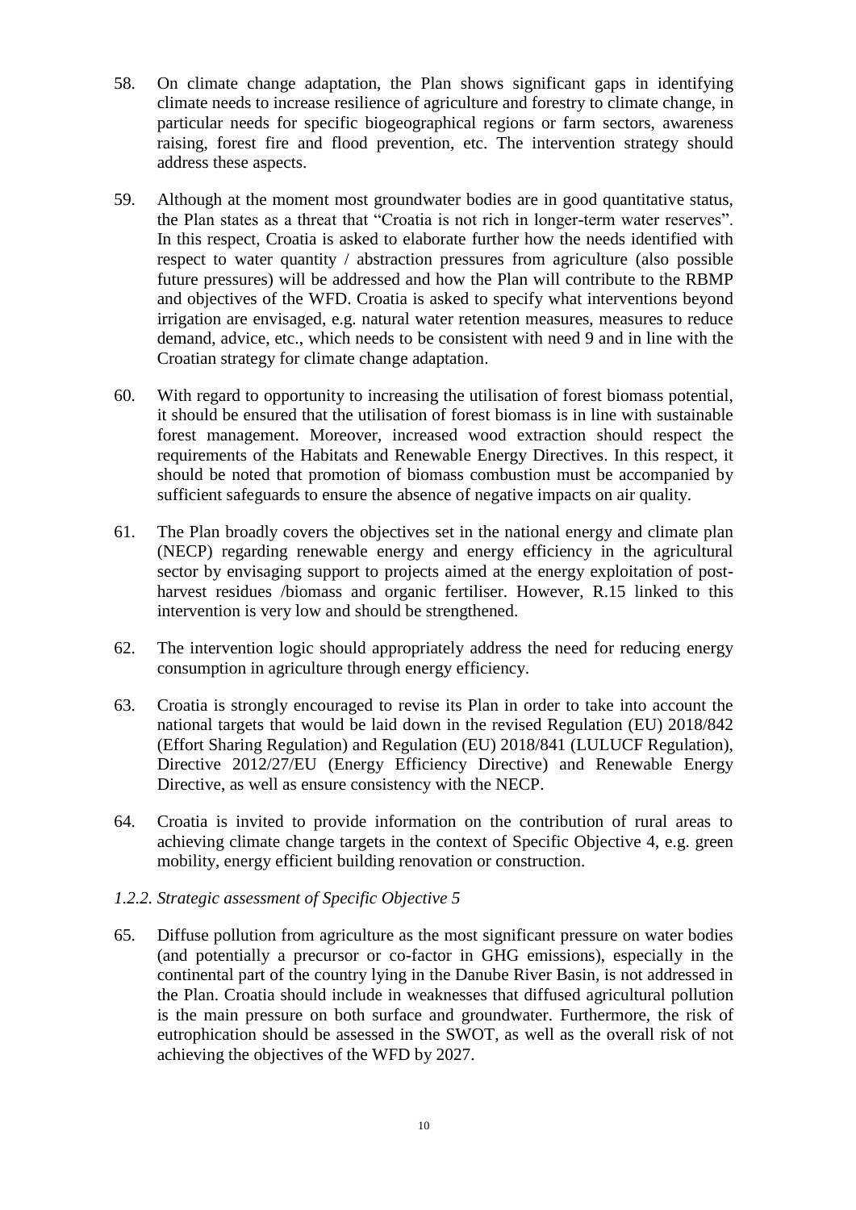58. On climate change adaptation, the Plan shows significant gaps in identifying climate needs to increase resilience of agriculture and forestry to climate change, in particular needs for specific biogeographical regions or farm sectors, awareness raising, forest fire and flood prevention, etc. The intervention strategy should address these aspects.

59. Although at the moment most groundwater bodies are in good quantitative status, the Plan states as a threat that "Croatia is not rich in longer-term water reserves". In this respect, Croatia is asked to elaborate further how the needs identified with respect to water quantity / abstraction pressures from agriculture (also possible future pressures) will be addressed and how the Plan will contribute to the RBMP and objectives of the WFD. Croatia is asked to specify what interventions beyond irrigation are envisaged, e.g. natural water retention measures, measures to reduce demand, advice, etc., which needs to be consistent with need 9 and in line with the Croatian strategy for climate change adaptation.

60. With regard to opportunity to increasing the utilisation of forest biomass potential, it should be ensured that the utilisation of forest biomass is in line with sustainable forest management. Moreover, increased wood extraction should respect the requirements of the Habitats and Renewable Energy Directives. In this respect, it should be noted that promotion of biomass combustion must be accompanied by sufficient safeguards to ensure the absence of negative impacts on air quality.

61. The Plan broadly covers the objectives set in the national energy and climate plan (NECP) regarding renewable energy and energy efficiency in the agricultural sector by envisaging support to projects aimed at the energy exploitation of post-harvest residues /biomass and organic fertiliser. However, R.15 linked to this intervention is very low and should be strengthened.

62. The intervention logic should appropriately address the need for reducing energy consumption in agriculture through energy efficiency.

63. Croatia is strongly encouraged to revise its Plan in order to take into account the national targets that would be laid down in the revised Regulation (EU) 2018/842 (Effort Sharing Regulation) and Regulation (EU) 2018/841 (LULUCF Regulation), Directive 2012/27/EU (Energy Efficiency Directive) and Renewable Energy Directive, as well as ensure consistency with the NECP.

64. Croatia is invited to provide information on the contribution of rural areas to achieving climate change targets in the context of Specific Objective 4, e.g. green mobility, energy efficient building renovation or construction.

*1.2.2. Strategic assessment of Specific Objective 5*

65. Diffuse pollution from agriculture as the most significant pressure on water bodies (and potentially a precursor or co-factor in GHG emissions), especially in the continental part of the country lying in the Danube River Basin, is not addressed in the Plan. Croatia should include in weaknesses that diffused agricultural pollution is the main pressure on both surface and groundwater. Furthermore, the risk of eutrophication should be assessed in the SWOT, as well as the overall risk of not achieving the objectives of the WFD by 2027.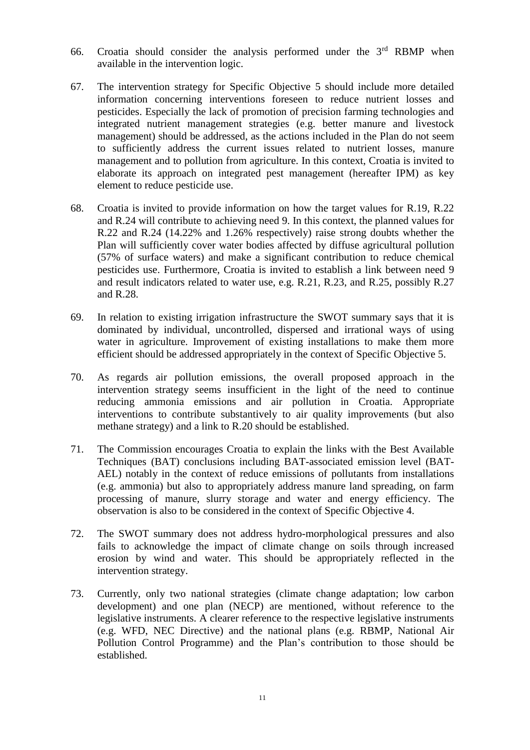66. Croatia should consider the analysis performed under the 3rd RBMP when available in the intervention logic.

67. The intervention strategy for Specific Objective 5 should include more detailed information concerning interventions foreseen to reduce nutrient losses and pesticides. Especially the lack of promotion of precision farming technologies and integrated nutrient management strategies (e.g. better manure and livestock management) should be addressed, as the actions included in the Plan do not seem to sufficiently address the current issues related to nutrient losses, manure management and to pollution from agriculture. In this context, Croatia is invited to elaborate its approach on integrated pest management (hereafter IPM) as key element to reduce pesticide use.

68. Croatia is invited to provide information on how the target values for R.19, R.22 and R.24 will contribute to achieving need 9. In this context, the planned values for R.22 and R.24 (14.22% and 1.26% respectively) raise strong doubts whether the Plan will sufficiently cover water bodies affected by diffuse agricultural pollution (57% of surface waters) and make a significant contribution to reduce chemical pesticides use. Furthermore, Croatia is invited to establish a link between need 9 and result indicators related to water use, e.g. R.21, R.23, and R.25, possibly R.27 and R.28.

69. In relation to existing irrigation infrastructure the SWOT summary says that it is dominated by individual, uncontrolled, dispersed and irrational ways of using water in agriculture. Improvement of existing installations to make them more efficient should be addressed appropriately in the context of Specific Objective 5.

70. As regards air pollution emissions, the overall proposed approach in the intervention strategy seems insufficient in the light of the need to continue reducing ammonia emissions and air pollution in Croatia. Appropriate interventions to contribute substantively to air quality improvements (but also methane strategy) and a link to R.20 should be established.

71. The Commission encourages Croatia to explain the links with the Best Available Techniques (BAT) conclusions including BAT-associated emission level (BAT-AEL) notably in the context of reduce emissions of pollutants from installations (e.g. ammonia) but also to appropriately address manure land spreading, on farm processing of manure, slurry storage and water and energy efficiency. The observation is also to be considered in the context of Specific Objective 4.

72. The SWOT summary does not address hydro-morphological pressures and also fails to acknowledge the impact of climate change on soils through increased erosion by wind and water. This should be appropriately reflected in the intervention strategy.

73. Currently, only two national strategies (climate change adaptation; low carbon development) and one plan (NECP) are mentioned, without reference to the legislative instruments. A clearer reference to the respective legislative instruments (e.g. WFD, NEC Directive) and the national plans (e.g. RBMP, National Air Pollution Control Programme) and the Plan's contribution to those should be established.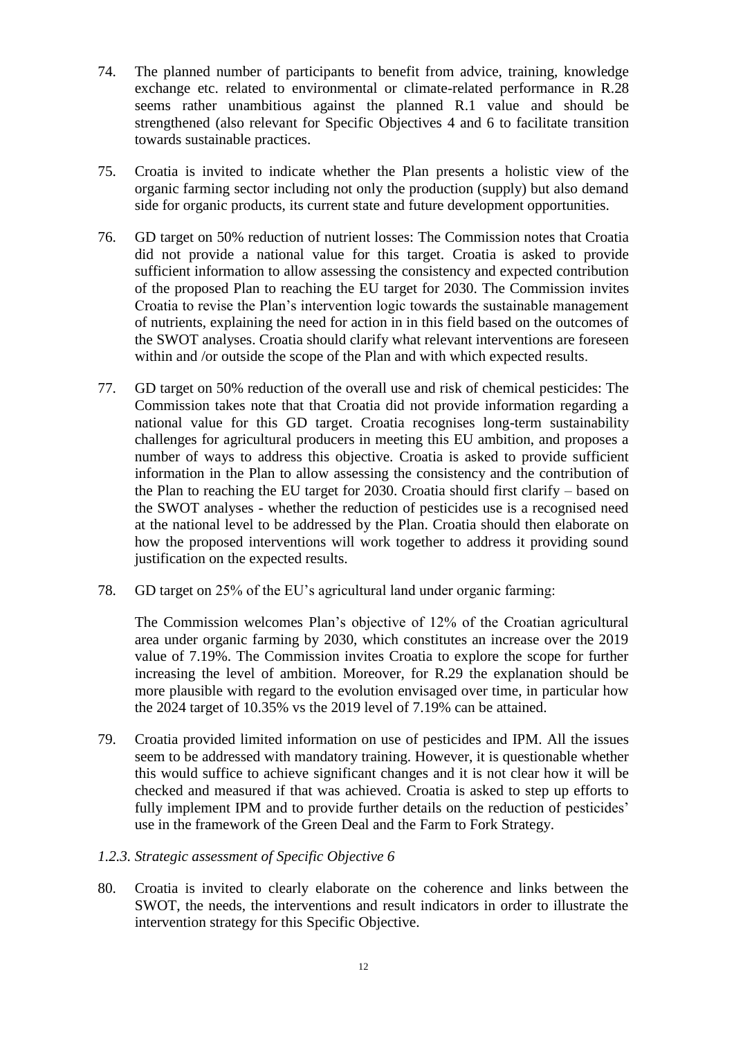74. The planned number of participants to benefit from advice, training, knowledge exchange etc. related to environmental or climate-related performance in R.28 seems rather unambitious against the planned R.1 value and should be strengthened (also relevant for Specific Objectives 4 and 6 to facilitate transition towards sustainable practices.

75. Croatia is invited to indicate whether the Plan presents a holistic view of the organic farming sector including not only the production (supply) but also demand side for organic products, its current state and future development opportunities.

76. GD target on 50% reduction of nutrient losses: The Commission notes that Croatia did not provide a national value for this target. Croatia is asked to provide sufficient information to allow assessing the consistency and expected contribution of the proposed Plan to reaching the EU target for 2030. The Commission invites Croatia to revise the Plan's intervention logic towards the sustainable management of nutrients, explaining the need for action in in this field based on the outcomes of the SWOT analyses. Croatia should clarify what relevant interventions are foreseen within and /or outside the scope of the Plan and with which expected results.

77. GD target on 50% reduction of the overall use and risk of chemical pesticides: The Commission takes note that that Croatia did not provide information regarding a national value for this GD target. Croatia recognises long-term sustainability challenges for agricultural producers in meeting this EU ambition, and proposes a number of ways to address this objective. Croatia is asked to provide sufficient information in the Plan to allow assessing the consistency and the contribution of the Plan to reaching the EU target for 2030. Croatia should first clarify – based on the SWOT analyses - whether the reduction of pesticides use is a recognised need at the national level to be addressed by the Plan. Croatia should then elaborate on how the proposed interventions will work together to address it providing sound justification on the expected results.

78. GD target on 25% of the EU's agricultural land under organic farming:

    The Commission welcomes Plan's objective of 12% of the Croatian agricultural area under organic farming by 2030, which constitutes an increase over the 2019 value of 7.19%. The Commission invites Croatia to explore the scope for further increasing the level of ambition. Moreover, for R.29 the explanation should be more plausible with regard to the evolution envisaged over time, in particular how the 2024 target of 10.35% vs the 2019 level of 7.19% can be attained.

79. Croatia provided limited information on use of pesticides and IPM. All the issues seem to be addressed with mandatory training. However, it is questionable whether this would suffice to achieve significant changes and it is not clear how it will be checked and measured if that was achieved. Croatia is asked to step up efforts to fully implement IPM and to provide further details on the reduction of pesticides' use in the framework of the Green Deal and the Farm to Fork Strategy.

*1.2.3. Strategic assessment of Specific Objective 6*

80. Croatia is invited to clearly elaborate on the coherence and links between the SWOT, the needs, the interventions and result indicators in order to illustrate the intervention strategy for this Specific Objective.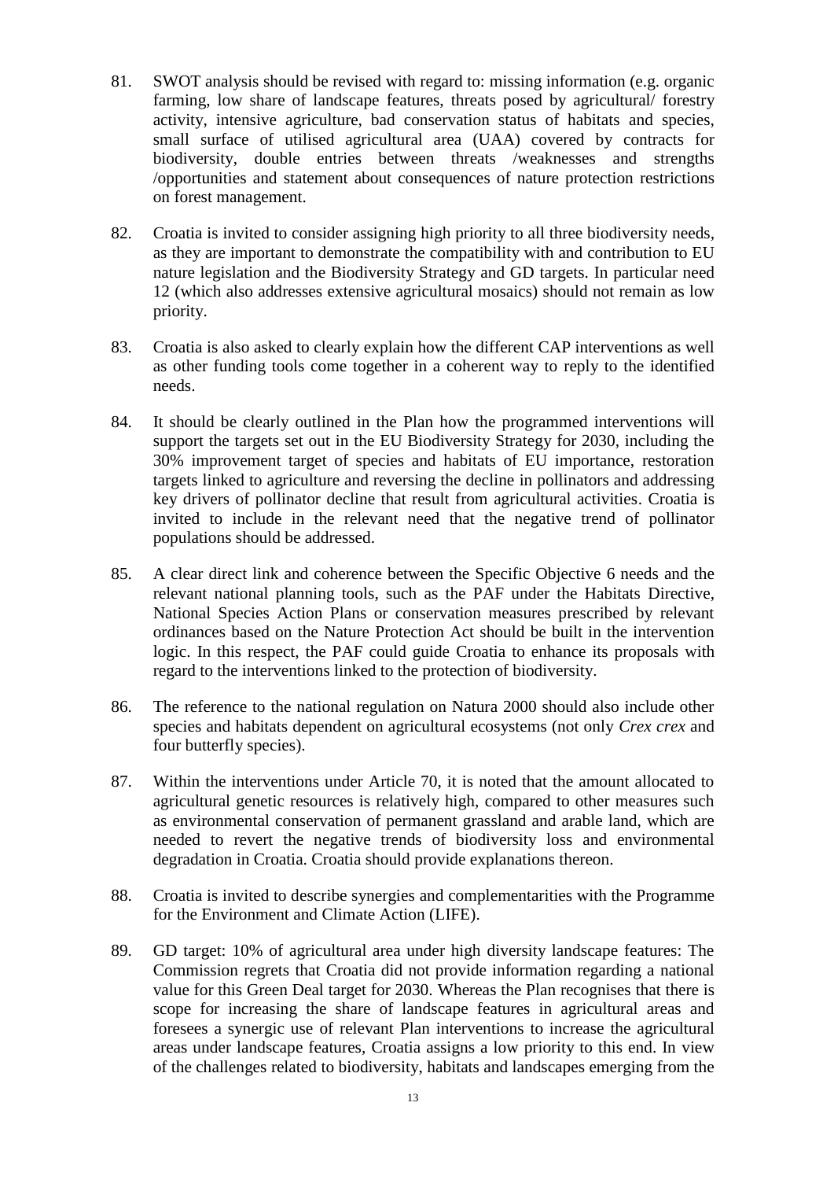81. SWOT analysis should be revised with regard to: missing information (e.g. organic farming, low share of landscape features, threats posed by agricultural/ forestry activity, intensive agriculture, bad conservation status of habitats and species, small surface of utilised agricultural area (UAA) covered by contracts for biodiversity, double entries between threats /weaknesses and strengths /opportunities and statement about consequences of nature protection restrictions on forest management.

82. Croatia is invited to consider assigning high priority to all three biodiversity needs, as they are important to demonstrate the compatibility with and contribution to EU nature legislation and the Biodiversity Strategy and GD targets. In particular need 12 (which also addresses extensive agricultural mosaics) should not remain as low priority.

83. Croatia is also asked to clearly explain how the different CAP interventions as well as other funding tools come together in a coherent way to reply to the identified needs.

84. It should be clearly outlined in the Plan how the programmed interventions will support the targets set out in the EU Biodiversity Strategy for 2030, including the 30% improvement target of species and habitats of EU importance, restoration targets linked to agriculture and reversing the decline in pollinators and addressing key drivers of pollinator decline that result from agricultural activities. Croatia is invited to include in the relevant need that the negative trend of pollinator populations should be addressed.

85. A clear direct link and coherence between the Specific Objective 6 needs and the relevant national planning tools, such as the PAF under the Habitats Directive, National Species Action Plans or conservation measures prescribed by relevant ordinances based on the Nature Protection Act should be built in the intervention logic. In this respect, the PAF could guide Croatia to enhance its proposals with regard to the interventions linked to the protection of biodiversity.

86. The reference to the national regulation on Natura 2000 should also include other species and habitats dependent on agricultural ecosystems (not only *Crex crex* and four butterfly species).

87. Within the interventions under Article 70, it is noted that the amount allocated to agricultural genetic resources is relatively high, compared to other measures such as environmental conservation of permanent grassland and arable land, which are needed to revert the negative trends of biodiversity loss and environmental degradation in Croatia. Croatia should provide explanations thereon.

88. Croatia is invited to describe synergies and complementarities with the Programme for the Environment and Climate Action (LIFE).

89. GD target: 10% of agricultural area under high diversity landscape features: The Commission regrets that Croatia did not provide information regarding a national value for this Green Deal target for 2030. Whereas the Plan recognises that there is scope for increasing the share of landscape features in agricultural areas and foresees a synergic use of relevant Plan interventions to increase the agricultural areas under landscape features, Croatia assigns a low priority to this end. In view of the challenges related to biodiversity, habitats and landscapes emerging from the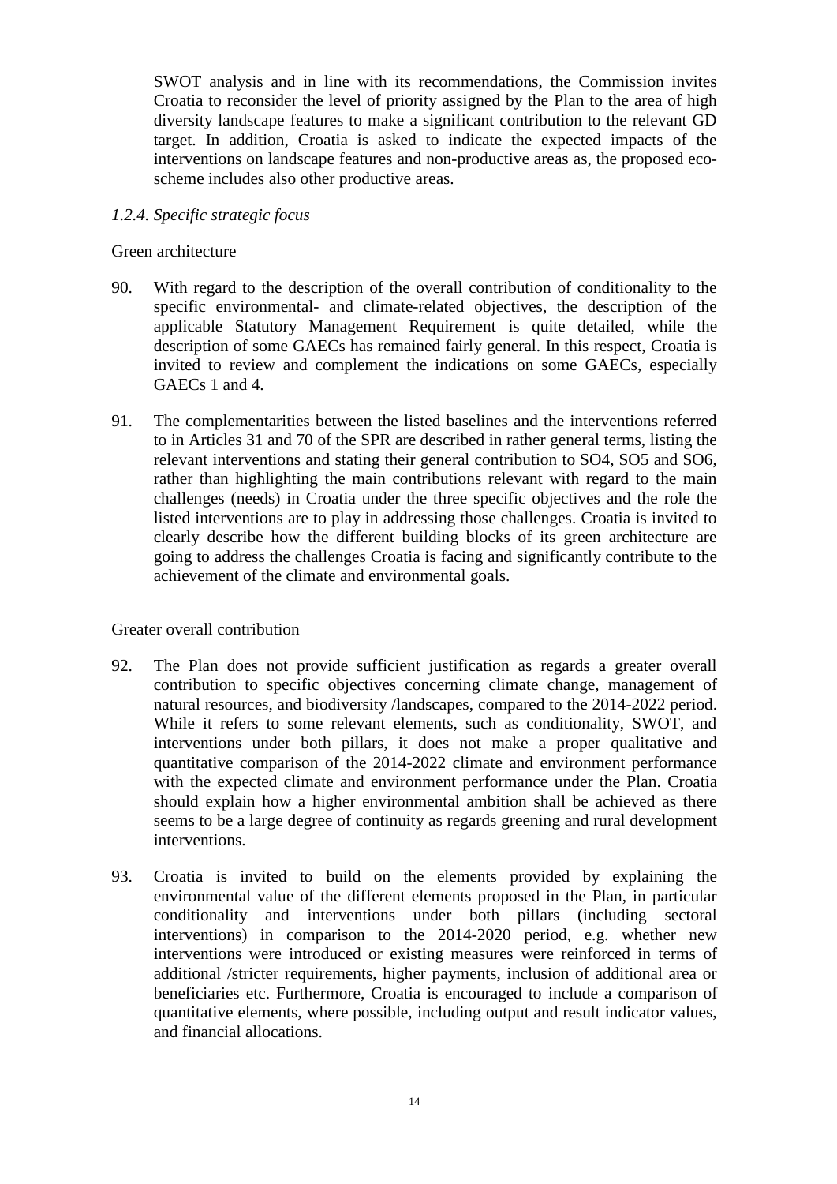SWOT analysis and in line with its recommendations, the Commission invites Croatia to reconsider the level of priority assigned by the Plan to the area of high diversity landscape features to make a significant contribution to the relevant GD target. In addition, Croatia is asked to indicate the expected impacts of the interventions on landscape features and non-productive areas as, the proposed eco-scheme includes also other productive areas.

*1.2.4. Specific strategic focus*

Green architecture

90. With regard to the description of the overall contribution of conditionality to the specific environmental- and climate-related objectives, the description of the applicable Statutory Management Requirement is quite detailed, while the description of some GAECs has remained fairly general. In this respect, Croatia is invited to review and complement the indications on some GAECs, especially GAECs 1 and 4.

91. The complementarities between the listed baselines and the interventions referred to in Articles 31 and 70 of the SPR are described in rather general terms, listing the relevant interventions and stating their general contribution to SO4, SO5 and SO6, rather than highlighting the main contributions relevant with regard to the main challenges (needs) in Croatia under the three specific objectives and the role the listed interventions are to play in addressing those challenges. Croatia is invited to clearly describe how the different building blocks of its green architecture are going to address the challenges Croatia is facing and significantly contribute to the achievement of the climate and environmental goals.

Greater overall contribution

92. The Plan does not provide sufficient justification as regards a greater overall contribution to specific objectives concerning climate change, management of natural resources, and biodiversity /landscapes, compared to the 2014-2022 period. While it refers to some relevant elements, such as conditionality, SWOT, and interventions under both pillars, it does not make a proper qualitative and quantitative comparison of the 2014-2022 climate and environment performance with the expected climate and environment performance under the Plan. Croatia should explain how a higher environmental ambition shall be achieved as there seems to be a large degree of continuity as regards greening and rural development interventions.

93. Croatia is invited to build on the elements provided by explaining the environmental value of the different elements proposed in the Plan, in particular conditionality and interventions under both pillars (including sectoral interventions) in comparison to the 2014-2020 period, e.g. whether new interventions were introduced or existing measures were reinforced in terms of additional /stricter requirements, higher payments, inclusion of additional area or beneficiaries etc. Furthermore, Croatia is encouraged to include a comparison of quantitative elements, where possible, including output and result indicator values, and financial allocations.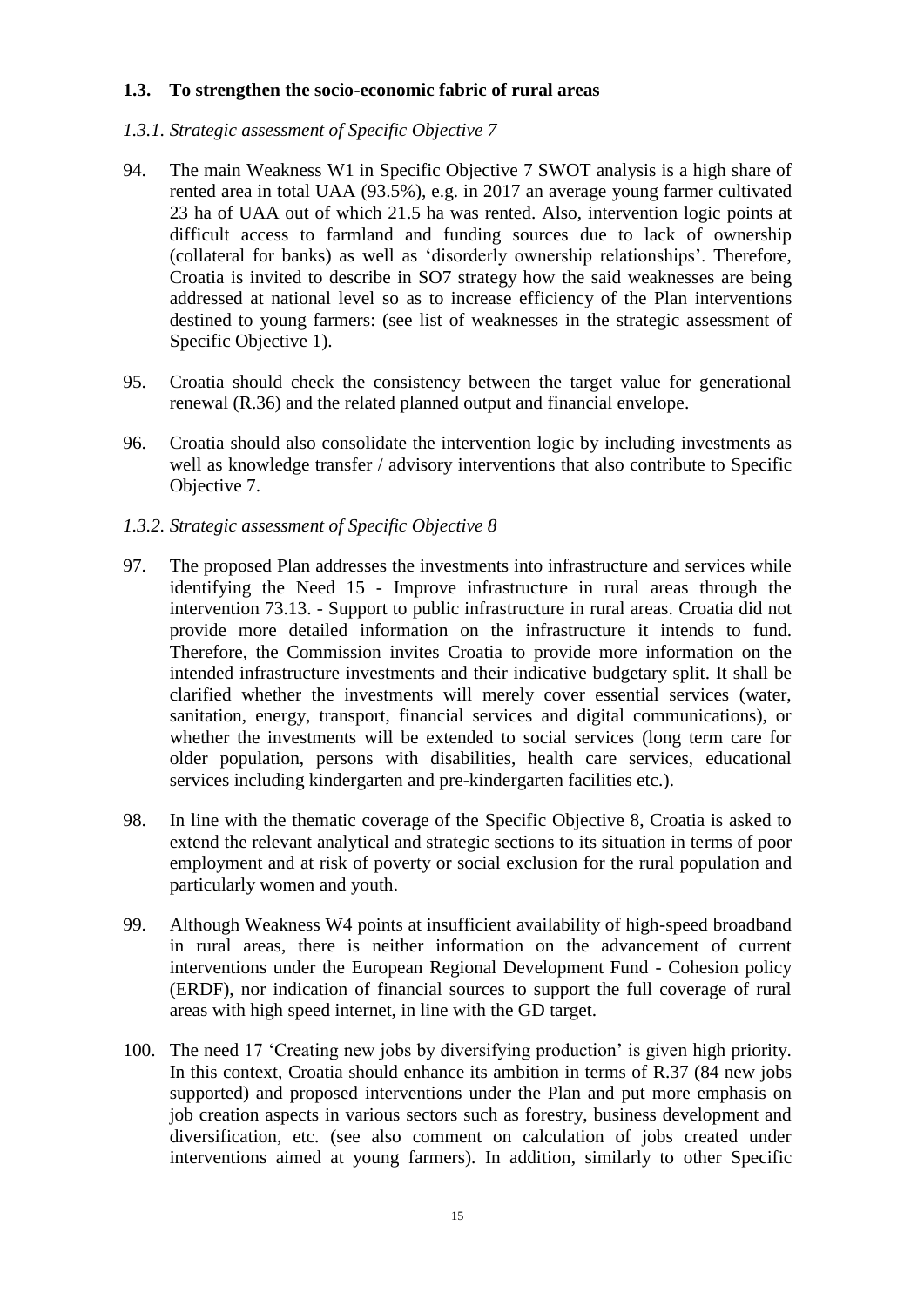### 1.3. To strengthen the socio-economic fabric of rural areas

*1.3.1. Strategic assessment of Specific Objective 7*

94. The main Weakness W1 in Specific Objective 7 SWOT analysis is a high share of rented area in total UAA (93.5%), e.g. in 2017 an average young farmer cultivated 23 ha of UAA out of which 21.5 ha was rented. Also, intervention logic points at difficult access to farmland and funding sources due to lack of ownership (collateral for banks) as well as 'disorderly ownership relationships'. Therefore, Croatia is invited to describe in SO7 strategy how the said weaknesses are being addressed at national level so as to increase efficiency of the Plan interventions destined to young farmers: (see list of weaknesses in the strategic assessment of Specific Objective 1).

95. Croatia should check the consistency between the target value for generational renewal (R.36) and the related planned output and financial envelope.

96. Croatia should also consolidate the intervention logic by including investments as well as knowledge transfer / advisory interventions that also contribute to Specific Objective 7.

*1.3.2. Strategic assessment of Specific Objective 8*

97. The proposed Plan addresses the investments into infrastructure and services while identifying the Need 15 - Improve infrastructure in rural areas through the intervention 73.13. - Support to public infrastructure in rural areas. Croatia did not provide more detailed information on the infrastructure it intends to fund. Therefore, the Commission invites Croatia to provide more information on the intended infrastructure investments and their indicative budgetary split. It shall be clarified whether the investments will merely cover essential services (water, sanitation, energy, transport, financial services and digital communications), or whether the investments will be extended to social services (long term care for older population, persons with disabilities, health care services, educational services including kindergarten and pre-kindergarten facilities etc.).

98. In line with the thematic coverage of the Specific Objective 8, Croatia is asked to extend the relevant analytical and strategic sections to its situation in terms of poor employment and at risk of poverty or social exclusion for the rural population and particularly women and youth.

99. Although Weakness W4 points at insufficient availability of high-speed broadband in rural areas, there is neither information on the advancement of current interventions under the European Regional Development Fund - Cohesion policy (ERDF), nor indication of financial sources to support the full coverage of rural areas with high speed internet, in line with the GD target.

100. The need 17 'Creating new jobs by diversifying production' is given high priority. In this context, Croatia should enhance its ambition in terms of R.37 (84 new jobs supported) and proposed interventions under the Plan and put more emphasis on job creation aspects in various sectors such as forestry, business development and diversification, etc. (see also comment on calculation of jobs created under interventions aimed at young farmers). In addition, similarly to other Specific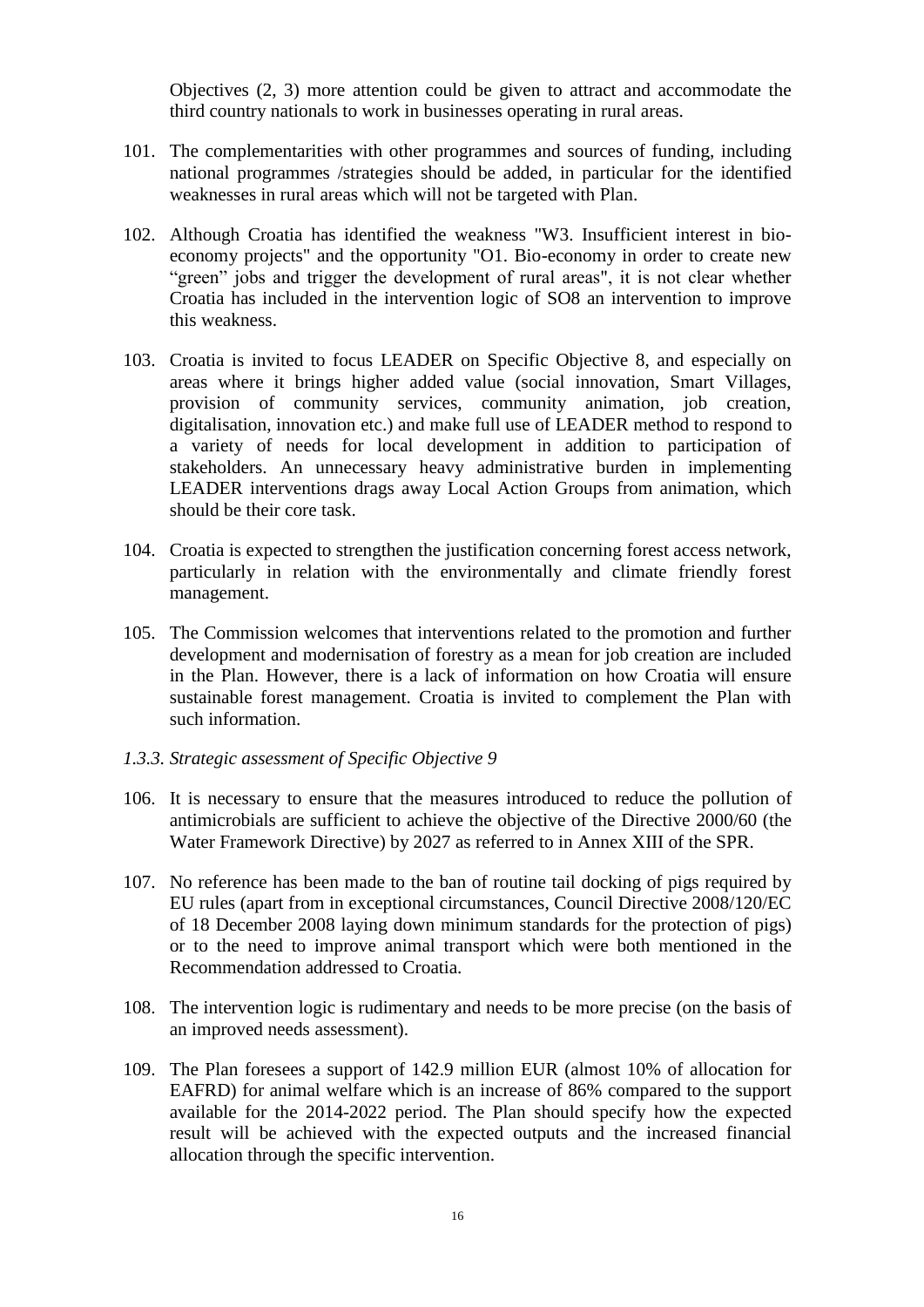Objectives (2, 3) more attention could be given to attract and accommodate the third country nationals to work in businesses operating in rural areas.

101. The complementarities with other programmes and sources of funding, including national programmes /strategies should be added, in particular for the identified weaknesses in rural areas which will not be targeted with Plan.

102. Although Croatia has identified the weakness "W3. Insufficient interest in bio-economy projects" and the opportunity "O1. Bio-economy in order to create new “green” jobs and trigger the development of rural areas", it is not clear whether Croatia has included in the intervention logic of SO8 an intervention to improve this weakness.

103. Croatia is invited to focus LEADER on Specific Objective 8, and especially on areas where it brings higher added value (social innovation, Smart Villages, provision of community services, community animation, job creation, digitalisation, innovation etc.) and make full use of LEADER method to respond to a variety of needs for local development in addition to participation of stakeholders. An unnecessary heavy administrative burden in implementing LEADER interventions drags away Local Action Groups from animation, which should be their core task.

104. Croatia is expected to strengthen the justification concerning forest access network, particularly in relation with the environmentally and climate friendly forest management.

105. The Commission welcomes that interventions related to the promotion and further development and modernisation of forestry as a mean for job creation are included in the Plan. However, there is a lack of information on how Croatia will ensure sustainable forest management. Croatia is invited to complement the Plan with such information.

### *1.3.3. Strategic assessment of Specific Objective 9*

106. It is necessary to ensure that the measures introduced to reduce the pollution of antimicrobials are sufficient to achieve the objective of the Directive 2000/60 (the Water Framework Directive) by 2027 as referred to in Annex XIII of the SPR.

107. No reference has been made to the ban of routine tail docking of pigs required by EU rules (apart from in exceptional circumstances, Council Directive 2008/120/EC of 18 December 2008 laying down minimum standards for the protection of pigs) or to the need to improve animal transport which were both mentioned in the Recommendation addressed to Croatia.

108. The intervention logic is rudimentary and needs to be more precise (on the basis of an improved needs assessment).

109. The Plan foresees a support of 142.9 million EUR (almost 10% of allocation for EAFRD) for animal welfare which is an increase of 86% compared to the support available for the 2014-2022 period. The Plan should specify how the expected result will be achieved with the expected outputs and the increased financial allocation through the specific intervention.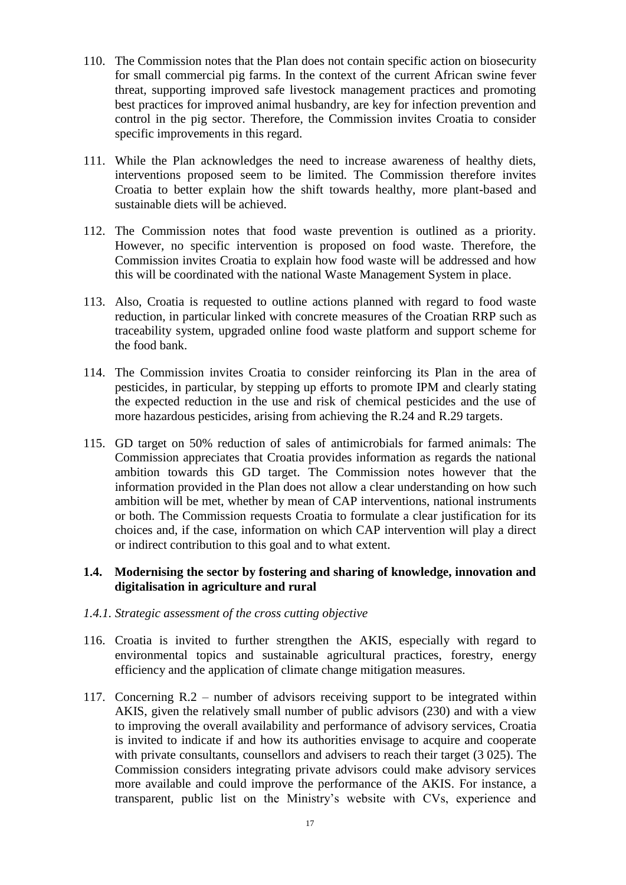110. The Commission notes that the Plan does not contain specific action on biosecurity for small commercial pig farms. In the context of the current African swine fever threat, supporting improved safe livestock management practices and promoting best practices for improved animal husbandry, are key for infection prevention and control in the pig sector. Therefore, the Commission invites Croatia to consider specific improvements in this regard.

111. While the Plan acknowledges the need to increase awareness of healthy diets, interventions proposed seem to be limited. The Commission therefore invites Croatia to better explain how the shift towards healthy, more plant-based and sustainable diets will be achieved.

112. The Commission notes that food waste prevention is outlined as a priority. However, no specific intervention is proposed on food waste. Therefore, the Commission invites Croatia to explain how food waste will be addressed and how this will be coordinated with the national Waste Management System in place.

113. Also, Croatia is requested to outline actions planned with regard to food waste reduction, in particular linked with concrete measures of the Croatian RRP such as traceability system, upgraded online food waste platform and support scheme for the food bank.

114. The Commission invites Croatia to consider reinforcing its Plan in the area of pesticides, in particular, by stepping up efforts to promote IPM and clearly stating the expected reduction in the use and risk of chemical pesticides and the use of more hazardous pesticides, arising from achieving the R.24 and R.29 targets.

115. GD target on 50% reduction of sales of antimicrobials for farmed animals: The Commission appreciates that Croatia provides information as regards the national ambition towards this GD target. The Commission notes however that the information provided in the Plan does not allow a clear understanding on how such ambition will be met, whether by mean of CAP interventions, national instruments or both. The Commission requests Croatia to formulate a clear justification for its choices and, if the case, information on which CAP intervention will play a direct or indirect contribution to this goal and to what extent.

### 1.4. Modernising the sector by fostering and sharing of knowledge, innovation and digitalisation in agriculture and rural

#### *1.4.1. Strategic assessment of the cross cutting objective*

116. Croatia is invited to further strengthen the AKIS, especially with regard to environmental topics and sustainable agricultural practices, forestry, energy efficiency and the application of climate change mitigation measures.

117. Concerning R.2 – number of advisors receiving support to be integrated within AKIS, given the relatively small number of public advisors (230) and with a view to improving the overall availability and performance of advisory services, Croatia is invited to indicate if and how its authorities envisage to acquire and cooperate with private consultants, counsellors and advisers to reach their target (3 025). The Commission considers integrating private advisors could make advisory services more available and could improve the performance of the AKIS. For instance, a transparent, public list on the Ministry's website with CVs, experience and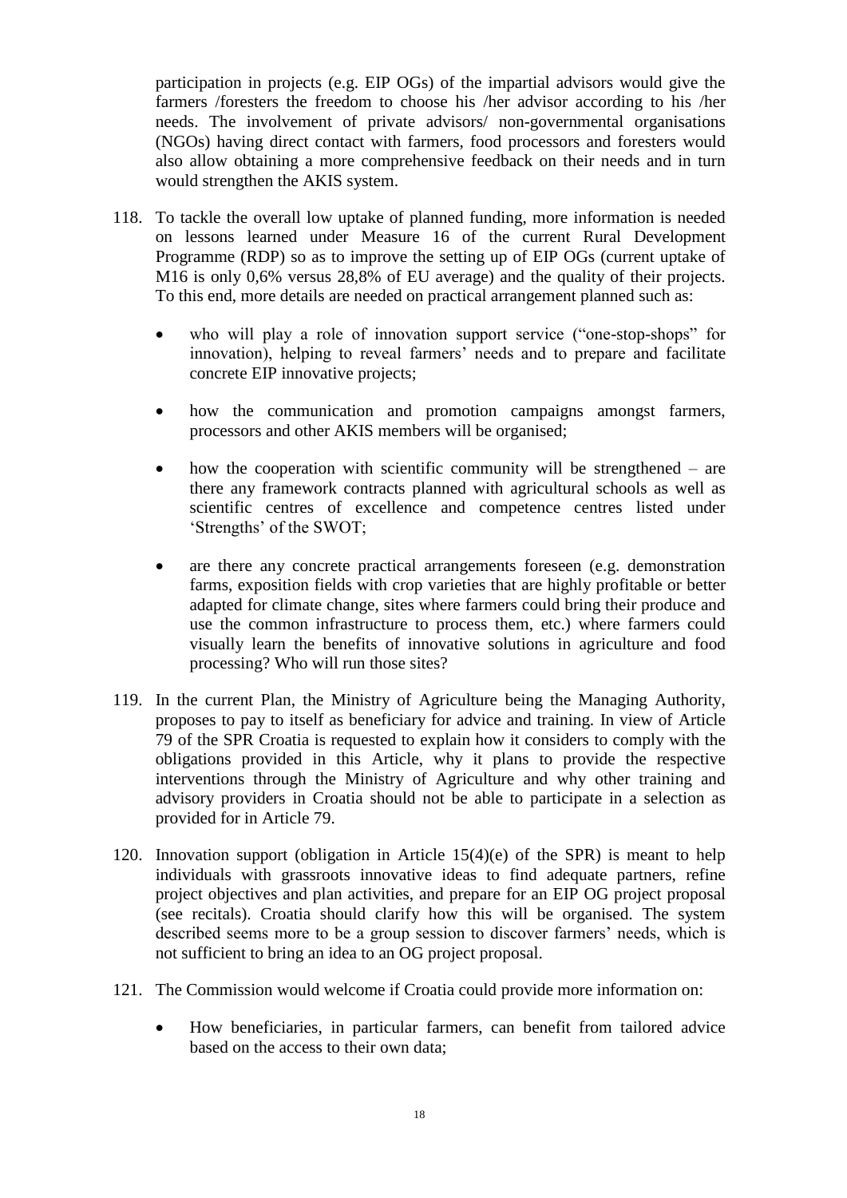participation in projects (e.g. EIP OGs) of the impartial advisors would give the farmers /foresters the freedom to choose his /her advisor according to his /her needs. The involvement of private advisors/ non-governmental organisations (NGOs) having direct contact with farmers, food processors and foresters would also allow obtaining a more comprehensive feedback on their needs and in turn would strengthen the AKIS system.

118. To tackle the overall low uptake of planned funding, more information is needed on lessons learned under Measure 16 of the current Rural Development Programme (RDP) so as to improve the setting up of EIP OGs (current uptake of M16 is only 0,6% versus 28,8% of EU average) and the quality of their projects. To this end, more details are needed on practical arrangement planned such as:

   - who will play a role of innovation support service ("one-stop-shops" for innovation), helping to reveal farmers' needs and to prepare and facilitate concrete EIP innovative projects;
   - how the communication and promotion campaigns amongst farmers, processors and other AKIS members will be organised;
   - how the cooperation with scientific community will be strengthened – are there any framework contracts planned with agricultural schools as well as scientific centres of excellence and competence centres listed under 'Strengths' of the SWOT;
   - are there any concrete practical arrangements foreseen (e.g. demonstration farms, exposition fields with crop varieties that are highly profitable or better adapted for climate change, sites where farmers could bring their produce and use the common infrastructure to process them, etc.) where farmers could visually learn the benefits of innovative solutions in agriculture and food processing? Who will run those sites?

119. In the current Plan, the Ministry of Agriculture being the Managing Authority, proposes to pay to itself as beneficiary for advice and training. In view of Article 79 of the SPR Croatia is requested to explain how it considers to comply with the obligations provided in this Article, why it plans to provide the respective interventions through the Ministry of Agriculture and why other training and advisory providers in Croatia should not be able to participate in a selection as provided for in Article 79.

120. Innovation support (obligation in Article 15(4)(e) of the SPR) is meant to help individuals with grassroots innovative ideas to find adequate partners, refine project objectives and plan activities, and prepare for an EIP OG project proposal (see recitals). Croatia should clarify how this will be organised. The system described seems more to be a group session to discover farmers' needs, which is not sufficient to bring an idea to an OG project proposal.

121. The Commission would welcome if Croatia could provide more information on:

   - How beneficiaries, in particular farmers, can benefit from tailored advice based on the access to their own data;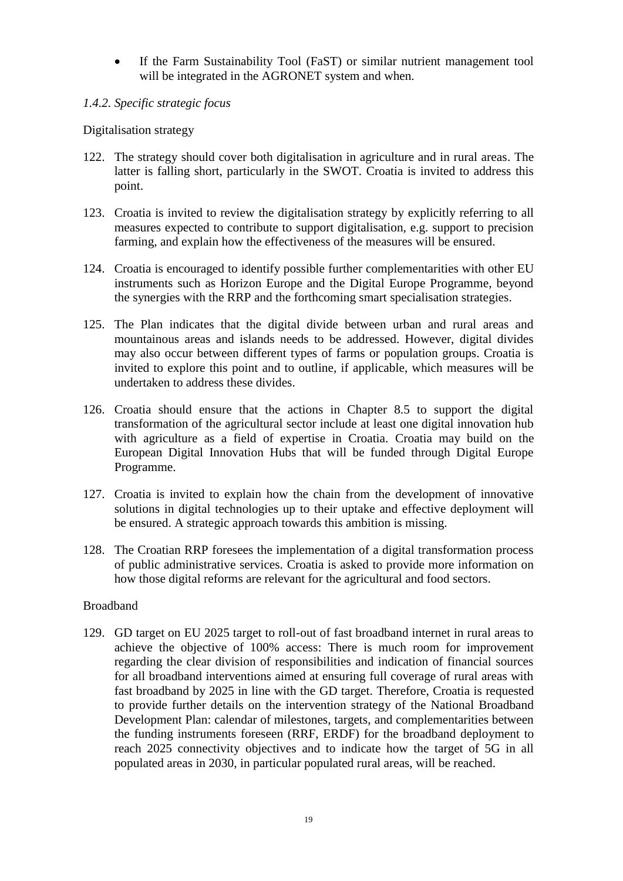- If the Farm Sustainability Tool (FaST) or similar nutrient management tool will be integrated in the AGRONET system and when.

*1.4.2. Specific strategic focus*

Digitalisation strategy

122. The strategy should cover both digitalisation in agriculture and in rural areas. The latter is falling short, particularly in the SWOT. Croatia is invited to address this point.

123. Croatia is invited to review the digitalisation strategy by explicitly referring to all measures expected to contribute to support digitalisation, e.g. support to precision farming, and explain how the effectiveness of the measures will be ensured.

124. Croatia is encouraged to identify possible further complementarities with other EU instruments such as Horizon Europe and the Digital Europe Programme, beyond the synergies with the RRP and the forthcoming smart specialisation strategies.

125. The Plan indicates that the digital divide between urban and rural areas and mountainous areas and islands needs to be addressed. However, digital divides may also occur between different types of farms or population groups. Croatia is invited to explore this point and to outline, if applicable, which measures will be undertaken to address these divides.

126. Croatia should ensure that the actions in Chapter 8.5 to support the digital transformation of the agricultural sector include at least one digital innovation hub with agriculture as a field of expertise in Croatia. Croatia may build on the European Digital Innovation Hubs that will be funded through Digital Europe Programme.

127. Croatia is invited to explain how the chain from the development of innovative solutions in digital technologies up to their uptake and effective deployment will be ensured. A strategic approach towards this ambition is missing.

128. The Croatian RRP foresees the implementation of a digital transformation process of public administrative services. Croatia is asked to provide more information on how those digital reforms are relevant for the agricultural and food sectors.

Broadband

129. GD target on EU 2025 target to roll-out of fast broadband internet in rural areas to achieve the objective of 100% access: There is much room for improvement regarding the clear division of responsibilities and indication of financial sources for all broadband interventions aimed at ensuring full coverage of rural areas with fast broadband by 2025 in line with the GD target. Therefore, Croatia is requested to provide further details on the intervention strategy of the National Broadband Development Plan: calendar of milestones, targets, and complementarities between the funding instruments foreseen (RRF, ERDF) for the broadband deployment to reach 2025 connectivity objectives and to indicate how the target of 5G in all populated areas in 2030, in particular populated rural areas, will be reached.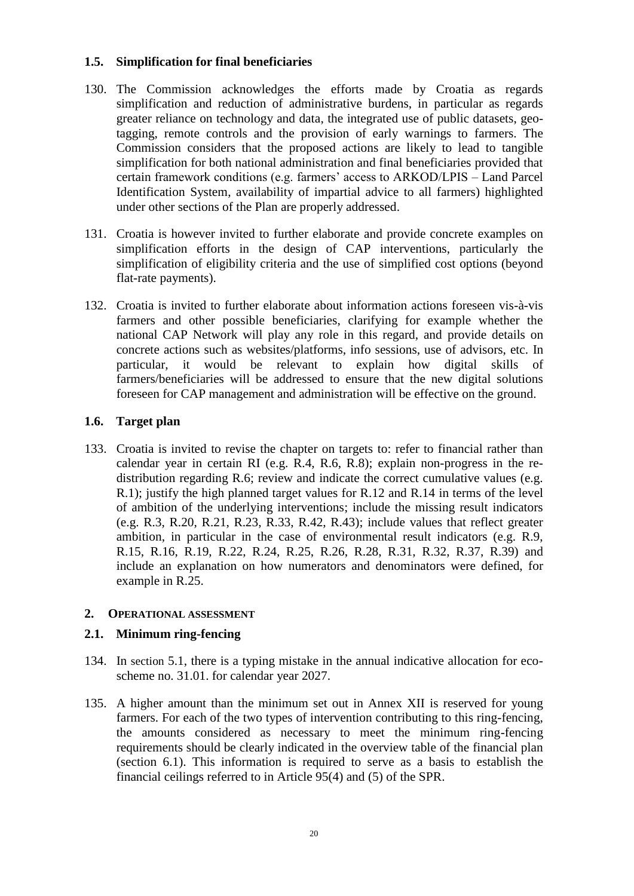### 1.5. Simplification for final beneficiaries

130. The Commission acknowledges the efforts made by Croatia as regards simplification and reduction of administrative burdens, in particular as regards greater reliance on technology and data, the integrated use of public datasets, geo-tagging, remote controls and the provision of early warnings to farmers. The Commission considers that the proposed actions are likely to lead to tangible simplification for both national administration and final beneficiaries provided that certain framework conditions (e.g. farmers' access to ARKOD/LPIS – Land Parcel Identification System, availability of impartial advice to all farmers) highlighted under other sections of the Plan are properly addressed.

131. Croatia is however invited to further elaborate and provide concrete examples on simplification efforts in the design of CAP interventions, particularly the simplification of eligibility criteria and the use of simplified cost options (beyond flat-rate payments).

132. Croatia is invited to further elaborate about information actions foreseen vis-à-vis farmers and other possible beneficiaries, clarifying for example whether the national CAP Network will play any role in this regard, and provide details on concrete actions such as websites/platforms, info sessions, use of advisors, etc. In particular, it would be relevant to explain how digital skills of farmers/beneficiaries will be addressed to ensure that the new digital solutions foreseen for CAP management and administration will be effective on the ground.

### 1.6. Target plan

133. Croatia is invited to revise the chapter on targets to: refer to financial rather than calendar year in certain RI (e.g. R.4, R.6, R.8); explain non-progress in the re-distribution regarding R.6; review and indicate the correct cumulative values (e.g. R.1); justify the high planned target values for R.12 and R.14 in terms of the level of ambition of the underlying interventions; include the missing result indicators (e.g. R.3, R.20, R.21, R.23, R.33, R.42, R.43); include values that reflect greater ambition, in particular in the case of environmental result indicators (e.g. R.9, R.15, R.16, R.19, R.22, R.24, R.25, R.26, R.28, R.31, R.32, R.37, R.39) and include an explanation on how numerators and denominators were defined, for example in R.25.

## 2. OPERATIONAL ASSESSMENT

### 2.1. Minimum ring-fencing

134. In section 5.1, there is a typing mistake in the annual indicative allocation for eco-scheme no. 31.01. for calendar year 2027.

135. A higher amount than the minimum set out in Annex XII is reserved for young farmers. For each of the two types of intervention contributing to this ring-fencing, the amounts considered as necessary to meet the minimum ring-fencing requirements should be clearly indicated in the overview table of the financial plan (section 6.1). This information is required to serve as a basis to establish the financial ceilings referred to in Article 95(4) and (5) of the SPR.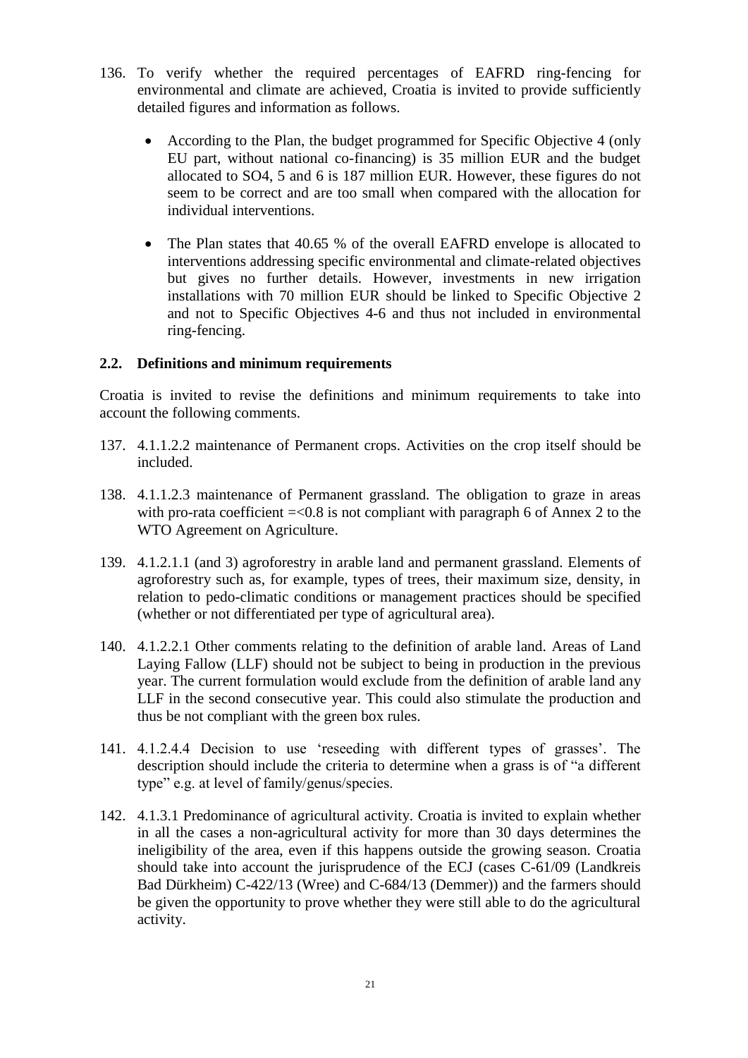136. To verify whether the required percentages of EAFRD ring-fencing for environmental and climate are achieved, Croatia is invited to provide sufficiently detailed figures and information as follows.

    - According to the Plan, the budget programmed for Specific Objective 4 (only EU part, without national co-financing) is 35 million EUR and the budget allocated to SO4, 5 and 6 is 187 million EUR. However, these figures do not seem to be correct and are too small when compared with the allocation for individual interventions.

    - The Plan states that 40.65 % of the overall EAFRD envelope is allocated to interventions addressing specific environmental and climate-related objectives but gives no further details. However, investments in new irrigation installations with 70 million EUR should be linked to Specific Objective 2 and not to Specific Objectives 4-6 and thus not included in environmental ring-fencing.

### 2.2. Definitions and minimum requirements

Croatia is invited to revise the definitions and minimum requirements to take into account the following comments.

137. 4.1.1.2.2 maintenance of Permanent crops. Activities on the crop itself should be included.

138. 4.1.1.2.3 maintenance of Permanent grassland. The obligation to graze in areas with pro-rata coefficient =<0.8 is not compliant with paragraph 6 of Annex 2 to the WTO Agreement on Agriculture.

139. 4.1.2.1.1 (and 3) agroforestry in arable land and permanent grassland. Elements of agroforestry such as, for example, types of trees, their maximum size, density, in relation to pedo-climatic conditions or management practices should be specified (whether or not differentiated per type of agricultural area).

140. 4.1.2.2.1 Other comments relating to the definition of arable land. Areas of Land Laying Fallow (LLF) should not be subject to being in production in the previous year. The current formulation would exclude from the definition of arable land any LLF in the second consecutive year. This could also stimulate the production and thus be not compliant with the green box rules.

141. 4.1.2.4.4 Decision to use 'reseeding with different types of grasses'. The description should include the criteria to determine when a grass is of "a different type" e.g. at level of family/genus/species.

142. 4.1.3.1 Predominance of agricultural activity. Croatia is invited to explain whether in all the cases a non-agricultural activity for more than 30 days determines the ineligibility of the area, even if this happens outside the growing season. Croatia should take into account the jurisprudence of the ECJ (cases C-61/09 (Landkreis Bad Dürkheim) C-422/13 (Wree) and C-684/13 (Demmer)) and the farmers should be given the opportunity to prove whether they were still able to do the agricultural activity.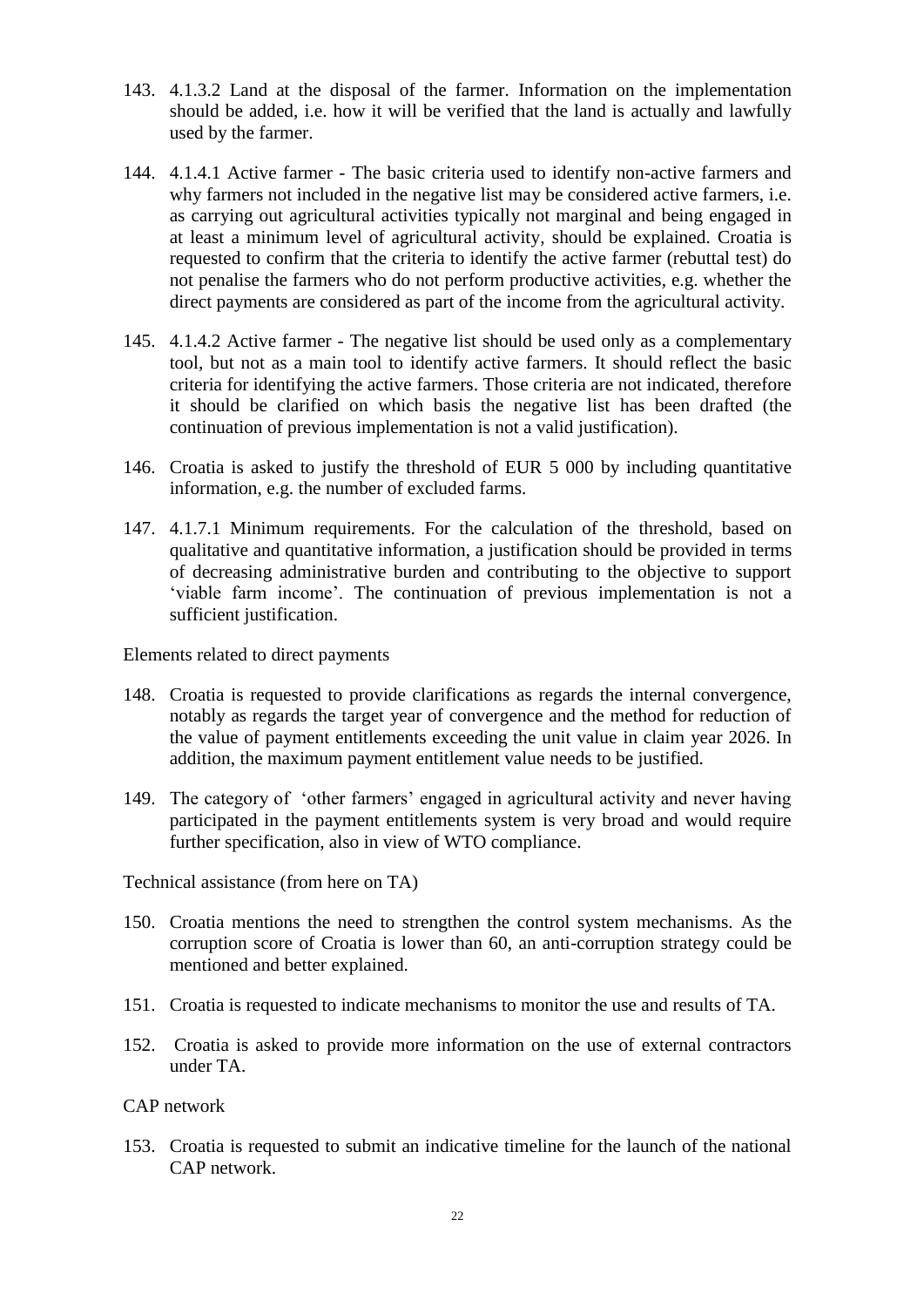143. 4.1.3.2 Land at the disposal of the farmer. Information on the implementation should be added, i.e. how it will be verified that the land is actually and lawfully used by the farmer.

144. 4.1.4.1 Active farmer - The basic criteria used to identify non-active farmers and why farmers not included in the negative list may be considered active farmers, i.e. as carrying out agricultural activities typically not marginal and being engaged in at least a minimum level of agricultural activity, should be explained. Croatia is requested to confirm that the criteria to identify the active farmer (rebuttal test) do not penalise the farmers who do not perform productive activities, e.g. whether the direct payments are considered as part of the income from the agricultural activity.

145. 4.1.4.2 Active farmer - The negative list should be used only as a complementary tool, but not as a main tool to identify active farmers. It should reflect the basic criteria for identifying the active farmers. Those criteria are not indicated, therefore it should be clarified on which basis the negative list has been drafted (the continuation of previous implementation is not a valid justification).

146. Croatia is asked to justify the threshold of EUR 5 000 by including quantitative information, e.g. the number of excluded farms.

147. 4.1.7.1 Minimum requirements. For the calculation of the threshold, based on qualitative and quantitative information, a justification should be provided in terms of decreasing administrative burden and contributing to the objective to support 'viable farm income'. The continuation of previous implementation is not a sufficient justification.

Elements related to direct payments

148. Croatia is requested to provide clarifications as regards the internal convergence, notably as regards the target year of convergence and the method for reduction of the value of payment entitlements exceeding the unit value in claim year 2026. In addition, the maximum payment entitlement value needs to be justified.

149. The category of 'other farmers' engaged in agricultural activity and never having participated in the payment entitlements system is very broad and would require further specification, also in view of WTO compliance.

Technical assistance (from here on TA)

150. Croatia mentions the need to strengthen the control system mechanisms. As the corruption score of Croatia is lower than 60, an anti-corruption strategy could be mentioned and better explained.

151. Croatia is requested to indicate mechanisms to monitor the use and results of TA.

152. Croatia is asked to provide more information on the use of external contractors under TA.

CAP network

153. Croatia is requested to submit an indicative timeline for the launch of the national CAP network.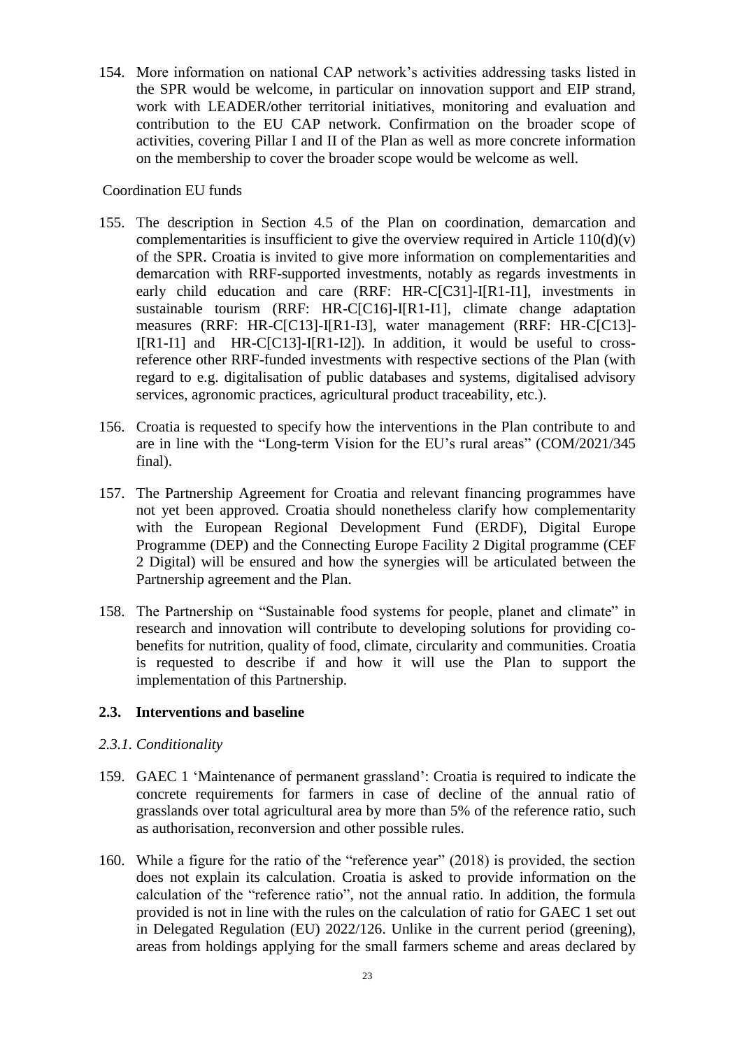154. More information on national CAP network's activities addressing tasks listed in the SPR would be welcome, in particular on innovation support and EIP strand, work with LEADER/other territorial initiatives, monitoring and evaluation and contribution to the EU CAP network. Confirmation on the broader scope of activities, covering Pillar I and II of the Plan as well as more concrete information on the membership to cover the broader scope would be welcome as well.

Coordination EU funds

155. The description in Section 4.5 of the Plan on coordination, demarcation and complementarities is insufficient to give the overview required in Article 110(d)(v) of the SPR. Croatia is invited to give more information on complementarities and demarcation with RRF-supported investments, notably as regards investments in early child education and care (RRF: HR-C[C31]-I[R1-I1], investments in sustainable tourism (RRF: HR-C[C16]-I[R1-I1], climate change adaptation measures (RRF: HR-C[C13]-I[R1-I3], water management (RRF: HR-C[C13]-I[R1-I1] and HR-C[C13]-I[R1-I2]). In addition, it would be useful to cross-reference other RRF-funded investments with respective sections of the Plan (with regard to e.g. digitalisation of public databases and systems, digitalised advisory services, agronomic practices, agricultural product traceability, etc.).

156. Croatia is requested to specify how the interventions in the Plan contribute to and are in line with the "Long-term Vision for the EU's rural areas" (COM/2021/345 final).

157. The Partnership Agreement for Croatia and relevant financing programmes have not yet been approved. Croatia should nonetheless clarify how complementarity with the European Regional Development Fund (ERDF), Digital Europe Programme (DEP) and the Connecting Europe Facility 2 Digital programme (CEF 2 Digital) will be ensured and how the synergies will be articulated between the Partnership agreement and the Plan.

158. The Partnership on "Sustainable food systems for people, planet and climate" in research and innovation will contribute to developing solutions for providing co-benefits for nutrition, quality of food, climate, circularity and communities. Croatia is requested to describe if and how it will use the Plan to support the implementation of this Partnership.

### 2.3. Interventions and baseline

#### *2.3.1. Conditionality*

159. GAEC 1 'Maintenance of permanent grassland': Croatia is required to indicate the concrete requirements for farmers in case of decline of the annual ratio of grasslands over total agricultural area by more than 5% of the reference ratio, such as authorisation, reconversion and other possible rules.

160. While a figure for the ratio of the "reference year" (2018) is provided, the section does not explain its calculation. Croatia is asked to provide information on the calculation of the "reference ratio", not the annual ratio. In addition, the formula provided is not in line with the rules on the calculation of ratio for GAEC 1 set out in Delegated Regulation (EU) 2022/126. Unlike in the current period (greening), areas from holdings applying for the small farmers scheme and areas declared by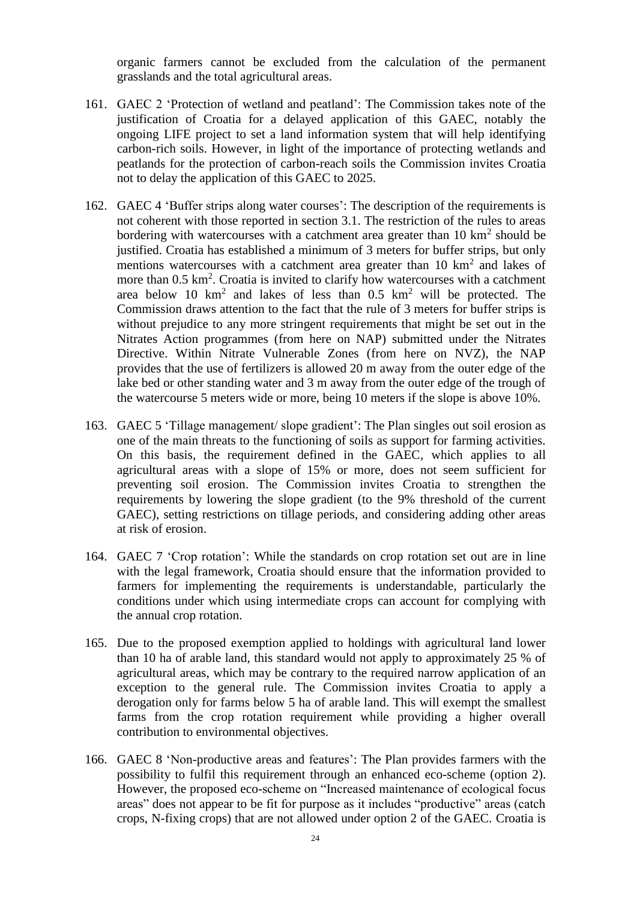organic farmers cannot be excluded from the calculation of the permanent grasslands and the total agricultural areas.

161. GAEC 2 'Protection of wetland and peatland': The Commission takes note of the justification of Croatia for a delayed application of this GAEC, notably the ongoing LIFE project to set a land information system that will help identifying carbon-rich soils. However, in light of the importance of protecting wetlands and peatlands for the protection of carbon-reach soils the Commission invites Croatia not to delay the application of this GAEC to 2025.

162. GAEC 4 'Buffer strips along water courses': The description of the requirements is not coherent with those reported in section 3.1. The restriction of the rules to areas bordering with watercourses with a catchment area greater than 10 $km^2$ should be justified. Croatia has established a minimum of 3 meters for buffer strips, but only mentions watercourses with a catchment area greater than 10 $km^2$ and lakes of more than 0.5 $km^2$. Croatia is invited to clarify how watercourses with a catchment area below 10 $km^2$ and lakes of less than 0.5 $km^2$ will be protected. The Commission draws attention to the fact that the rule of 3 meters for buffer strips is without prejudice to any more stringent requirements that might be set out in the Nitrates Action programmes (from here on NAP) submitted under the Nitrates Directive. Within Nitrate Vulnerable Zones (from here on NVZ), the NAP provides that the use of fertilizers is allowed 20 m away from the outer edge of the lake bed or other standing water and 3 m away from the outer edge of the trough of the watercourse 5 meters wide or more, being 10 meters if the slope is above 10%.

163. GAEC 5 'Tillage management/ slope gradient': The Plan singles out soil erosion as one of the main threats to the functioning of soils as support for farming activities. On this basis, the requirement defined in the GAEC, which applies to all agricultural areas with a slope of 15% or more, does not seem sufficient for preventing soil erosion. The Commission invites Croatia to strengthen the requirements by lowering the slope gradient (to the 9% threshold of the current GAEC), setting restrictions on tillage periods, and considering adding other areas at risk of erosion.

164. GAEC 7 'Crop rotation': While the standards on crop rotation set out are in line with the legal framework, Croatia should ensure that the information provided to farmers for implementing the requirements is understandable, particularly the conditions under which using intermediate crops can account for complying with the annual crop rotation.

165. Due to the proposed exemption applied to holdings with agricultural land lower than 10 ha of arable land, this standard would not apply to approximately 25 % of agricultural areas, which may be contrary to the required narrow application of an exception to the general rule. The Commission invites Croatia to apply a derogation only for farms below 5 ha of arable land. This will exempt the smallest farms from the crop rotation requirement while providing a higher overall contribution to environmental objectives.

166. GAEC 8 'Non-productive areas and features': The Plan provides farmers with the possibility to fulfil this requirement through an enhanced eco-scheme (option 2). However, the proposed eco-scheme on "Increased maintenance of ecological focus areas" does not appear to be fit for purpose as it includes "productive" areas (catch crops, N-fixing crops) that are not allowed under option 2 of the GAEC. Croatia is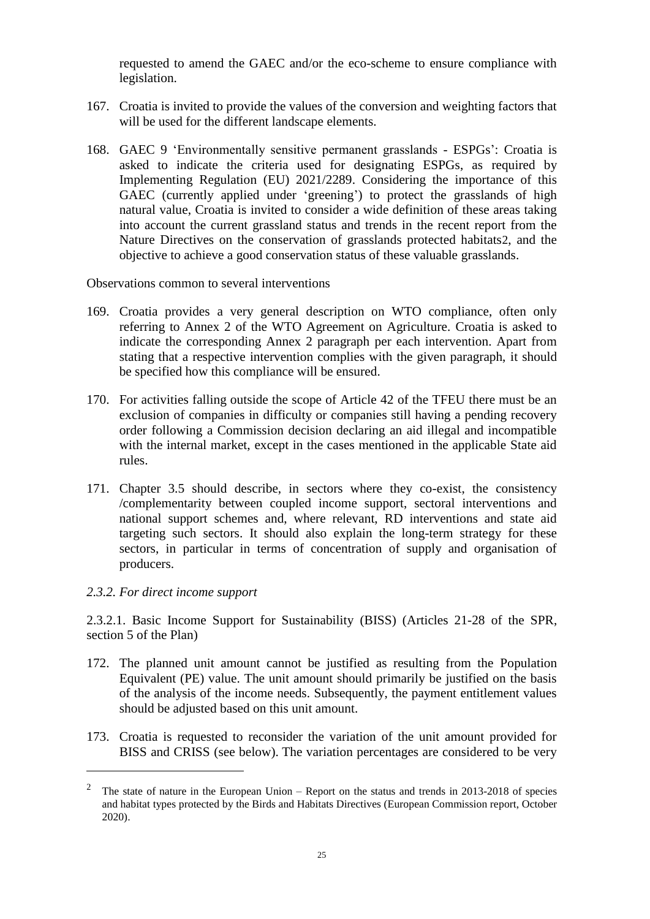requested to amend the GAEC and/or the eco-scheme to ensure compliance with legislation.

167. Croatia is invited to provide the values of the conversion and weighting factors that will be used for the different landscape elements.

168. GAEC 9 'Environmentally sensitive permanent grasslands - ESPGs': Croatia is asked to indicate the criteria used for designating ESPGs, as required by Implementing Regulation (EU) 2021/2289. Considering the importance of this GAEC (currently applied under 'greening') to protect the grasslands of high natural value, Croatia is invited to consider a wide definition of these areas taking into account the current grassland status and trends in the recent report from the Nature Directives on the conservation of grasslands protected habitats[2], and the objective to achieve a good conservation status of these valuable grasslands.

Observations common to several interventions

169. Croatia provides a very general description on WTO compliance, often only referring to Annex 2 of the WTO Agreement on Agriculture. Croatia is asked to indicate the corresponding Annex 2 paragraph per each intervention. Apart from stating that a respective intervention complies with the given paragraph, it should be specified how this compliance will be ensured.

170. For activities falling outside the scope of Article 42 of the TFEU there must be an exclusion of companies in difficulty or companies still having a pending recovery order following a Commission decision declaring an aid illegal and incompatible with the internal market, except in the cases mentioned in the applicable State aid rules.

171. Chapter 3.5 should describe, in sectors where they co-exist, the consistency /complementarity between coupled income support, sectoral interventions and national support schemes and, where relevant, RD interventions and state aid targeting such sectors. It should also explain the long-term strategy for these sectors, in particular in terms of concentration of supply and organisation of producers.

### *2.3.2. For direct income support*

2.3.2.1. Basic Income Support for Sustainability (BISS) (Articles 21-28 of the SPR, section 5 of the Plan)

172. The planned unit amount cannot be justified as resulting from the Population Equivalent (PE) value. The unit amount should primarily be justified on the basis of the analysis of the income needs. Subsequently, the payment entitlement values should be adjusted based on this unit amount.

173. Croatia is requested to reconsider the variation of the unit amount provided for BISS and CRISS (see below). The variation percentages are considered to be very

---

[2] The state of nature in the European Union – Report on the status and trends in 2013-2018 of species and habitat types protected by the Birds and Habitats Directives (European Commission report, October 2020).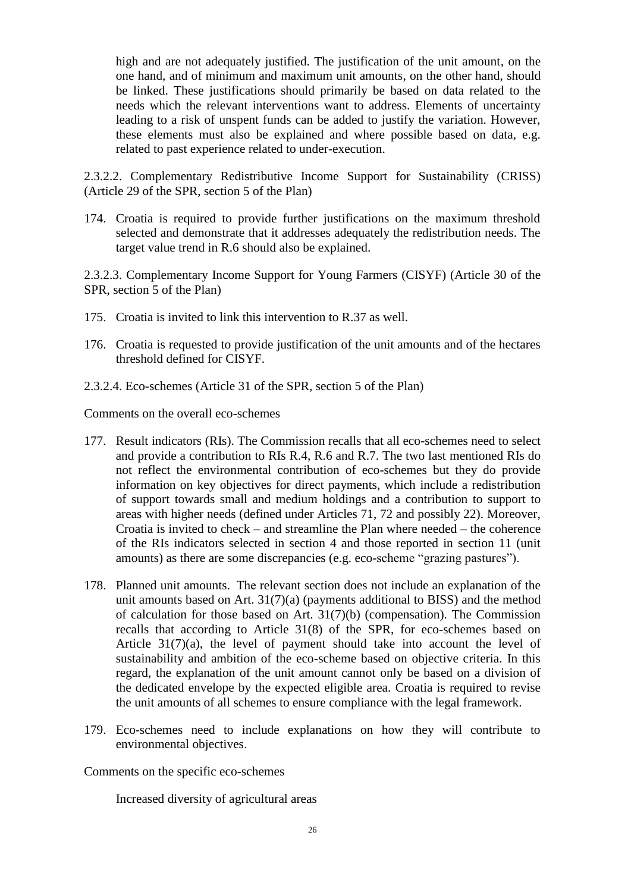high and are not adequately justified. The justification of the unit amount, on the one hand, and of minimum and maximum unit amounts, on the other hand, should be linked. These justifications should primarily be based on data related to the needs which the relevant interventions want to address. Elements of uncertainty leading to a risk of unspent funds can be added to justify the variation. However, these elements must also be explained and where possible based on data, e.g. related to past experience related to under-execution.

2.3.2.2. Complementary Redistributive Income Support for Sustainability (CRISS) (Article 29 of the SPR, section 5 of the Plan)

174. Croatia is required to provide further justifications on the maximum threshold selected and demonstrate that it addresses adequately the redistribution needs. The target value trend in R.6 should also be explained.

2.3.2.3. Complementary Income Support for Young Farmers (CISYF) (Article 30 of the SPR, section 5 of the Plan)

175. Croatia is invited to link this intervention to R.37 as well.

176. Croatia is requested to provide justification of the unit amounts and of the hectares threshold defined for CISYF.

2.3.2.4. Eco-schemes (Article 31 of the SPR, section 5 of the Plan)

Comments on the overall eco-schemes

177. Result indicators (RIs). The Commission recalls that all eco-schemes need to select and provide a contribution to RIs R.4, R.6 and R.7. The two last mentioned RIs do not reflect the environmental contribution of eco-schemes but they do provide information on key objectives for direct payments, which include a redistribution of support towards small and medium holdings and a contribution to support to areas with higher needs (defined under Articles 71, 72 and possibly 22). Moreover, Croatia is invited to check – and streamline the Plan where needed – the coherence of the RIs indicators selected in section 4 and those reported in section 11 (unit amounts) as there are some discrepancies (e.g. eco-scheme "grazing pastures").

178. Planned unit amounts. The relevant section does not include an explanation of the unit amounts based on Art. 31(7)(a) (payments additional to BISS) and the method of calculation for those based on Art. 31(7)(b) (compensation). The Commission recalls that according to Article 31(8) of the SPR, for eco-schemes based on Article 31(7)(a), the level of payment should take into account the level of sustainability and ambition of the eco-scheme based on objective criteria. In this regard, the explanation of the unit amount cannot only be based on a division of the dedicated envelope by the expected eligible area. Croatia is required to revise the unit amounts of all schemes to ensure compliance with the legal framework.

179. Eco-schemes need to include explanations on how they will contribute to environmental objectives.

Comments on the specific eco-schemes

Increased diversity of agricultural areas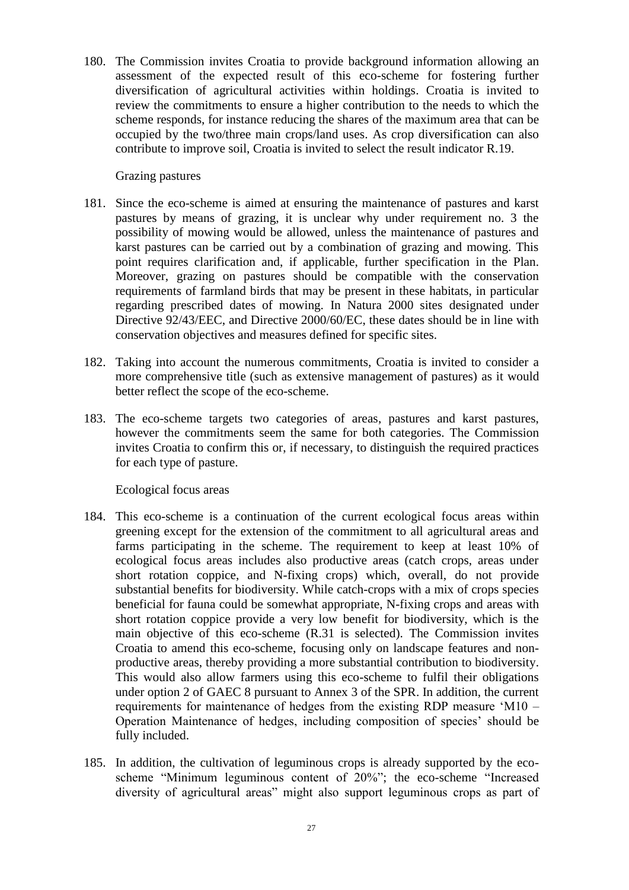180. The Commission invites Croatia to provide background information allowing an assessment of the expected result of this eco-scheme for fostering further diversification of agricultural activities within holdings. Croatia is invited to review the commitments to ensure a higher contribution to the needs to which the scheme responds, for instance reducing the shares of the maximum area that can be occupied by the two/three main crops/land uses. As crop diversification can also contribute to improve soil, Croatia is invited to select the result indicator R.19.

Grazing pastures

181. Since the eco-scheme is aimed at ensuring the maintenance of pastures and karst pastures by means of grazing, it is unclear why under requirement no. 3 the possibility of mowing would be allowed, unless the maintenance of pastures and karst pastures can be carried out by a combination of grazing and mowing. This point requires clarification and, if applicable, further specification in the Plan. Moreover, grazing on pastures should be compatible with the conservation requirements of farmland birds that may be present in these habitats, in particular regarding prescribed dates of mowing. In Natura 2000 sites designated under Directive 92/43/EEC, and Directive 2000/60/EC, these dates should be in line with conservation objectives and measures defined for specific sites.

182. Taking into account the numerous commitments, Croatia is invited to consider a more comprehensive title (such as extensive management of pastures) as it would better reflect the scope of the eco-scheme.

183. The eco-scheme targets two categories of areas, pastures and karst pastures, however the commitments seem the same for both categories. The Commission invites Croatia to confirm this or, if necessary, to distinguish the required practices for each type of pasture.

Ecological focus areas

184. This eco-scheme is a continuation of the current ecological focus areas within greening except for the extension of the commitment to all agricultural areas and farms participating in the scheme. The requirement to keep at least 10% of ecological focus areas includes also productive areas (catch crops, areas under short rotation coppice, and N-fixing crops) which, overall, do not provide substantial benefits for biodiversity. While catch-crops with a mix of crops species beneficial for fauna could be somewhat appropriate, N-fixing crops and areas with short rotation coppice provide a very low benefit for biodiversity, which is the main objective of this eco-scheme (R.31 is selected). The Commission invites Croatia to amend this eco-scheme, focusing only on landscape features and non-productive areas, thereby providing a more substantial contribution to biodiversity. This would also allow farmers using this eco-scheme to fulfil their obligations under option 2 of GAEC 8 pursuant to Annex 3 of the SPR. In addition, the current requirements for maintenance of hedges from the existing RDP measure 'M10 – Operation Maintenance of hedges, including composition of species' should be fully included.

185. In addition, the cultivation of leguminous crops is already supported by the eco-scheme "Minimum leguminous content of 20%"; the eco-scheme "Increased diversity of agricultural areas" might also support leguminous crops as part of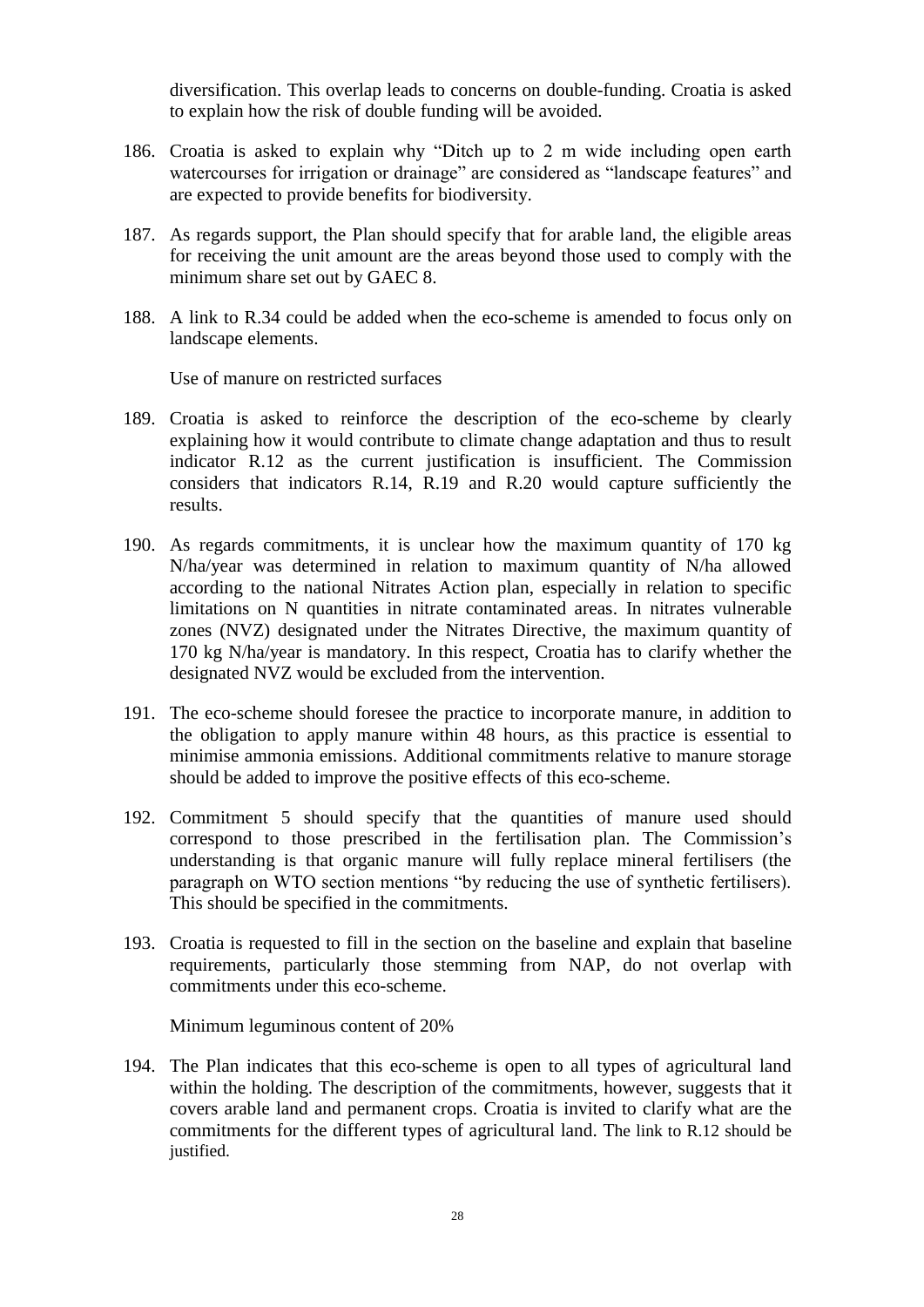diversification. This overlap leads to concerns on double-funding. Croatia is asked to explain how the risk of double funding will be avoided.

186. Croatia is asked to explain why "Ditch up to 2 m wide including open earth watercourses for irrigation or drainage" are considered as "landscape features" and are expected to provide benefits for biodiversity.

187. As regards support, the Plan should specify that for arable land, the eligible areas for receiving the unit amount are the areas beyond those used to comply with the minimum share set out by GAEC 8.

188. A link to R.34 could be added when the eco-scheme is amended to focus only on landscape elements.

Use of manure on restricted surfaces

189. Croatia is asked to reinforce the description of the eco-scheme by clearly explaining how it would contribute to climate change adaptation and thus to result indicator R.12 as the current justification is insufficient. The Commission considers that indicators R.14, R.19 and R.20 would capture sufficiently the results.

190. As regards commitments, it is unclear how the maximum quantity of 170 kg N/ha/year was determined in relation to maximum quantity of N/ha allowed according to the national Nitrates Action plan, especially in relation to specific limitations on N quantities in nitrate contaminated areas. In nitrates vulnerable zones (NVZ) designated under the Nitrates Directive, the maximum quantity of 170 kg N/ha/year is mandatory. In this respect, Croatia has to clarify whether the designated NVZ would be excluded from the intervention.

191. The eco-scheme should foresee the practice to incorporate manure, in addition to the obligation to apply manure within 48 hours, as this practice is essential to minimise ammonia emissions. Additional commitments relative to manure storage should be added to improve the positive effects of this eco-scheme.

192. Commitment 5 should specify that the quantities of manure used should correspond to those prescribed in the fertilisation plan. The Commission's understanding is that organic manure will fully replace mineral fertilisers (the paragraph on WTO section mentions "by reducing the use of synthetic fertilisers). This should be specified in the commitments.

193. Croatia is requested to fill in the section on the baseline and explain that baseline requirements, particularly those stemming from NAP, do not overlap with commitments under this eco-scheme.

Minimum leguminous content of 20%

194. The Plan indicates that this eco-scheme is open to all types of agricultural land within the holding. The description of the commitments, however, suggests that it covers arable land and permanent crops. Croatia is invited to clarify what are the commitments for the different types of agricultural land. The link to R.12 should be justified.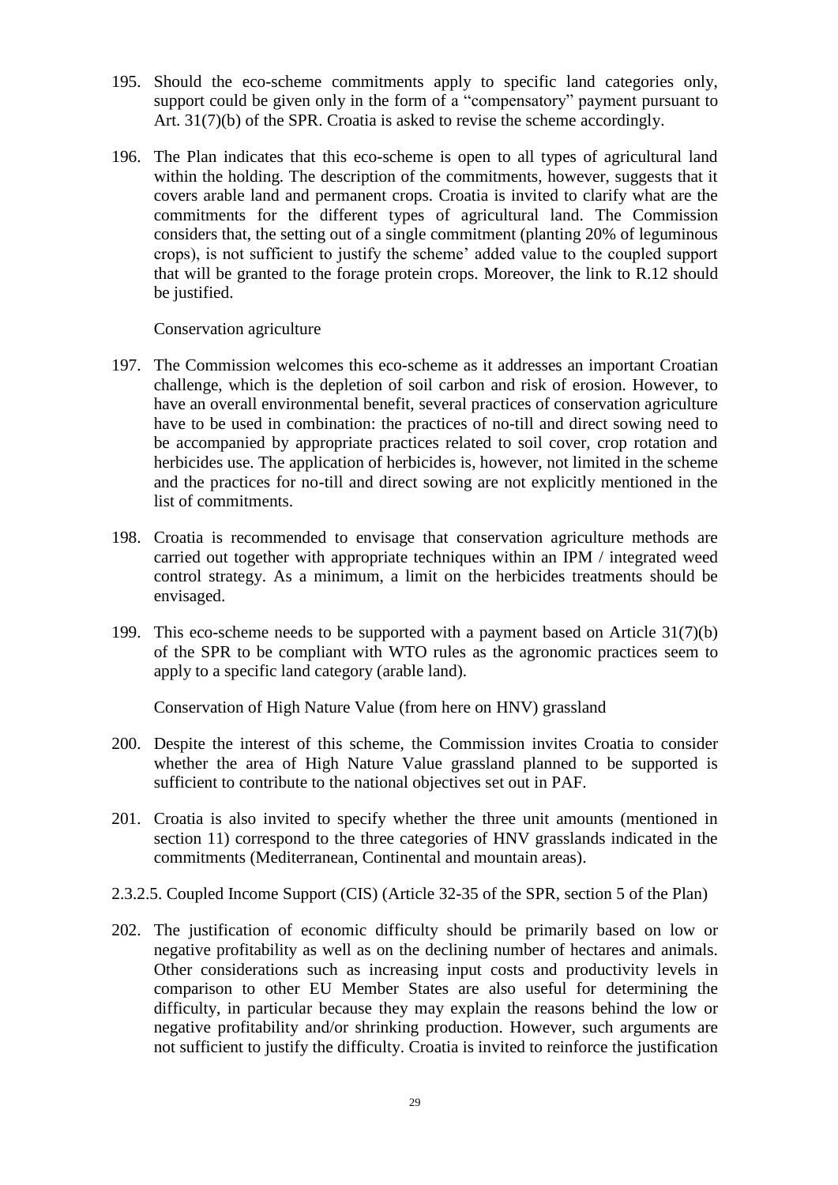195. Should the eco-scheme commitments apply to specific land categories only, support could be given only in the form of a "compensatory" payment pursuant to Art. 31(7)(b) of the SPR. Croatia is asked to revise the scheme accordingly.

196. The Plan indicates that this eco-scheme is open to all types of agricultural land within the holding. The description of the commitments, however, suggests that it covers arable land and permanent crops. Croatia is invited to clarify what are the commitments for the different types of agricultural land. The Commission considers that, the setting out of a single commitment (planting 20% of leguminous crops), is not sufficient to justify the scheme' added value to the coupled support that will be granted to the forage protein crops. Moreover, the link to R.12 should be justified.

Conservation agriculture

197. The Commission welcomes this eco-scheme as it addresses an important Croatian challenge, which is the depletion of soil carbon and risk of erosion. However, to have an overall environmental benefit, several practices of conservation agriculture have to be used in combination: the practices of no-till and direct sowing need to be accompanied by appropriate practices related to soil cover, crop rotation and herbicides use. The application of herbicides is, however, not limited in the scheme and the practices for no-till and direct sowing are not explicitly mentioned in the list of commitments.

198. Croatia is recommended to envisage that conservation agriculture methods are carried out together with appropriate techniques within an IPM / integrated weed control strategy. As a minimum, a limit on the herbicides treatments should be envisaged.

199. This eco-scheme needs to be supported with a payment based on Article 31(7)(b) of the SPR to be compliant with WTO rules as the agronomic practices seem to apply to a specific land category (arable land).

Conservation of High Nature Value (from here on HNV) grassland

200. Despite the interest of this scheme, the Commission invites Croatia to consider whether the area of High Nature Value grassland planned to be supported is sufficient to contribute to the national objectives set out in PAF.

201. Croatia is also invited to specify whether the three unit amounts (mentioned in section 11) correspond to the three categories of HNV grasslands indicated in the commitments (Mediterranean, Continental and mountain areas).

2.3.2.5. Coupled Income Support (CIS) (Article 32-35 of the SPR, section 5 of the Plan)

202. The justification of economic difficulty should be primarily based on low or negative profitability as well as on the declining number of hectares and animals. Other considerations such as increasing input costs and productivity levels in comparison to other EU Member States are also useful for determining the difficulty, in particular because they may explain the reasons behind the low or negative profitability and/or shrinking production. However, such arguments are not sufficient to justify the difficulty. Croatia is invited to reinforce the justification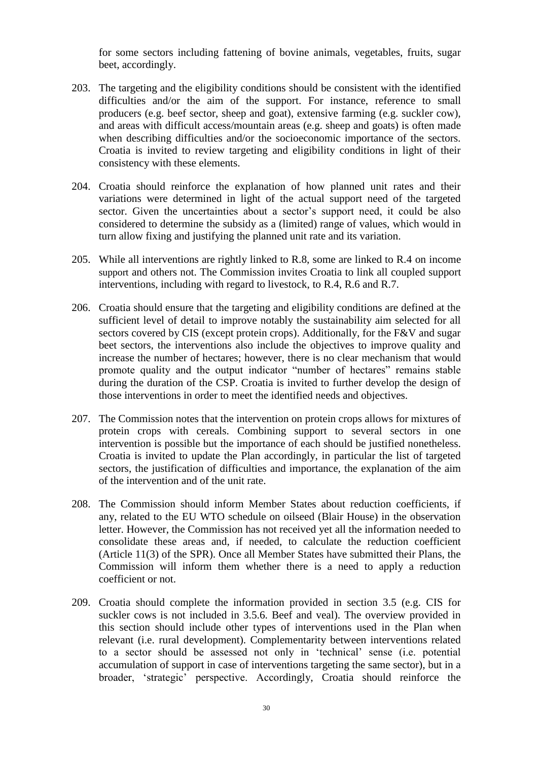for some sectors including fattening of bovine animals, vegetables, fruits, sugar beet, accordingly.

203. The targeting and the eligibility conditions should be consistent with the identified difficulties and/or the aim of the support. For instance, reference to small producers (e.g. beef sector, sheep and goat), extensive farming (e.g. suckler cow), and areas with difficult access/mountain areas (e.g. sheep and goats) is often made when describing difficulties and/or the socioeconomic importance of the sectors. Croatia is invited to review targeting and eligibility conditions in light of their consistency with these elements.

204. Croatia should reinforce the explanation of how planned unit rates and their variations were determined in light of the actual support need of the targeted sector. Given the uncertainties about a sector's support need, it could be also considered to determine the subsidy as a (limited) range of values, which would in turn allow fixing and justifying the planned unit rate and its variation.

205. While all interventions are rightly linked to R.8, some are linked to R.4 on income support and others not. The Commission invites Croatia to link all coupled support interventions, including with regard to livestock, to R.4, R.6 and R.7.

206. Croatia should ensure that the targeting and eligibility conditions are defined at the sufficient level of detail to improve notably the sustainability aim selected for all sectors covered by CIS (except protein crops). Additionally, for the F&V and sugar beet sectors, the interventions also include the objectives to improve quality and increase the number of hectares; however, there is no clear mechanism that would promote quality and the output indicator "number of hectares" remains stable during the duration of the CSP. Croatia is invited to further develop the design of those interventions in order to meet the identified needs and objectives.

207. The Commission notes that the intervention on protein crops allows for mixtures of protein crops with cereals. Combining support to several sectors in one intervention is possible but the importance of each should be justified nonetheless. Croatia is invited to update the Plan accordingly, in particular the list of targeted sectors, the justification of difficulties and importance, the explanation of the aim of the intervention and of the unit rate.

208. The Commission should inform Member States about reduction coefficients, if any, related to the EU WTO schedule on oilseed (Blair House) in the observation letter. However, the Commission has not received yet all the information needed to consolidate these areas and, if needed, to calculate the reduction coefficient (Article 11(3) of the SPR). Once all Member States have submitted their Plans, the Commission will inform them whether there is a need to apply a reduction coefficient or not.

209. Croatia should complete the information provided in section 3.5 (e.g. CIS for suckler cows is not included in 3.5.6. Beef and veal). The overview provided in this section should include other types of interventions used in the Plan when relevant (i.e. rural development). Complementarity between interventions related to a sector should be assessed not only in 'technical' sense (i.e. potential accumulation of support in case of interventions targeting the same sector), but in a broader, 'strategic' perspective. Accordingly, Croatia should reinforce the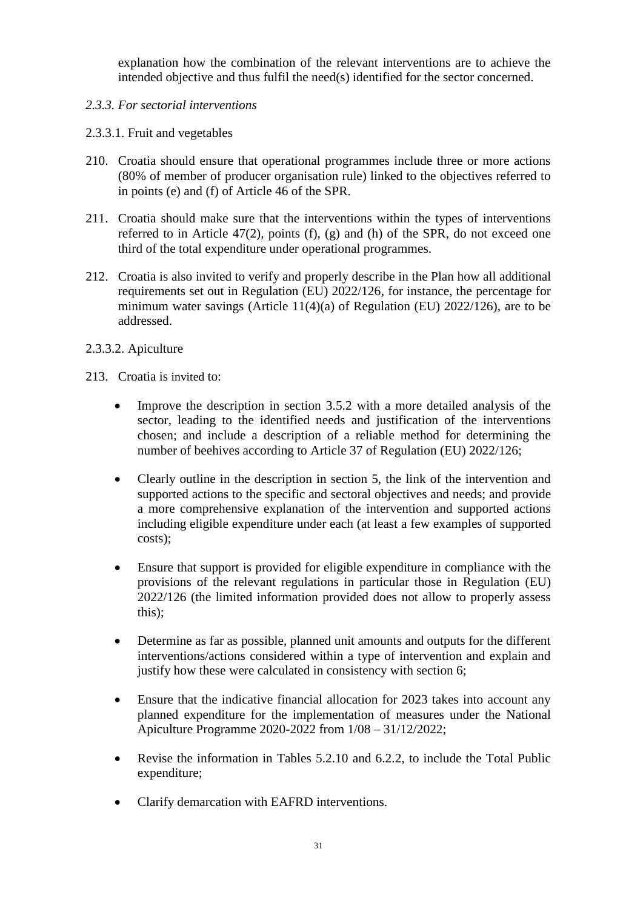explanation how the combination of the relevant interventions are to achieve the intended objective and thus fulfil the need(s) identified for the sector concerned.

*2.3.3. For sectorial interventions*

2.3.3.1. Fruit and vegetables

210. Croatia should ensure that operational programmes include three or more actions (80% of member of producer organisation rule) linked to the objectives referred to in points (e) and (f) of Article 46 of the SPR.

211. Croatia should make sure that the interventions within the types of interventions referred to in Article 47(2), points (f), (g) and (h) of the SPR, do not exceed one third of the total expenditure under operational programmes.

212. Croatia is also invited to verify and properly describe in the Plan how all additional requirements set out in Regulation (EU) 2022/126, for instance, the percentage for minimum water savings (Article 11(4)(a) of Regulation (EU) 2022/126), are to be addressed.

2.3.3.2. Apiculture

213. Croatia is invited to:

- Improve the description in section 3.5.2 with a more detailed analysis of the sector, leading to the identified needs and justification of the interventions chosen; and include a description of a reliable method for determining the number of beehives according to Article 37 of Regulation (EU) 2022/126;
- Clearly outline in the description in section 5, the link of the intervention and supported actions to the specific and sectoral objectives and needs; and provide a more comprehensive explanation of the intervention and supported actions including eligible expenditure under each (at least a few examples of supported costs);
- Ensure that support is provided for eligible expenditure in compliance with the provisions of the relevant regulations in particular those in Regulation (EU) 2022/126 (the limited information provided does not allow to properly assess this);
- Determine as far as possible, planned unit amounts and outputs for the different interventions/actions considered within a type of intervention and explain and justify how these were calculated in consistency with section 6;
- Ensure that the indicative financial allocation for 2023 takes into account any planned expenditure for the implementation of measures under the National Apiculture Programme 2020-2022 from 1/08 – 31/12/2022;
- Revise the information in Tables 5.2.10 and 6.2.2, to include the Total Public expenditure;
- Clarify demarcation with EAFRD interventions.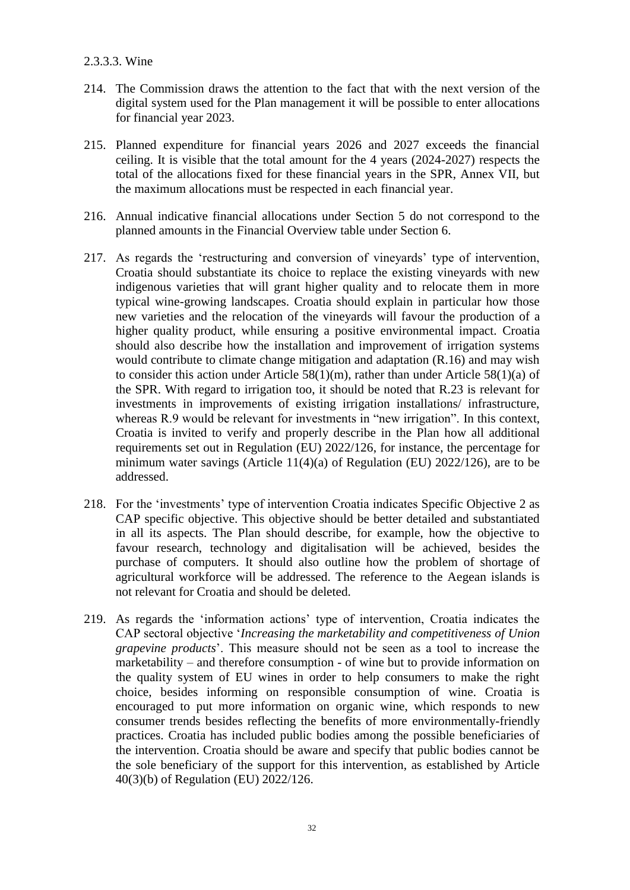2.3.3.3. Wine

214. The Commission draws the attention to the fact that with the next version of the digital system used for the Plan management it will be possible to enter allocations for financial year 2023.

215. Planned expenditure for financial years 2026 and 2027 exceeds the financial ceiling. It is visible that the total amount for the 4 years (2024-2027) respects the total of the allocations fixed for these financial years in the SPR, Annex VII, but the maximum allocations must be respected in each financial year.

216. Annual indicative financial allocations under Section 5 do not correspond to the planned amounts in the Financial Overview table under Section 6.

217. As regards the 'restructuring and conversion of vineyards' type of intervention, Croatia should substantiate its choice to replace the existing vineyards with new indigenous varieties that will grant higher quality and to relocate them in more typical wine-growing landscapes. Croatia should explain in particular how those new varieties and the relocation of the vineyards will favour the production of a higher quality product, while ensuring a positive environmental impact. Croatia should also describe how the installation and improvement of irrigation systems would contribute to climate change mitigation and adaptation (R.16) and may wish to consider this action under Article 58(1)(m), rather than under Article 58(1)(a) of the SPR. With regard to irrigation too, it should be noted that R.23 is relevant for investments in improvements of existing irrigation installations/ infrastructure, whereas R.9 would be relevant for investments in "new irrigation". In this context, Croatia is invited to verify and properly describe in the Plan how all additional requirements set out in Regulation (EU) 2022/126, for instance, the percentage for minimum water savings (Article 11(4)(a) of Regulation (EU) 2022/126), are to be addressed.

218. For the 'investments' type of intervention Croatia indicates Specific Objective 2 as CAP specific objective. This objective should be better detailed and substantiated in all its aspects. The Plan should describe, for example, how the objective to favour research, technology and digitalisation will be achieved, besides the purchase of computers. It should also outline how the problem of shortage of agricultural workforce will be addressed. The reference to the Aegean islands is not relevant for Croatia and should be deleted.

219. As regards the 'information actions' type of intervention, Croatia indicates the CAP sectoral objective '*Increasing the marketability and competitiveness of Union grapevine products*'. This measure should not be seen as a tool to increase the marketability – and therefore consumption - of wine but to provide information on the quality system of EU wines in order to help consumers to make the right choice, besides informing on responsible consumption of wine. Croatia is encouraged to put more information on organic wine, which responds to new consumer trends besides reflecting the benefits of more environmentally-friendly practices. Croatia has included public bodies among the possible beneficiaries of the intervention. Croatia should be aware and specify that public bodies cannot be the sole beneficiary of the support for this intervention, as established by Article 40(3)(b) of Regulation (EU) 2022/126.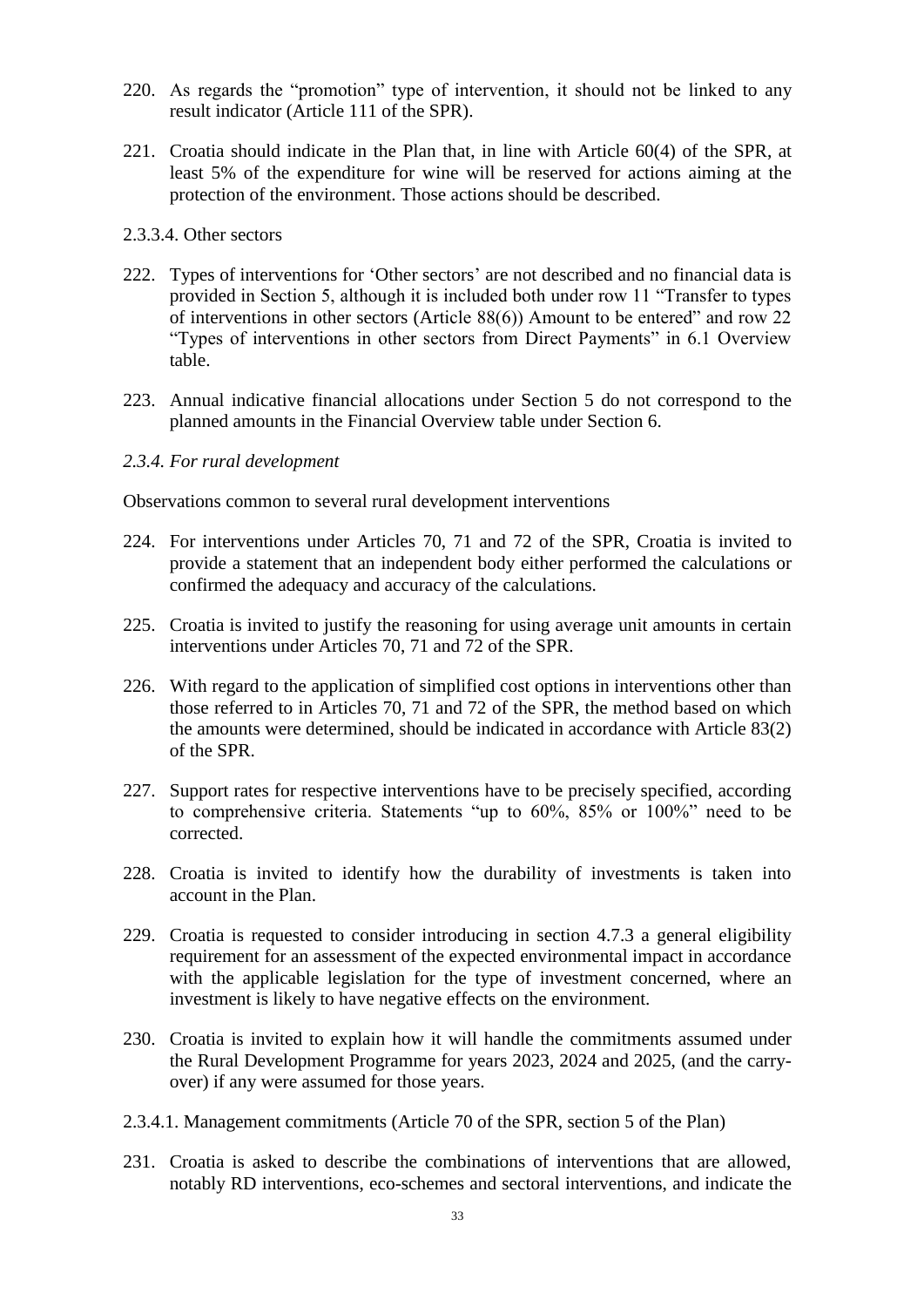220. As regards the "promotion" type of intervention, it should not be linked to any result indicator (Article 111 of the SPR).

221. Croatia should indicate in the Plan that, in line with Article 60(4) of the SPR, at least 5% of the expenditure for wine will be reserved for actions aiming at the protection of the environment. Those actions should be described.

2.3.3.4. Other sectors

222. Types of interventions for 'Other sectors' are not described and no financial data is provided in Section 5, although it is included both under row 11 "Transfer to types of interventions in other sectors (Article 88(6)) Amount to be entered" and row 22 "Types of interventions in other sectors from Direct Payments" in 6.1 Overview table.

223. Annual indicative financial allocations under Section 5 do not correspond to the planned amounts in the Financial Overview table under Section 6.

*2.3.4. For rural development*

Observations common to several rural development interventions

224. For interventions under Articles 70, 71 and 72 of the SPR, Croatia is invited to provide a statement that an independent body either performed the calculations or confirmed the adequacy and accuracy of the calculations.

225. Croatia is invited to justify the reasoning for using average unit amounts in certain interventions under Articles 70, 71 and 72 of the SPR.

226. With regard to the application of simplified cost options in interventions other than those referred to in Articles 70, 71 and 72 of the SPR, the method based on which the amounts were determined, should be indicated in accordance with Article 83(2) of the SPR.

227. Support rates for respective interventions have to be precisely specified, according to comprehensive criteria. Statements "up to 60%, 85% or 100%" need to be corrected.

228. Croatia is invited to identify how the durability of investments is taken into account in the Plan.

229. Croatia is requested to consider introducing in section 4.7.3 a general eligibility requirement for an assessment of the expected environmental impact in accordance with the applicable legislation for the type of investment concerned, where an investment is likely to have negative effects on the environment.

230. Croatia is invited to explain how it will handle the commitments assumed under the Rural Development Programme for years 2023, 2024 and 2025, (and the carry-over) if any were assumed for those years.

2.3.4.1. Management commitments (Article 70 of the SPR, section 5 of the Plan)

231. Croatia is asked to describe the combinations of interventions that are allowed, notably RD interventions, eco-schemes and sectoral interventions, and indicate the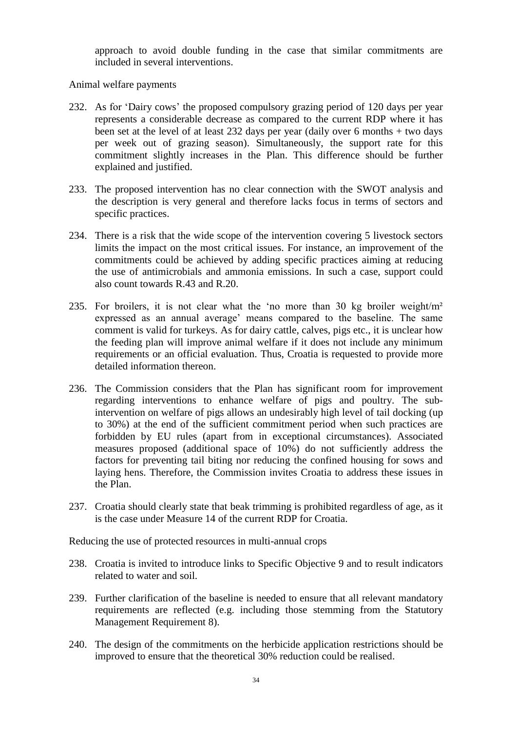approach to avoid double funding in the case that similar commitments are included in several interventions.

Animal welfare payments

232. As for 'Dairy cows' the proposed compulsory grazing period of 120 days per year represents a considerable decrease as compared to the current RDP where it has been set at the level of at least 232 days per year (daily over 6 months + two days per week out of grazing season). Simultaneously, the support rate for this commitment slightly increases in the Plan. This difference should be further explained and justified.

233. The proposed intervention has no clear connection with the SWOT analysis and the description is very general and therefore lacks focus in terms of sectors and specific practices.

234. There is a risk that the wide scope of the intervention covering 5 livestock sectors limits the impact on the most critical issues. For instance, an improvement of the commitments could be achieved by adding specific practices aiming at reducing the use of antimicrobials and ammonia emissions. In such a case, support could also count towards R.43 and R.20.

235. For broilers, it is not clear what the 'no more than 30 kg broiler weight/m² expressed as an annual average' means compared to the baseline. The same comment is valid for turkeys. As for dairy cattle, calves, pigs etc., it is unclear how the feeding plan will improve animal welfare if it does not include any minimum requirements or an official evaluation. Thus, Croatia is requested to provide more detailed information thereon.

236. The Commission considers that the Plan has significant room for improvement regarding interventions to enhance welfare of pigs and poultry. The sub-intervention on welfare of pigs allows an undesirably high level of tail docking (up to 30%) at the end of the sufficient commitment period when such practices are forbidden by EU rules (apart from in exceptional circumstances). Associated measures proposed (additional space of 10%) do not sufficiently address the factors for preventing tail biting nor reducing the confined housing for sows and laying hens. Therefore, the Commission invites Croatia to address these issues in the Plan.

237. Croatia should clearly state that beak trimming is prohibited regardless of age, as it is the case under Measure 14 of the current RDP for Croatia.

Reducing the use of protected resources in multi-annual crops

238. Croatia is invited to introduce links to Specific Objective 9 and to result indicators related to water and soil.

239. Further clarification of the baseline is needed to ensure that all relevant mandatory requirements are reflected (e.g. including those stemming from the Statutory Management Requirement 8).

240. The design of the commitments on the herbicide application restrictions should be improved to ensure that the theoretical 30% reduction could be realised.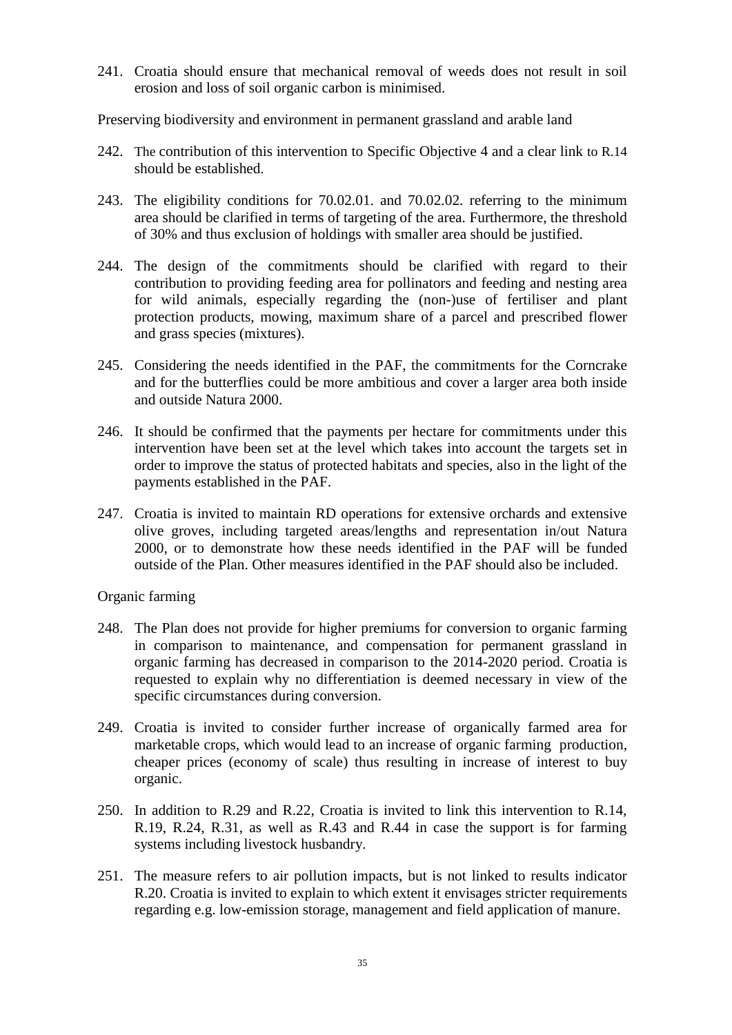241. Croatia should ensure that mechanical removal of weeds does not result in soil erosion and loss of soil organic carbon is minimised.

Preserving biodiversity and environment in permanent grassland and arable land

242. The contribution of this intervention to Specific Objective 4 and a clear link to R.14 should be established.

243. The eligibility conditions for 70.02.01. and 70.02.02. referring to the minimum area should be clarified in terms of targeting of the area. Furthermore, the threshold of 30% and thus exclusion of holdings with smaller area should be justified.

244. The design of the commitments should be clarified with regard to their contribution to providing feeding area for pollinators and feeding and nesting area for wild animals, especially regarding the (non-)use of fertiliser and plant protection products, mowing, maximum share of a parcel and prescribed flower and grass species (mixtures).

245. Considering the needs identified in the PAF, the commitments for the Corncrake and for the butterflies could be more ambitious and cover a larger area both inside and outside Natura 2000.

246. It should be confirmed that the payments per hectare for commitments under this intervention have been set at the level which takes into account the targets set in order to improve the status of protected habitats and species, also in the light of the payments established in the PAF.

247. Croatia is invited to maintain RD operations for extensive orchards and extensive olive groves, including targeted areas/lengths and representation in/out Natura 2000, or to demonstrate how these needs identified in the PAF will be funded outside of the Plan. Other measures identified in the PAF should also be included.

Organic farming

248. The Plan does not provide for higher premiums for conversion to organic farming in comparison to maintenance, and compensation for permanent grassland in organic farming has decreased in comparison to the 2014-2020 period. Croatia is requested to explain why no differentiation is deemed necessary in view of the specific circumstances during conversion.

249. Croatia is invited to consider further increase of organically farmed area for marketable crops, which would lead to an increase of organic farming production, cheaper prices (economy of scale) thus resulting in increase of interest to buy organic.

250. In addition to R.29 and R.22, Croatia is invited to link this intervention to R.14, R.19, R.24, R.31, as well as R.43 and R.44 in case the support is for farming systems including livestock husbandry.

251. The measure refers to air pollution impacts, but is not linked to results indicator R.20. Croatia is invited to explain to which extent it envisages stricter requirements regarding e.g. low-emission storage, management and field application of manure.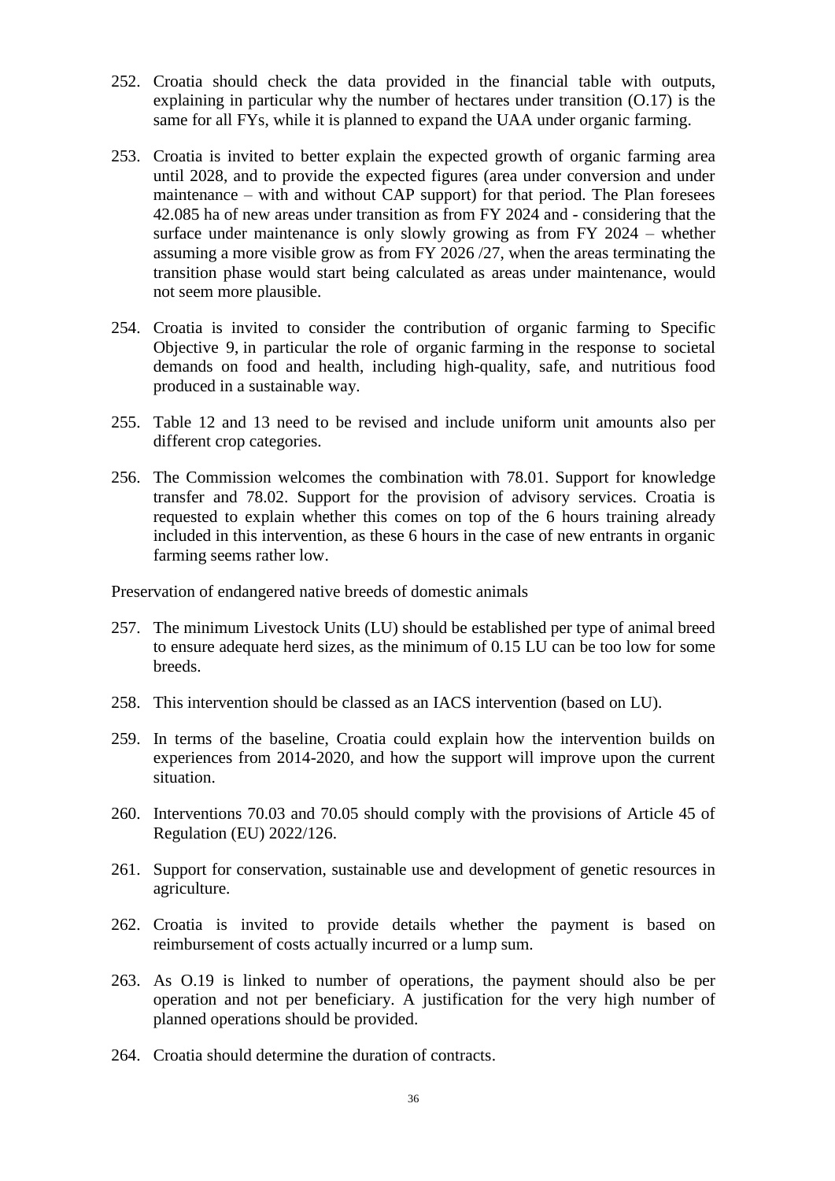252. Croatia should check the data provided in the financial table with outputs, explaining in particular why the number of hectares under transition (O.17) is the same for all FYs, while it is planned to expand the UAA under organic farming.

253. Croatia is invited to better explain the expected growth of organic farming area until 2028, and to provide the expected figures (area under conversion and under maintenance – with and without CAP support) for that period. The Plan foresees 42.085 ha of new areas under transition as from FY 2024 and - considering that the surface under maintenance is only slowly growing as from FY 2024 – whether assuming a more visible grow as from FY 2026 /27, when the areas terminating the transition phase would start being calculated as areas under maintenance, would not seem more plausible.

254. Croatia is invited to consider the contribution of organic farming to Specific Objective 9, in particular the role of organic farming in the response to societal demands on food and health, including high-quality, safe, and nutritious food produced in a sustainable way.

255. Table 12 and 13 need to be revised and include uniform unit amounts also per different crop categories.

256. The Commission welcomes the combination with 78.01. Support for knowledge transfer and 78.02. Support for the provision of advisory services. Croatia is requested to explain whether this comes on top of the 6 hours training already included in this intervention, as these 6 hours in the case of new entrants in organic farming seems rather low.

Preservation of endangered native breeds of domestic animals

257. The minimum Livestock Units (LU) should be established per type of animal breed to ensure adequate herd sizes, as the minimum of 0.15 LU can be too low for some breeds.

258. This intervention should be classed as an IACS intervention (based on LU).

259. In terms of the baseline, Croatia could explain how the intervention builds on experiences from 2014-2020, and how the support will improve upon the current situation.

260. Interventions 70.03 and 70.05 should comply with the provisions of Article 45 of Regulation (EU) 2022/126.

261. Support for conservation, sustainable use and development of genetic resources in agriculture.

262. Croatia is invited to provide details whether the payment is based on reimbursement of costs actually incurred or a lump sum.

263. As O.19 is linked to number of operations, the payment should also be per operation and not per beneficiary. A justification for the very high number of planned operations should be provided.

264. Croatia should determine the duration of contracts.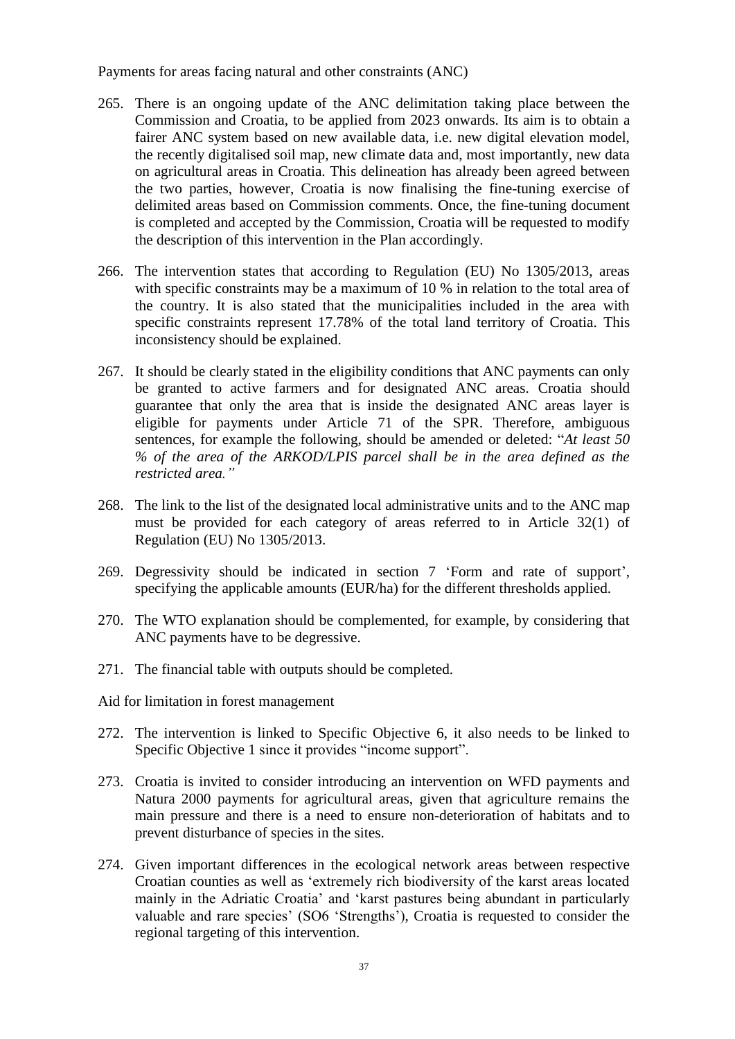Payments for areas facing natural and other constraints (ANC)

265. There is an ongoing update of the ANC delimitation taking place between the Commission and Croatia, to be applied from 2023 onwards. Its aim is to obtain a fairer ANC system based on new available data, i.e. new digital elevation model, the recently digitalised soil map, new climate data and, most importantly, new data on agricultural areas in Croatia. This delineation has already been agreed between the two parties, however, Croatia is now finalising the fine-tuning exercise of delimited areas based on Commission comments. Once, the fine-tuning document is completed and accepted by the Commission, Croatia will be requested to modify the description of this intervention in the Plan accordingly.

266. The intervention states that according to Regulation (EU) No 1305/2013, areas with specific constraints may be a maximum of 10 % in relation to the total area of the country. It is also stated that the municipalities included in the area with specific constraints represent 17.78% of the total land territory of Croatia. This inconsistency should be explained.

267. It should be clearly stated in the eligibility conditions that ANC payments can only be granted to active farmers and for designated ANC areas. Croatia should guarantee that only the area that is inside the designated ANC areas layer is eligible for payments under Article 71 of the SPR. Therefore, ambiguous sentences, for example the following, should be amended or deleted: "*At least 50 % of the area of the ARKOD/LPIS parcel shall be in the area defined as the restricted area.*"

268. The link to the list of the designated local administrative units and to the ANC map must be provided for each category of areas referred to in Article 32(1) of Regulation (EU) No 1305/2013.

269. Degressivity should be indicated in section 7 'Form and rate of support', specifying the applicable amounts (EUR/ha) for the different thresholds applied.

270. The WTO explanation should be complemented, for example, by considering that ANC payments have to be degressive.

271. The financial table with outputs should be completed.

Aid for limitation in forest management

272. The intervention is linked to Specific Objective 6, it also needs to be linked to Specific Objective 1 since it provides "income support".

273. Croatia is invited to consider introducing an intervention on WFD payments and Natura 2000 payments for agricultural areas, given that agriculture remains the main pressure and there is a need to ensure non-deterioration of habitats and to prevent disturbance of species in the sites.

274. Given important differences in the ecological network areas between respective Croatian counties as well as 'extremely rich biodiversity of the karst areas located mainly in the Adriatic Croatia' and 'karst pastures being abundant in particularly valuable and rare species' (SO6 'Strengths'), Croatia is requested to consider the regional targeting of this intervention.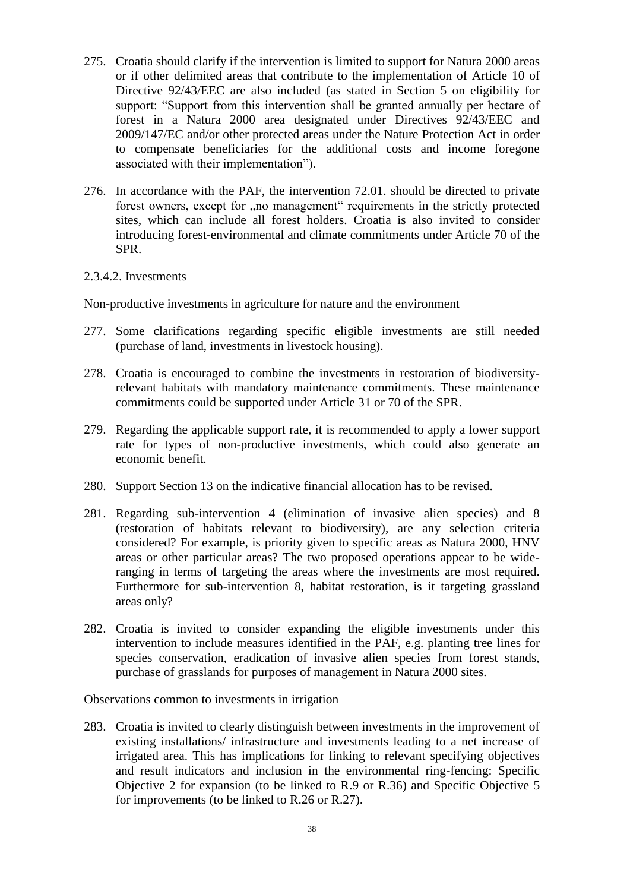275. Croatia should clarify if the intervention is limited to support for Natura 2000 areas or if other delimited areas that contribute to the implementation of Article 10 of Directive 92/43/EEC are also included (as stated in Section 5 on eligibility for support: "Support from this intervention shall be granted annually per hectare of forest in a Natura 2000 area designated under Directives 92/43/EEC and 2009/147/EC and/or other protected areas under the Nature Protection Act in order to compensate beneficiaries for the additional costs and income foregone associated with their implementation").

276. In accordance with the PAF, the intervention 72.01. should be directed to private forest owners, except for „no management" requirements in the strictly protected sites, which can include all forest holders. Croatia is also invited to consider introducing forest-environmental and climate commitments under Article 70 of the SPR.

2.3.4.2. Investments

Non-productive investments in agriculture for nature and the environment

277. Some clarifications regarding specific eligible investments are still needed (purchase of land, investments in livestock housing).

278. Croatia is encouraged to combine the investments in restoration of biodiversity-relevant habitats with mandatory maintenance commitments. These maintenance commitments could be supported under Article 31 or 70 of the SPR.

279. Regarding the applicable support rate, it is recommended to apply a lower support rate for types of non-productive investments, which could also generate an economic benefit.

280. Support Section 13 on the indicative financial allocation has to be revised.

281. Regarding sub-intervention 4 (elimination of invasive alien species) and 8 (restoration of habitats relevant to biodiversity), are any selection criteria considered? For example, is priority given to specific areas as Natura 2000, HNV areas or other particular areas? The two proposed operations appear to be wide-ranging in terms of targeting the areas where the investments are most required. Furthermore for sub-intervention 8, habitat restoration, is it targeting grassland areas only?

282. Croatia is invited to consider expanding the eligible investments under this intervention to include measures identified in the PAF, e.g. planting tree lines for species conservation, eradication of invasive alien species from forest stands, purchase of grasslands for purposes of management in Natura 2000 sites.

Observations common to investments in irrigation

283. Croatia is invited to clearly distinguish between investments in the improvement of existing installations/ infrastructure and investments leading to a net increase of irrigated area. This has implications for linking to relevant specifying objectives and result indicators and inclusion in the environmental ring-fencing: Specific Objective 2 for expansion (to be linked to R.9 or R.36) and Specific Objective 5 for improvements (to be linked to R.26 or R.27).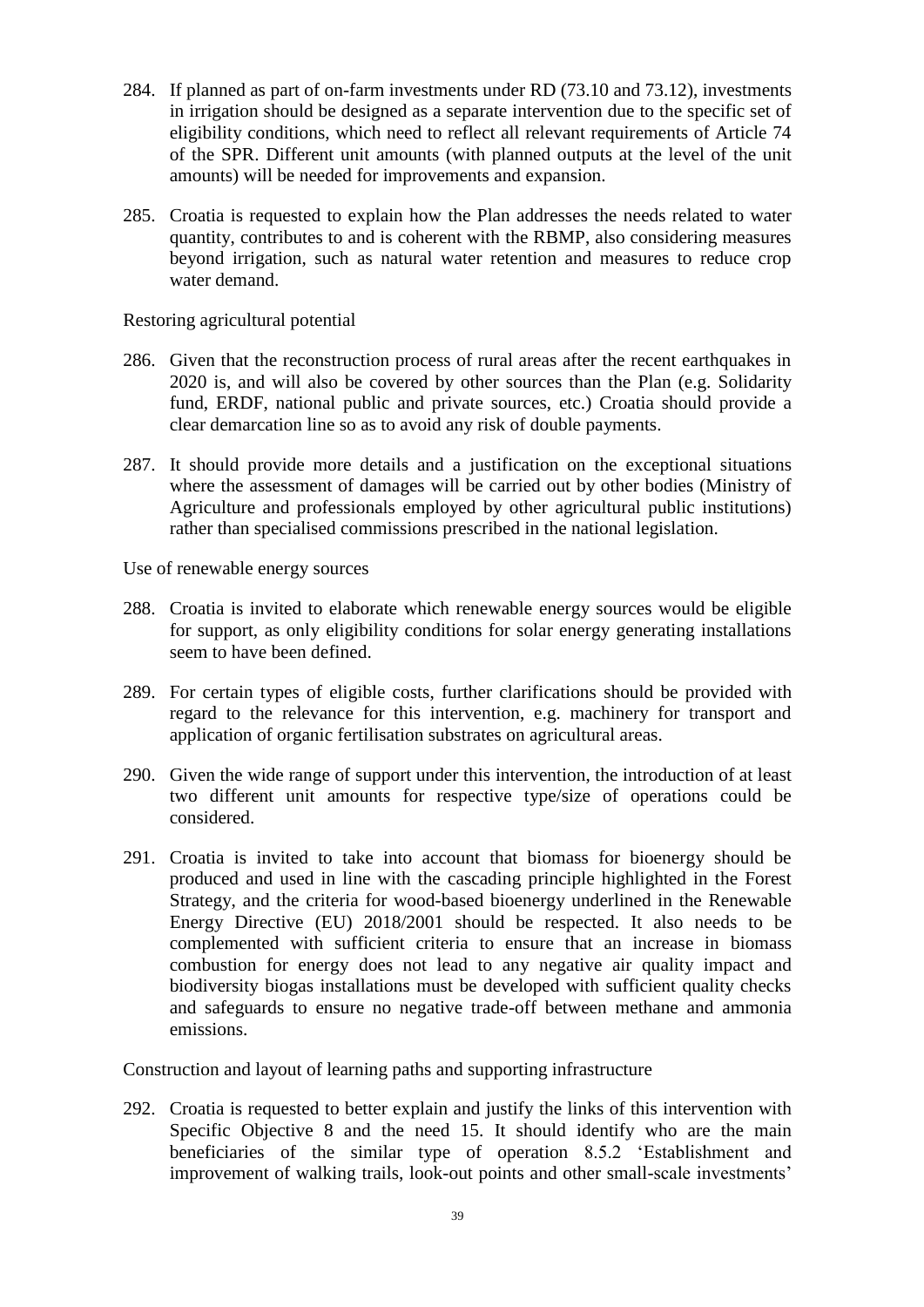284. If planned as part of on-farm investments under RD (73.10 and 73.12), investments in irrigation should be designed as a separate intervention due to the specific set of eligibility conditions, which need to reflect all relevant requirements of Article 74 of the SPR. Different unit amounts (with planned outputs at the level of the unit amounts) will be needed for improvements and expansion.

285. Croatia is requested to explain how the Plan addresses the needs related to water quantity, contributes to and is coherent with the RBMP, also considering measures beyond irrigation, such as natural water retention and measures to reduce crop water demand.

Restoring agricultural potential

286. Given that the reconstruction process of rural areas after the recent earthquakes in 2020 is, and will also be covered by other sources than the Plan (e.g. Solidarity fund, ERDF, national public and private sources, etc.) Croatia should provide a clear demarcation line so as to avoid any risk of double payments.

287. It should provide more details and a justification on the exceptional situations where the assessment of damages will be carried out by other bodies (Ministry of Agriculture and professionals employed by other agricultural public institutions) rather than specialised commissions prescribed in the national legislation.

Use of renewable energy sources

288. Croatia is invited to elaborate which renewable energy sources would be eligible for support, as only eligibility conditions for solar energy generating installations seem to have been defined.

289. For certain types of eligible costs, further clarifications should be provided with regard to the relevance for this intervention, e.g. machinery for transport and application of organic fertilisation substrates on agricultural areas.

290. Given the wide range of support under this intervention, the introduction of at least two different unit amounts for respective type/size of operations could be considered.

291. Croatia is invited to take into account that biomass for bioenergy should be produced and used in line with the cascading principle highlighted in the Forest Strategy, and the criteria for wood-based bioenergy underlined in the Renewable Energy Directive (EU) 2018/2001 should be respected. It also needs to be complemented with sufficient criteria to ensure that an increase in biomass combustion for energy does not lead to any negative air quality impact and biodiversity biogas installations must be developed with sufficient quality checks and safeguards to ensure no negative trade-off between methane and ammonia emissions.

Construction and layout of learning paths and supporting infrastructure

292. Croatia is requested to better explain and justify the links of this intervention with Specific Objective 8 and the need 15. It should identify who are the main beneficiaries of the similar type of operation 8.5.2 'Establishment and improvement of walking trails, look-out points and other small-scale investments'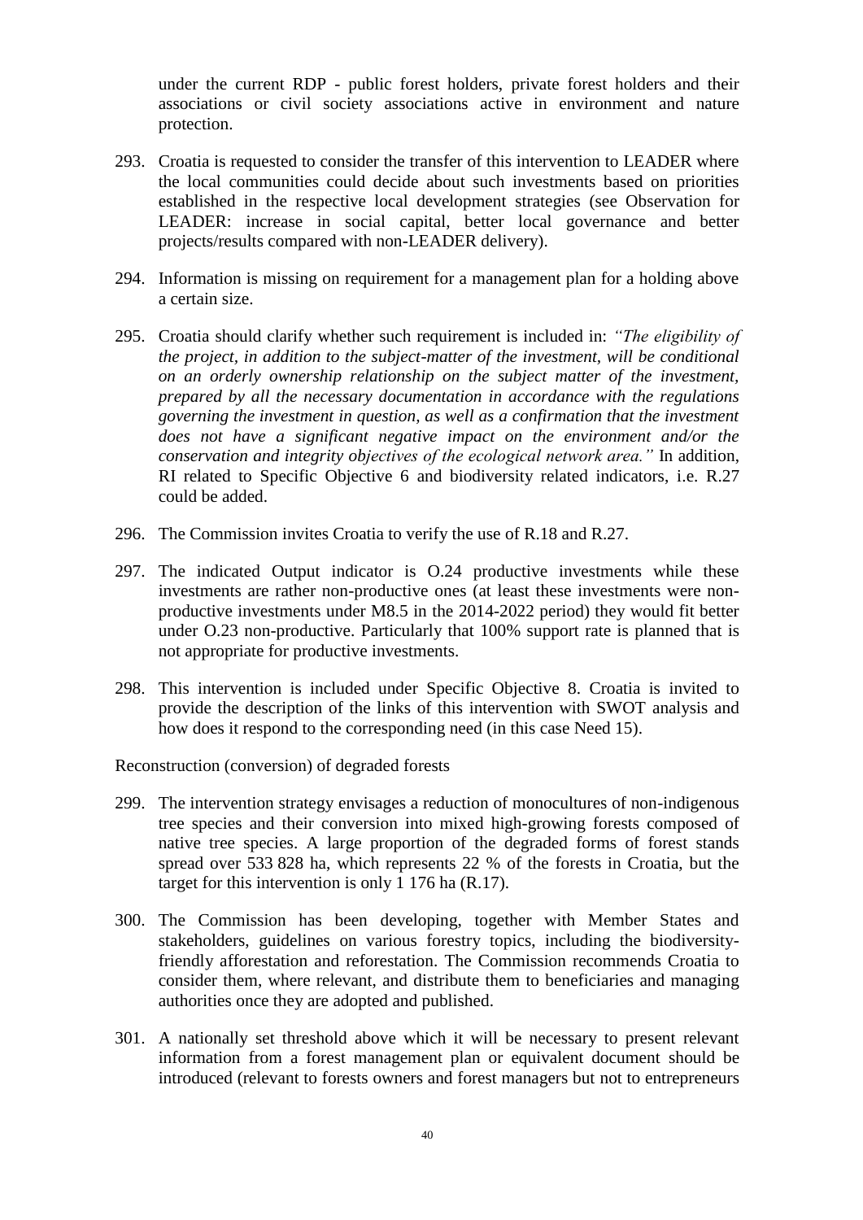under the current RDP - public forest holders, private forest holders and their associations or civil society associations active in environment and nature protection.

293. Croatia is requested to consider the transfer of this intervention to LEADER where the local communities could decide about such investments based on priorities established in the respective local development strategies (see Observation for LEADER: increase in social capital, better local governance and better projects/results compared with non-LEADER delivery).

294. Information is missing on requirement for a management plan for a holding above a certain size.

295. Croatia should clarify whether such requirement is included in: *"The eligibility of the project, in addition to the subject-matter of the investment, will be conditional on an orderly ownership relationship on the subject matter of the investment, prepared by all the necessary documentation in accordance with the regulations governing the investment in question, as well as a confirmation that the investment does not have a significant negative impact on the environment and/or the conservation and integrity objectives of the ecological network area."* In addition, RI related to Specific Objective 6 and biodiversity related indicators, i.e. R.27 could be added.

296. The Commission invites Croatia to verify the use of R.18 and R.27.

297. The indicated Output indicator is O.24 productive investments while these investments are rather non-productive ones (at least these investments were non-productive investments under M8.5 in the 2014-2022 period) they would fit better under O.23 non-productive. Particularly that 100% support rate is planned that is not appropriate for productive investments.

298. This intervention is included under Specific Objective 8. Croatia is invited to provide the description of the links of this intervention with SWOT analysis and how does it respond to the corresponding need (in this case Need 15).

Reconstruction (conversion) of degraded forests

299. The intervention strategy envisages a reduction of monocultures of non-indigenous tree species and their conversion into mixed high-growing forests composed of native tree species. A large proportion of the degraded forms of forest stands spread over 533 828 ha, which represents 22 % of the forests in Croatia, but the target for this intervention is only 1 176 ha (R.17).

300. The Commission has been developing, together with Member States and stakeholders, guidelines on various forestry topics, including the biodiversity-friendly afforestation and reforestation. The Commission recommends Croatia to consider them, where relevant, and distribute them to beneficiaries and managing authorities once they are adopted and published.

301. A nationally set threshold above which it will be necessary to present relevant information from a forest management plan or equivalent document should be introduced (relevant to forests owners and forest managers but not to entrepreneurs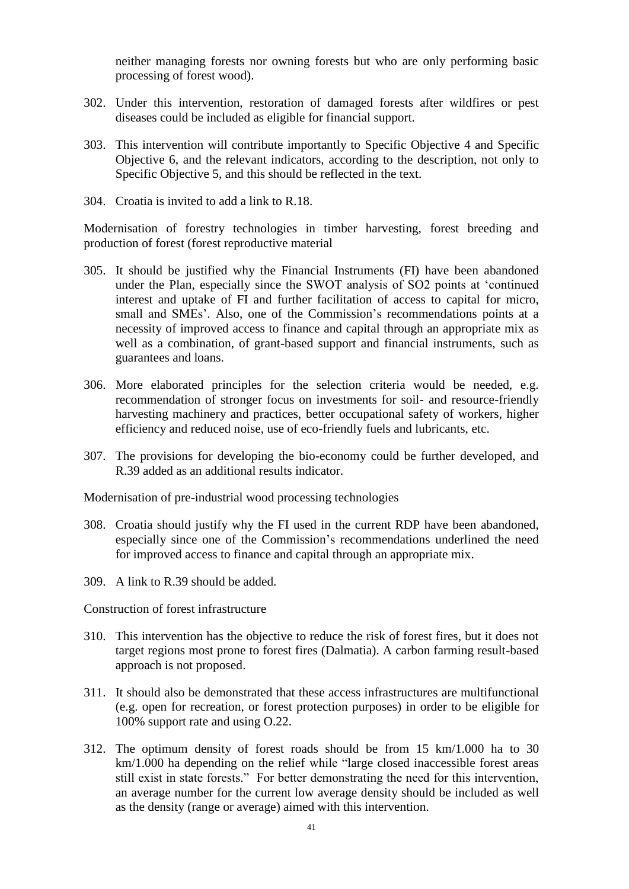neither managing forests nor owning forests but who are only performing basic processing of forest wood).

302. Under this intervention, restoration of damaged forests after wildfires or pest diseases could be included as eligible for financial support.

303. This intervention will contribute importantly to Specific Objective 4 and Specific Objective 6, and the relevant indicators, according to the description, not only to Specific Objective 5, and this should be reflected in the text.

304. Croatia is invited to add a link to R.18.

Modernisation of forestry technologies in timber harvesting, forest breeding and production of forest (forest reproductive material

305. It should be justified why the Financial Instruments (FI) have been abandoned under the Plan, especially since the SWOT analysis of SO2 points at 'continued interest and uptake of FI and further facilitation of access to capital for micro, small and SMEs'. Also, one of the Commission's recommendations points at a necessity of improved access to finance and capital through an appropriate mix as well as a combination, of grant-based support and financial instruments, such as guarantees and loans.

306. More elaborated principles for the selection criteria would be needed, e.g. recommendation of stronger focus on investments for soil- and resource-friendly harvesting machinery and practices, better occupational safety of workers, higher efficiency and reduced noise, use of eco-friendly fuels and lubricants, etc.

307. The provisions for developing the bio-economy could be further developed, and R.39 added as an additional results indicator.

Modernisation of pre-industrial wood processing technologies

308. Croatia should justify why the FI used in the current RDP have been abandoned, especially since one of the Commission's recommendations underlined the need for improved access to finance and capital through an appropriate mix.

309. A link to R.39 should be added.

Construction of forest infrastructure

310. This intervention has the objective to reduce the risk of forest fires, but it does not target regions most prone to forest fires (Dalmatia). A carbon farming result-based approach is not proposed.

311. It should also be demonstrated that these access infrastructures are multifunctional (e.g. open for recreation, or forest protection purposes) in order to be eligible for 100% support rate and using O.22.

312. The optimum density of forest roads should be from 15 km/1.000 ha to 30 km/1.000 ha depending on the relief while "large closed inaccessible forest areas still exist in state forests." For better demonstrating the need for this intervention, an average number for the current low average density should be included as well as the density (range or average) aimed with this intervention.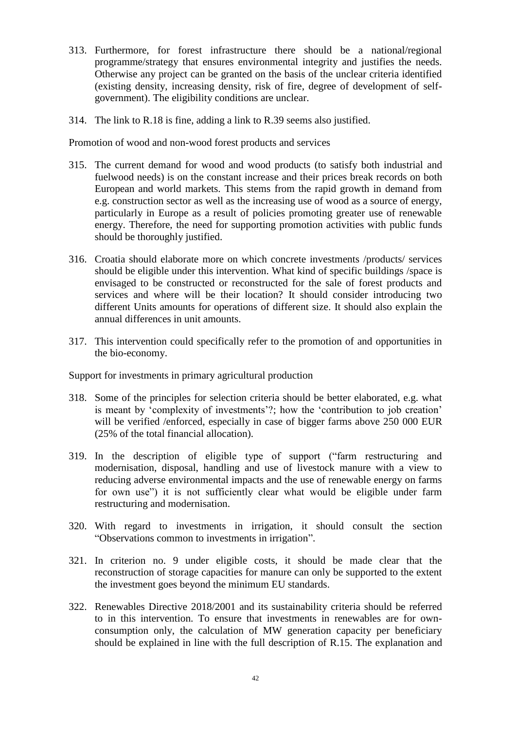313. Furthermore, for forest infrastructure there should be a national/regional programme/strategy that ensures environmental integrity and justifies the needs. Otherwise any project can be granted on the basis of the unclear criteria identified (existing density, increasing density, risk of fire, degree of development of self-government). The eligibility conditions are unclear.

314. The link to R.18 is fine, adding a link to R.39 seems also justified.

Promotion of wood and non-wood forest products and services

315. The current demand for wood and wood products (to satisfy both industrial and fuelwood needs) is on the constant increase and their prices break records on both European and world markets. This stems from the rapid growth in demand from e.g. construction sector as well as the increasing use of wood as a source of energy, particularly in Europe as a result of policies promoting greater use of renewable energy. Therefore, the need for supporting promotion activities with public funds should be thoroughly justified.

316. Croatia should elaborate more on which concrete investments /products/ services should be eligible under this intervention. What kind of specific buildings /space is envisaged to be constructed or reconstructed for the sale of forest products and services and where will be their location? It should consider introducing two different Units amounts for operations of different size. It should also explain the annual differences in unit amounts.

317. This intervention could specifically refer to the promotion of and opportunities in the bio-economy.

Support for investments in primary agricultural production

318. Some of the principles for selection criteria should be better elaborated, e.g. what is meant by 'complexity of investments'?; how the 'contribution to job creation' will be verified /enforced, especially in case of bigger farms above 250 000 EUR (25% of the total financial allocation).

319. In the description of eligible type of support ("farm restructuring and modernisation, disposal, handling and use of livestock manure with a view to reducing adverse environmental impacts and the use of renewable energy on farms for own use") it is not sufficiently clear what would be eligible under farm restructuring and modernisation.

320. With regard to investments in irrigation, it should consult the section "Observations common to investments in irrigation".

321. In criterion no. 9 under eligible costs, it should be made clear that the reconstruction of storage capacities for manure can only be supported to the extent the investment goes beyond the minimum EU standards.

322. Renewables Directive 2018/2001 and its sustainability criteria should be referred to in this intervention. To ensure that investments in renewables are for own-consumption only, the calculation of MW generation capacity per beneficiary should be explained in line with the full description of R.15. The explanation and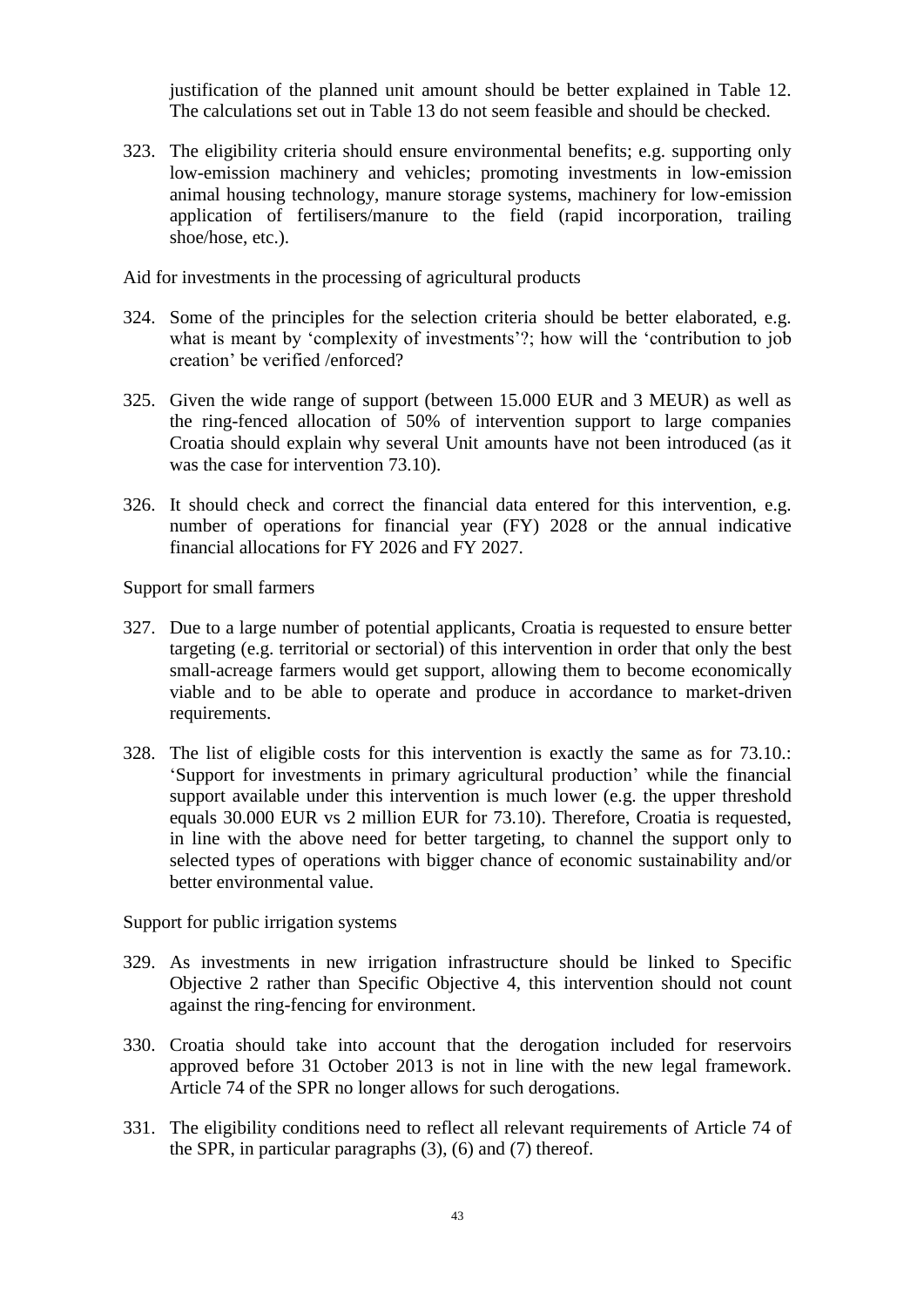justification of the planned unit amount should be better explained in Table 12. The calculations set out in Table 13 do not seem feasible and should be checked.

323. The eligibility criteria should ensure environmental benefits; e.g. supporting only low-emission machinery and vehicles; promoting investments in low-emission animal housing technology, manure storage systems, machinery for low-emission application of fertilisers/manure to the field (rapid incorporation, trailing shoe/hose, etc.).

Aid for investments in the processing of agricultural products

324. Some of the principles for the selection criteria should be better elaborated, e.g. what is meant by 'complexity of investments'?; how will the 'contribution to job creation' be verified /enforced?

325. Given the wide range of support (between 15.000 EUR and 3 MEUR) as well as the ring-fenced allocation of 50% of intervention support to large companies Croatia should explain why several Unit amounts have not been introduced (as it was the case for intervention 73.10).

326. It should check and correct the financial data entered for this intervention, e.g. number of operations for financial year (FY) 2028 or the annual indicative financial allocations for FY 2026 and FY 2027.

Support for small farmers

327. Due to a large number of potential applicants, Croatia is requested to ensure better targeting (e.g. territorial or sectorial) of this intervention in order that only the best small-acreage farmers would get support, allowing them to become economically viable and to be able to operate and produce in accordance to market-driven requirements.

328. The list of eligible costs for this intervention is exactly the same as for 73.10.: 'Support for investments in primary agricultural production' while the financial support available under this intervention is much lower (e.g. the upper threshold equals 30.000 EUR vs 2 million EUR for 73.10). Therefore, Croatia is requested, in line with the above need for better targeting, to channel the support only to selected types of operations with bigger chance of economic sustainability and/or better environmental value.

Support for public irrigation systems

329. As investments in new irrigation infrastructure should be linked to Specific Objective 2 rather than Specific Objective 4, this intervention should not count against the ring-fencing for environment.

330. Croatia should take into account that the derogation included for reservoirs approved before 31 October 2013 is not in line with the new legal framework. Article 74 of the SPR no longer allows for such derogations.

331. The eligibility conditions need to reflect all relevant requirements of Article 74 of the SPR, in particular paragraphs (3), (6) and (7) thereof.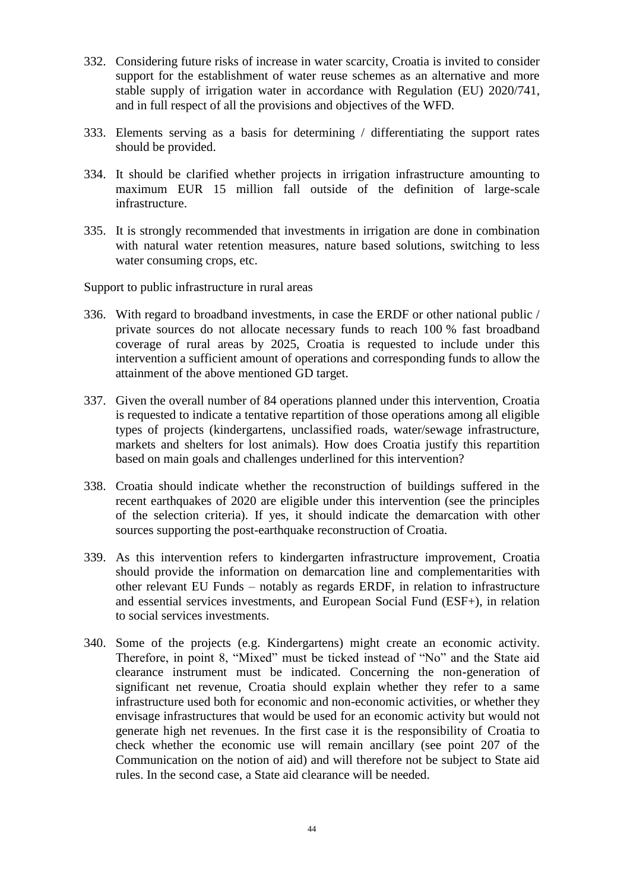332. Considering future risks of increase in water scarcity, Croatia is invited to consider support for the establishment of water reuse schemes as an alternative and more stable supply of irrigation water in accordance with Regulation (EU) 2020/741, and in full respect of all the provisions and objectives of the WFD.

333. Elements serving as a basis for determining / differentiating the support rates should be provided.

334. It should be clarified whether projects in irrigation infrastructure amounting to maximum EUR 15 million fall outside of the definition of large-scale infrastructure.

335. It is strongly recommended that investments in irrigation are done in combination with natural water retention measures, nature based solutions, switching to less water consuming crops, etc.

Support to public infrastructure in rural areas

336. With regard to broadband investments, in case the ERDF or other national public / private sources do not allocate necessary funds to reach 100 % fast broadband coverage of rural areas by 2025, Croatia is requested to include under this intervention a sufficient amount of operations and corresponding funds to allow the attainment of the above mentioned GD target.

337. Given the overall number of 84 operations planned under this intervention, Croatia is requested to indicate a tentative repartition of those operations among all eligible types of projects (kindergartens, unclassified roads, water/sewage infrastructure, markets and shelters for lost animals). How does Croatia justify this repartition based on main goals and challenges underlined for this intervention?

338. Croatia should indicate whether the reconstruction of buildings suffered in the recent earthquakes of 2020 are eligible under this intervention (see the principles of the selection criteria). If yes, it should indicate the demarcation with other sources supporting the post-earthquake reconstruction of Croatia.

339. As this intervention refers to kindergarten infrastructure improvement, Croatia should provide the information on demarcation line and complementarities with other relevant EU Funds – notably as regards ERDF, in relation to infrastructure and essential services investments, and European Social Fund (ESF+), in relation to social services investments.

340. Some of the projects (e.g. Kindergartens) might create an economic activity. Therefore, in point 8, "Mixed" must be ticked instead of "No" and the State aid clearance instrument must be indicated. Concerning the non-generation of significant net revenue, Croatia should explain whether they refer to a same infrastructure used both for economic and non-economic activities, or whether they envisage infrastructures that would be used for an economic activity but would not generate high net revenues. In the first case it is the responsibility of Croatia to check whether the economic use will remain ancillary (see point 207 of the Communication on the notion of aid) and will therefore not be subject to State aid rules. In the second case, a State aid clearance will be needed.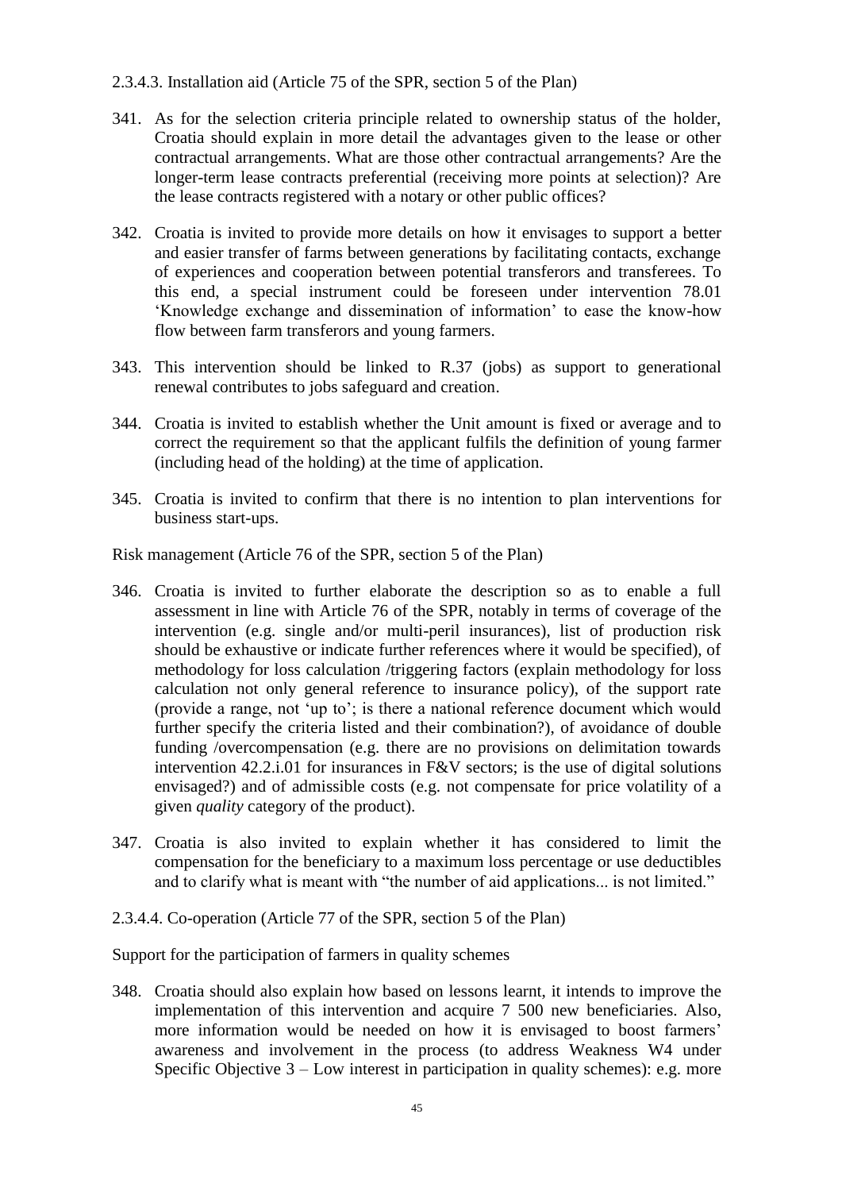2.3.4.3. Installation aid (Article 75 of the SPR, section 5 of the Plan)

341. As for the selection criteria principle related to ownership status of the holder, Croatia should explain in more detail the advantages given to the lease or other contractual arrangements. What are those other contractual arrangements? Are the longer-term lease contracts preferential (receiving more points at selection)? Are the lease contracts registered with a notary or other public offices?

342. Croatia is invited to provide more details on how it envisages to support a better and easier transfer of farms between generations by facilitating contacts, exchange of experiences and cooperation between potential transferors and transferees. To this end, a special instrument could be foreseen under intervention 78.01 'Knowledge exchange and dissemination of information' to ease the know-how flow between farm transferors and young farmers.

343. This intervention should be linked to R.37 (jobs) as support to generational renewal contributes to jobs safeguard and creation.

344. Croatia is invited to establish whether the Unit amount is fixed or average and to correct the requirement so that the applicant fulfils the definition of young farmer (including head of the holding) at the time of application.

345. Croatia is invited to confirm that there is no intention to plan interventions for business start-ups.

Risk management (Article 76 of the SPR, section 5 of the Plan)

346. Croatia is invited to further elaborate the description so as to enable a full assessment in line with Article 76 of the SPR, notably in terms of coverage of the intervention (e.g. single and/or multi-peril insurances), list of production risk should be exhaustive or indicate further references where it would be specified), of methodology for loss calculation /triggering factors (explain methodology for loss calculation not only general reference to insurance policy), of the support rate (provide a range, not 'up to'; is there a national reference document which would further specify the criteria listed and their combination?), of avoidance of double funding /overcompensation (e.g. there are no provisions on delimitation towards intervention 42.2.i.01 for insurances in F&V sectors; is the use of digital solutions envisaged?) and of admissible costs (e.g. not compensate for price volatility of a given *quality* category of the product).

347. Croatia is also invited to explain whether it has considered to limit the compensation for the beneficiary to a maximum loss percentage or use deductibles and to clarify what is meant with "the number of aid applications... is not limited."

2.3.4.4. Co-operation (Article 77 of the SPR, section 5 of the Plan)

Support for the participation of farmers in quality schemes

348. Croatia should also explain how based on lessons learnt, it intends to improve the implementation of this intervention and acquire 7 500 new beneficiaries. Also, more information would be needed on how it is envisaged to boost farmers' awareness and involvement in the process (to address Weakness W4 under Specific Objective 3 – Low interest in participation in quality schemes): e.g. more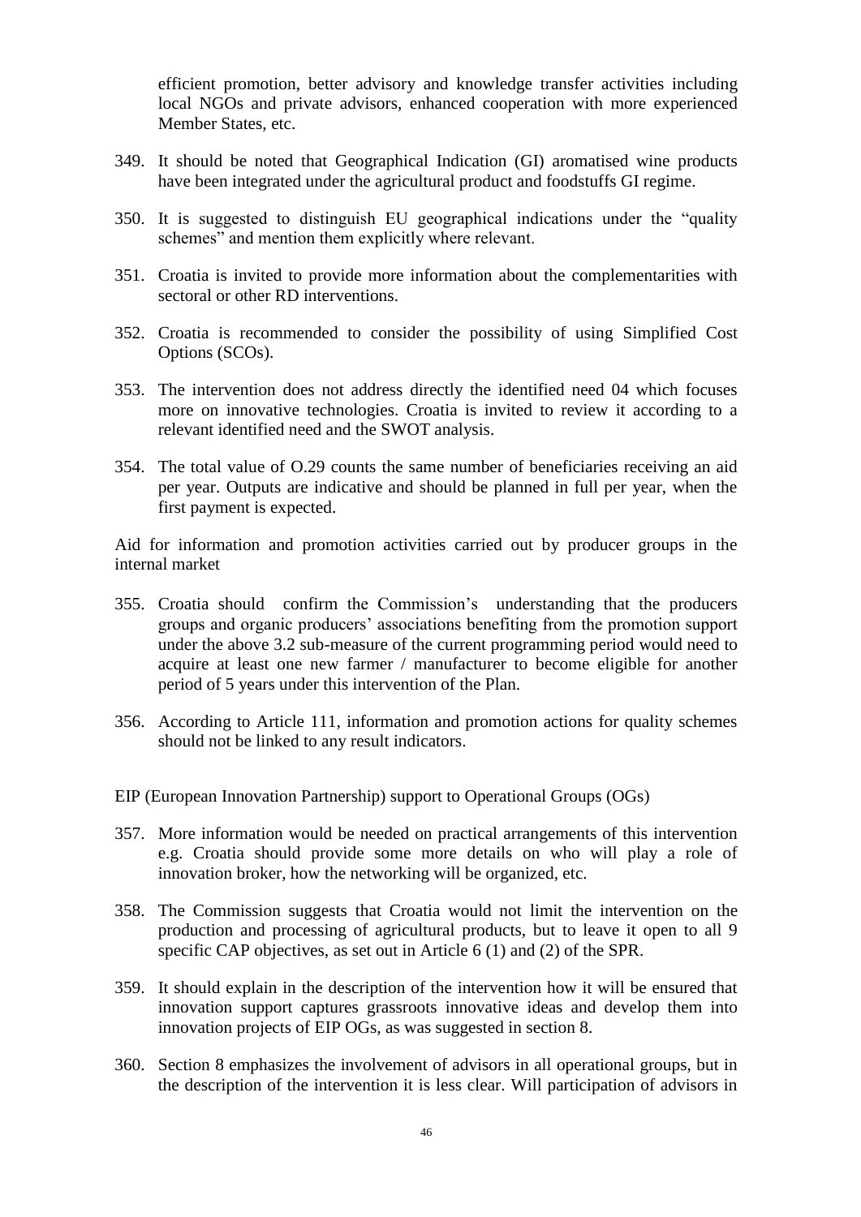efficient promotion, better advisory and knowledge transfer activities including local NGOs and private advisors, enhanced cooperation with more experienced Member States, etc.

349. It should be noted that Geographical Indication (GI) aromatised wine products have been integrated under the agricultural product and foodstuffs GI regime.

350. It is suggested to distinguish EU geographical indications under the "quality schemes" and mention them explicitly where relevant.

351. Croatia is invited to provide more information about the complementarities with sectoral or other RD interventions.

352. Croatia is recommended to consider the possibility of using Simplified Cost Options (SCOs).

353. The intervention does not address directly the identified need 04 which focuses more on innovative technologies. Croatia is invited to review it according to a relevant identified need and the SWOT analysis.

354. The total value of O.29 counts the same number of beneficiaries receiving an aid per year. Outputs are indicative and should be planned in full per year, when the first payment is expected.

Aid for information and promotion activities carried out by producer groups in the internal market

355. Croatia should confirm the Commission's understanding that the producers groups and organic producers' associations benefiting from the promotion support under the above 3.2 sub-measure of the current programming period would need to acquire at least one new farmer / manufacturer to become eligible for another period of 5 years under this intervention of the Plan.

356. According to Article 111, information and promotion actions for quality schemes should not be linked to any result indicators.

EIP (European Innovation Partnership) support to Operational Groups (OGs)

357. More information would be needed on practical arrangements of this intervention e.g. Croatia should provide some more details on who will play a role of innovation broker, how the networking will be organized, etc.

358. The Commission suggests that Croatia would not limit the intervention on the production and processing of agricultural products, but to leave it open to all 9 specific CAP objectives, as set out in Article 6 (1) and (2) of the SPR.

359. It should explain in the description of the intervention how it will be ensured that innovation support captures grassroots innovative ideas and develop them into innovation projects of EIP OGs, as was suggested in section 8.

360. Section 8 emphasizes the involvement of advisors in all operational groups, but in the description of the intervention it is less clear. Will participation of advisors in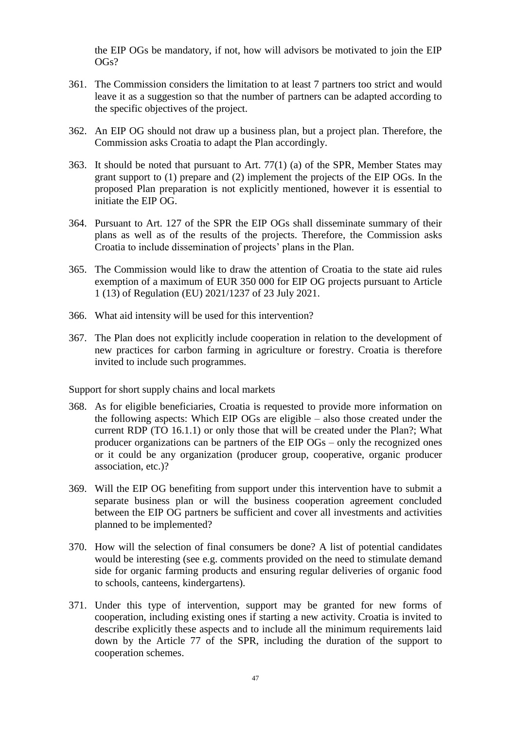the EIP OGs be mandatory, if not, how will advisors be motivated to join the EIP OGs?

361. The Commission considers the limitation to at least 7 partners too strict and would leave it as a suggestion so that the number of partners can be adapted according to the specific objectives of the project.

362. An EIP OG should not draw up a business plan, but a project plan. Therefore, the Commission asks Croatia to adapt the Plan accordingly.

363. It should be noted that pursuant to Art. 77(1) (a) of the SPR, Member States may grant support to (1) prepare and (2) implement the projects of the EIP OGs. In the proposed Plan preparation is not explicitly mentioned, however it is essential to initiate the EIP OG.

364. Pursuant to Art. 127 of the SPR the EIP OGs shall disseminate summary of their plans as well as of the results of the projects. Therefore, the Commission asks Croatia to include dissemination of projects' plans in the Plan.

365. The Commission would like to draw the attention of Croatia to the state aid rules exemption of a maximum of EUR 350 000 for EIP OG projects pursuant to Article 1 (13) of Regulation (EU) 2021/1237 of 23 July 2021.

366. What aid intensity will be used for this intervention?

367. The Plan does not explicitly include cooperation in relation to the development of new practices for carbon farming in agriculture or forestry. Croatia is therefore invited to include such programmes.

Support for short supply chains and local markets

368. As for eligible beneficiaries, Croatia is requested to provide more information on the following aspects: Which EIP OGs are eligible – also those created under the current RDP (TO 16.1.1) or only those that will be created under the Plan?; What producer organizations can be partners of the EIP OGs – only the recognized ones or it could be any organization (producer group, cooperative, organic producer association, etc.)?

369. Will the EIP OG benefiting from support under this intervention have to submit a separate business plan or will the business cooperation agreement concluded between the EIP OG partners be sufficient and cover all investments and activities planned to be implemented?

370. How will the selection of final consumers be done? A list of potential candidates would be interesting (see e.g. comments provided on the need to stimulate demand side for organic farming products and ensuring regular deliveries of organic food to schools, canteens, kindergartens).

371. Under this type of intervention, support may be granted for new forms of cooperation, including existing ones if starting a new activity. Croatia is invited to describe explicitly these aspects and to include all the minimum requirements laid down by the Article 77 of the SPR, including the duration of the support to cooperation schemes.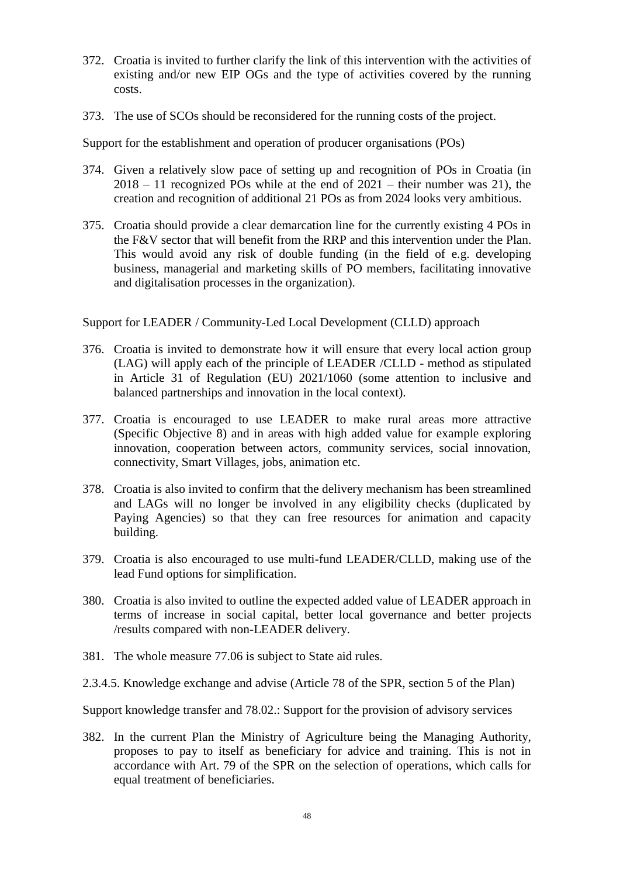372. Croatia is invited to further clarify the link of this intervention with the activities of existing and/or new EIP OGs and the type of activities covered by the running costs.

373. The use of SCOs should be reconsidered for the running costs of the project.

Support for the establishment and operation of producer organisations (POs)

374. Given a relatively slow pace of setting up and recognition of POs in Croatia (in 2018 – 11 recognized POs while at the end of 2021 – their number was 21), the creation and recognition of additional 21 POs as from 2024 looks very ambitious.

375. Croatia should provide a clear demarcation line for the currently existing 4 POs in the F&V sector that will benefit from the RRP and this intervention under the Plan. This would avoid any risk of double funding (in the field of e.g. developing business, managerial and marketing skills of PO members, facilitating innovative and digitalisation processes in the organization).

Support for LEADER / Community-Led Local Development (CLLD) approach

376. Croatia is invited to demonstrate how it will ensure that every local action group (LAG) will apply each of the principle of LEADER /CLLD - method as stipulated in Article 31 of Regulation (EU) 2021/1060 (some attention to inclusive and balanced partnerships and innovation in the local context).

377. Croatia is encouraged to use LEADER to make rural areas more attractive (Specific Objective 8) and in areas with high added value for example exploring innovation, cooperation between actors, community services, social innovation, connectivity, Smart Villages, jobs, animation etc.

378. Croatia is also invited to confirm that the delivery mechanism has been streamlined and LAGs will no longer be involved in any eligibility checks (duplicated by Paying Agencies) so that they can free resources for animation and capacity building.

379. Croatia is also encouraged to use multi-fund LEADER/CLLD, making use of the lead Fund options for simplification.

380. Croatia is also invited to outline the expected added value of LEADER approach in terms of increase in social capital, better local governance and better projects /results compared with non-LEADER delivery.

381. The whole measure 77.06 is subject to State aid rules.

2.3.4.5. Knowledge exchange and advise (Article 78 of the SPR, section 5 of the Plan)

Support knowledge transfer and 78.02.: Support for the provision of advisory services

382. In the current Plan the Ministry of Agriculture being the Managing Authority, proposes to pay to itself as beneficiary for advice and training. This is not in accordance with Art. 79 of the SPR on the selection of operations, which calls for equal treatment of beneficiaries.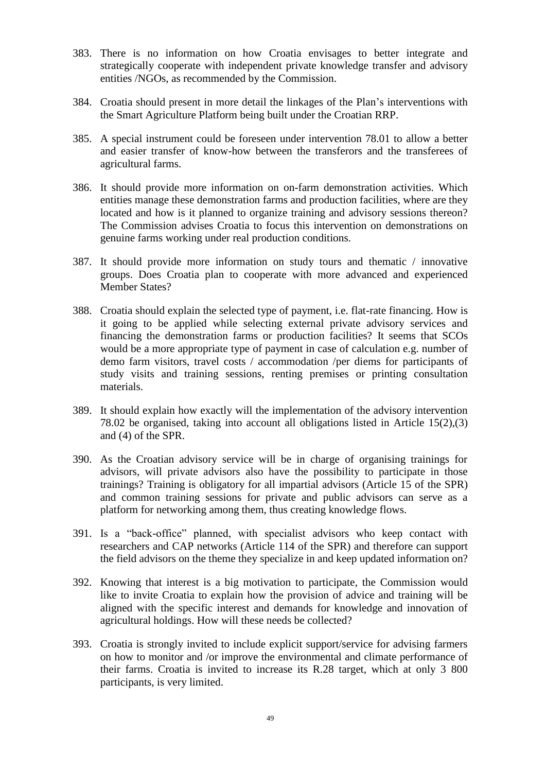383. There is no information on how Croatia envisages to better integrate and strategically cooperate with independent private knowledge transfer and advisory entities /NGOs, as recommended by the Commission.

384. Croatia should present in more detail the linkages of the Plan's interventions with the Smart Agriculture Platform being built under the Croatian RRP.

385. A special instrument could be foreseen under intervention 78.01 to allow a better and easier transfer of know-how between the transferors and the transferees of agricultural farms.

386. It should provide more information on on-farm demonstration activities. Which entities manage these demonstration farms and production facilities, where are they located and how is it planned to organize training and advisory sessions thereon? The Commission advises Croatia to focus this intervention on demonstrations on genuine farms working under real production conditions.

387. It should provide more information on study tours and thematic / innovative groups. Does Croatia plan to cooperate with more advanced and experienced Member States?

388. Croatia should explain the selected type of payment, i.e. flat-rate financing. How is it going to be applied while selecting external private advisory services and financing the demonstration farms or production facilities? It seems that SCOs would be a more appropriate type of payment in case of calculation e.g. number of demo farm visitors, travel costs / accommodation /per diems for participants of study visits and training sessions, renting premises or printing consultation materials.

389. It should explain how exactly will the implementation of the advisory intervention 78.02 be organised, taking into account all obligations listed in Article 15(2),(3) and (4) of the SPR.

390. As the Croatian advisory service will be in charge of organising trainings for advisors, will private advisors also have the possibility to participate in those trainings? Training is obligatory for all impartial advisors (Article 15 of the SPR) and common training sessions for private and public advisors can serve as a platform for networking among them, thus creating knowledge flows.

391. Is a "back-office" planned, with specialist advisors who keep contact with researchers and CAP networks (Article 114 of the SPR) and therefore can support the field advisors on the theme they specialize in and keep updated information on?

392. Knowing that interest is a big motivation to participate, the Commission would like to invite Croatia to explain how the provision of advice and training will be aligned with the specific interest and demands for knowledge and innovation of agricultural holdings. How will these needs be collected?

393. Croatia is strongly invited to include explicit support/service for advising farmers on how to monitor and /or improve the environmental and climate performance of their farms. Croatia is invited to increase its R.28 target, which at only 3 800 participants, is very limited.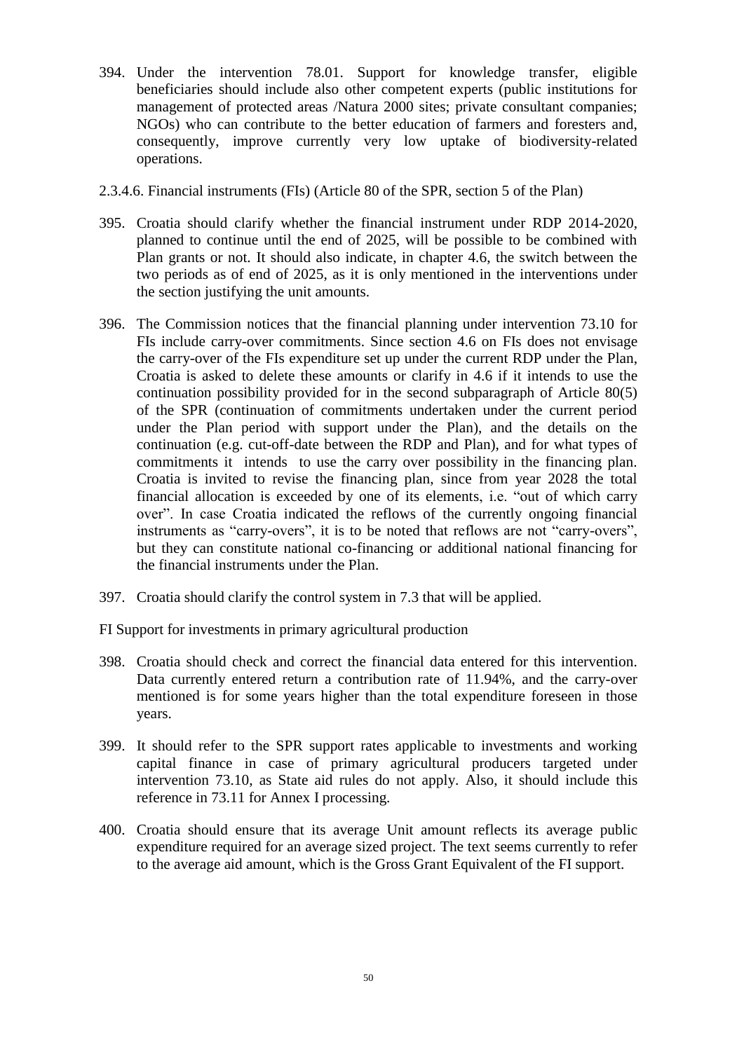394. Under the intervention 78.01. Support for knowledge transfer, eligible beneficiaries should include also other competent experts (public institutions for management of protected areas /Natura 2000 sites; private consultant companies; NGOs) who can contribute to the better education of farmers and foresters and, consequently, improve currently very low uptake of biodiversity-related operations.

2.3.4.6. Financial instruments (FIs) (Article 80 of the SPR, section 5 of the Plan)

395. Croatia should clarify whether the financial instrument under RDP 2014-2020, planned to continue until the end of 2025, will be possible to be combined with Plan grants or not. It should also indicate, in chapter 4.6, the switch between the two periods as of end of 2025, as it is only mentioned in the interventions under the section justifying the unit amounts.

396. The Commission notices that the financial planning under intervention 73.10 for FIs include carry-over commitments. Since section 4.6 on FIs does not envisage the carry-over of the FIs expenditure set up under the current RDP under the Plan, Croatia is asked to delete these amounts or clarify in 4.6 if it intends to use the continuation possibility provided for in the second subparagraph of Article 80(5) of the SPR (continuation of commitments undertaken under the current period under the Plan period with support under the Plan), and the details on the continuation (e.g. cut-off-date between the RDP and Plan), and for what types of commitments it intends to use the carry over possibility in the financing plan. Croatia is invited to revise the financing plan, since from year 2028 the total financial allocation is exceeded by one of its elements, i.e. "out of which carry over". In case Croatia indicated the reflows of the currently ongoing financial instruments as "carry-overs", it is to be noted that reflows are not "carry-overs", but they can constitute national co-financing or additional national financing for the financial instruments under the Plan.

397. Croatia should clarify the control system in 7.3 that will be applied.

FI Support for investments in primary agricultural production

398. Croatia should check and correct the financial data entered for this intervention. Data currently entered return a contribution rate of 11.94%, and the carry-over mentioned is for some years higher than the total expenditure foreseen in those years.

399. It should refer to the SPR support rates applicable to investments and working capital finance in case of primary agricultural producers targeted under intervention 73.10, as State aid rules do not apply. Also, it should include this reference in 73.11 for Annex I processing.

400. Croatia should ensure that its average Unit amount reflects its average public expenditure required for an average sized project. The text seems currently to refer to the average aid amount, which is the Gross Grant Equivalent of the FI support.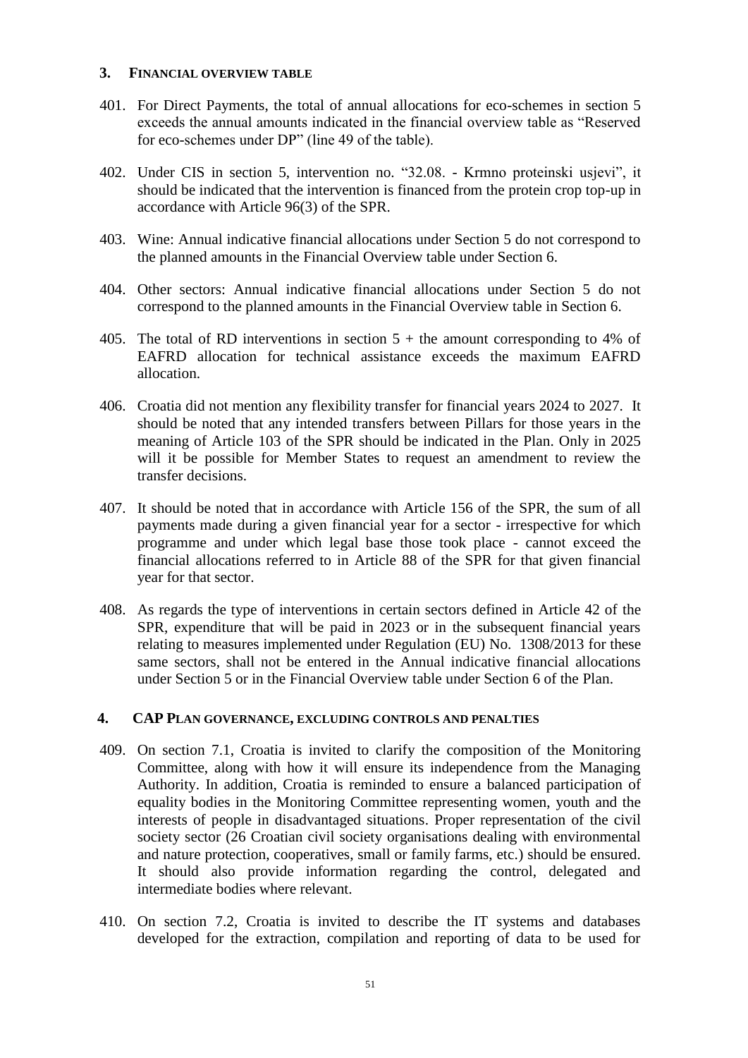## 3. FINANCIAL OVERVIEW TABLE

401. For Direct Payments, the total of annual allocations for eco-schemes in section 5 exceeds the annual amounts indicated in the financial overview table as "Reserved for eco-schemes under DP" (line 49 of the table).

402. Under CIS in section 5, intervention no. "32.08. - Krmno proteinski usjevi", it should be indicated that the intervention is financed from the protein crop top-up in accordance with Article 96(3) of the SPR.

403. Wine: Annual indicative financial allocations under Section 5 do not correspond to the planned amounts in the Financial Overview table under Section 6.

404. Other sectors: Annual indicative financial allocations under Section 5 do not correspond to the planned amounts in the Financial Overview table in Section 6.

405. The total of RD interventions in section 5 + the amount corresponding to 4% of EAFRD allocation for technical assistance exceeds the maximum EAFRD allocation.

406. Croatia did not mention any flexibility transfer for financial years 2024 to 2027. It should be noted that any intended transfers between Pillars for those years in the meaning of Article 103 of the SPR should be indicated in the Plan. Only in 2025 will it be possible for Member States to request an amendment to review the transfer decisions.

407. It should be noted that in accordance with Article 156 of the SPR, the sum of all payments made during a given financial year for a sector - irrespective for which programme and under which legal base those took place - cannot exceed the financial allocations referred to in Article 88 of the SPR for that given financial year for that sector.

408. As regards the type of interventions in certain sectors defined in Article 42 of the SPR, expenditure that will be paid in 2023 or in the subsequent financial years relating to measures implemented under Regulation (EU) No. 1308/2013 for these same sectors, shall not be entered in the Annual indicative financial allocations under Section 5 or in the Financial Overview table under Section 6 of the Plan.

## 4. CAP PLAN GOVERNANCE, EXCLUDING CONTROLS AND PENALTIES

409. On section 7.1, Croatia is invited to clarify the composition of the Monitoring Committee, along with how it will ensure its independence from the Managing Authority. In addition, Croatia is reminded to ensure a balanced participation of equality bodies in the Monitoring Committee representing women, youth and the interests of people in disadvantaged situations. Proper representation of the civil society sector (26 Croatian civil society organisations dealing with environmental and nature protection, cooperatives, small or family farms, etc.) should be ensured. It should also provide information regarding the control, delegated and intermediate bodies where relevant.

410. On section 7.2, Croatia is invited to describe the IT systems and databases developed for the extraction, compilation and reporting of data to be used for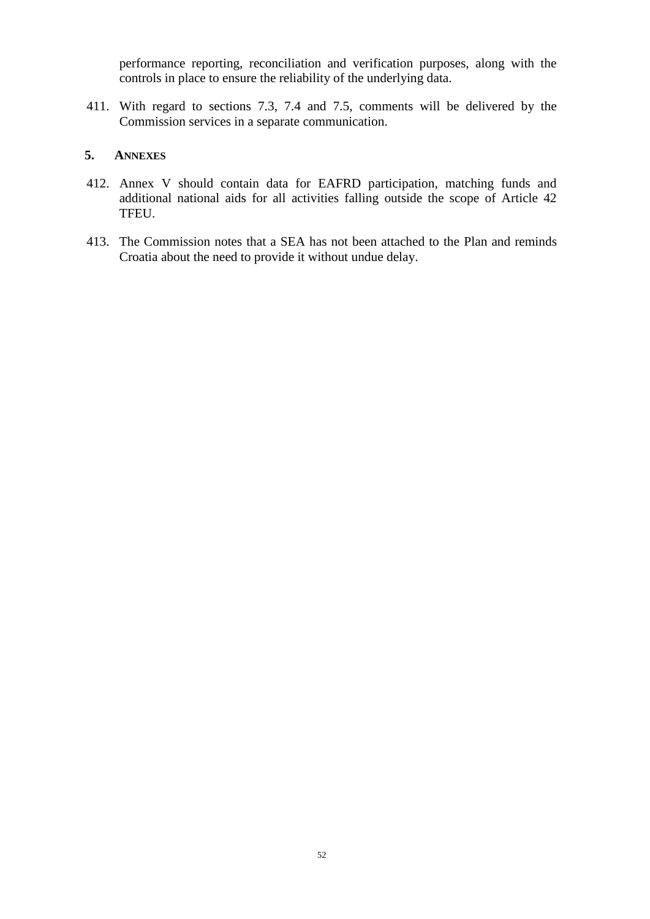performance reporting, reconciliation and verification purposes, along with the controls in place to ensure the reliability of the underlying data.

411. With regard to sections 7.3, 7.4 and 7.5, comments will be delivered by the Commission services in a separate communication.

## 5. ANNEXES

412. Annex V should contain data for EAFRD participation, matching funds and additional national aids for all activities falling outside the scope of Article 42 TFEU.

413. The Commission notes that a SEA has not been attached to the Plan and reminds Croatia about the need to provide it without undue delay.